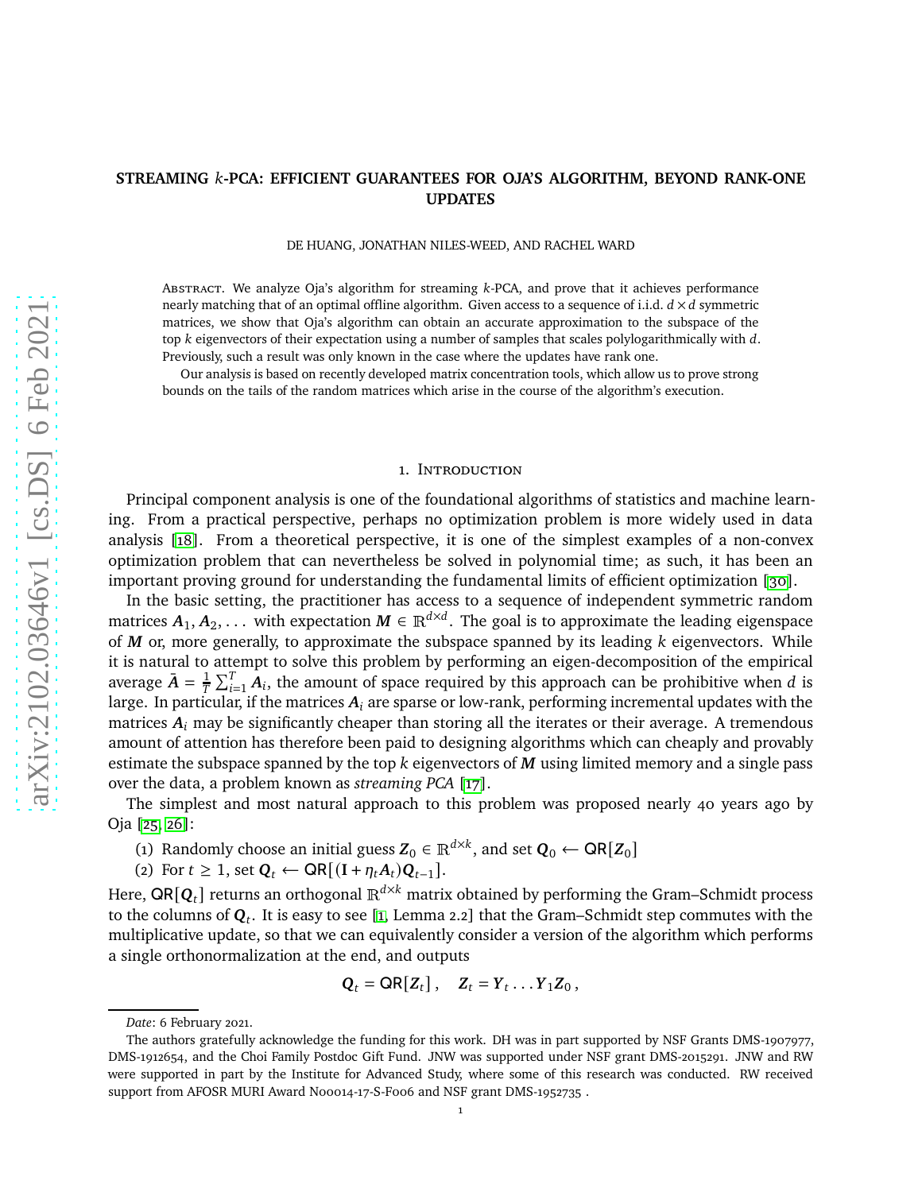# STREAMING $k$-PCA: EFFICIENT GUARANTEES FOR OJA'S ALGORITHM, BEYOND RANK-ONE UPDATES

DE HUANG, JONATHAN NILES-WEED, AND RACHEL WARD

ABSTRACT. We analyze Oja's algorithm for streaming $k$-PCA, and prove that it achieves performance nearly matching that of an optimal offline algorithm. Given access to a sequence of i.i.d. $d \times d$ symmetric matrices, we show that Oja's algorithm can obtain an accurate approximation to the subspace of the top $k$ eigenvectors of their expectation using a number of samples that scales polylogarithmically with $d$. Previously, such a result was only known in the case where the updates have rank one.

Our analysis is based on recently developed matrix concentration tools, which allow us to prove strong bounds on the tails of the random matrices which arise in the course of the algorithm's execution.

## 1. INTRODUCTION

Principal component analysis is one of the foundational algorithms of statistics and machine learning. From a practical perspective, perhaps no optimization problem is more widely used in data analysis [18]. From a theoretical perspective, it is one of the simplest examples of a non-convex optimization problem that can nevertheless be solved in polynomial time; as such, it has been an important proving ground for understanding the fundamental limits of efficient optimization [30].

In the basic setting, the practitioner has access to a sequence of independent symmetric random matrices $\boldsymbol{A}_1, \boldsymbol{A}_2, \ldots$ with expectation $\boldsymbol{M} \in \mathbb{R}^{d\times d}$. The goal is to approximate the leading eigenspace of $\boldsymbol{M}$ or, more generally, to approximate the subspace spanned by its leading $k$ eigenvectors. While it is natural to attempt to solve this problem by performing an eigen-decomposition of the empirical average $\bar{\boldsymbol{A}} = \frac{1}{T}\sum_{i=1}^{T} \boldsymbol{A}_i$, the amount of space required by this approach can be prohibitive when $d$ is large. In particular, if the matrices $\boldsymbol{A}_i$ are sparse or low-rank, performing incremental updates with the matrices $\boldsymbol{A}_i$ may be significantly cheaper than storing all the iterates or their average. A tremendous amount of attention has therefore been paid to designing algorithms which can cheaply and provably estimate the subspace spanned by the top $k$ eigenvectors of $\boldsymbol{M}$ using limited memory and a single pass over the data, a problem known as *streaming PCA* [17].

The simplest and most natural approach to this problem was proposed nearly 40 years ago by Oja [25, 26]:

(1) Randomly choose an initial guess $\boldsymbol{Z}_0 \in \mathbb{R}^{d\times k}$, and set $\boldsymbol{Q}_0 \leftarrow \mathsf{QR}[\boldsymbol{Z}_0]$

(2) For $t \geq 1$, set $\boldsymbol{Q}_t \leftarrow \mathsf{QR}[(\mathbf{I} + \eta_t \boldsymbol{A}_t)\boldsymbol{Q}_{t-1}]$.

Here, $\mathsf{QR}[\boldsymbol{Q}_t]$ returns an orthogonal $\mathbb{R}^{d\times k}$ matrix obtained by performing the Gram–Schmidt process to the columns of $\boldsymbol{Q}_t$. It is easy to see [1, Lemma 2.2] that the Gram–Schmidt step commutes with the multiplicative update, so that we can equivalently consider a version of the algorithm which performs a single orthonormalization at the end, and outputs

$$\boldsymbol{Q}_t = \mathsf{QR}[\boldsymbol{Z}_t], \quad \boldsymbol{Z}_t = \boldsymbol{Y}_t \ldots \boldsymbol{Y}_1 \boldsymbol{Z}_0,$$

*Date*: 6 February 2021.

The authors gratefully acknowledge the funding for this work. DH was in part supported by NSF Grants DMS-1907977, DMS-1912654, and the Choi Family Postdoc Gift Fund. JNW was supported under NSF grant DMS-2015291. JNW and RW were supported in part by the Institute for Advanced Study, where some of this research was conducted. RW received support from AFOSR MURI Award N00014-17-S-F006 and NSF grant DMS-1952735 .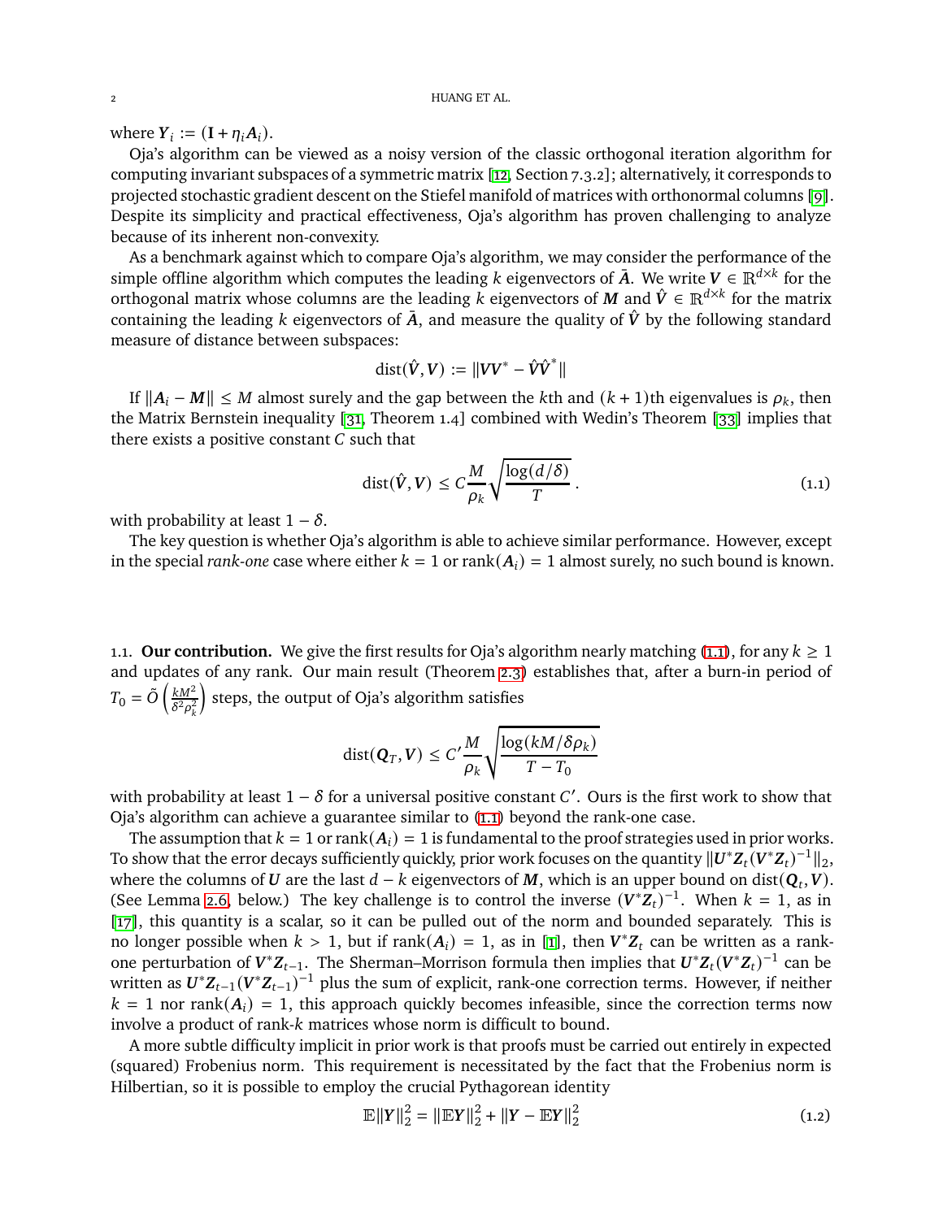where $\boldsymbol{Y}_i := (\mathbf{I} + \eta_i \boldsymbol{A}_i)$.

Oja's algorithm can be viewed as a noisy version of the classic orthogonal iteration algorithm for computing invariant subspaces of a symmetric matrix [12, Section 7.3.2]; alternatively, it corresponds to projected stochastic gradient descent on the Stiefel manifold of matrices with orthonormal columns [9]. Despite its simplicity and practical effectiveness, Oja's algorithm has proven challenging to analyze because of its inherent non-convexity.

As a benchmark against which to compare Oja's algorithm, we may consider the performance of the simple offline algorithm which computes the leading $k$ eigenvectors of $\bar{\boldsymbol{A}}$. We write $\boldsymbol{V} \in \mathbb{R}^{d\times k}$ for the orthogonal matrix whose columns are the leading $k$ eigenvectors of $\boldsymbol{M}$ and $\hat{\boldsymbol{V}} \in \mathbb{R}^{d\times k}$ for the matrix containing the leading $k$ eigenvectors of $\bar{\boldsymbol{A}}$, and measure the quality of $\hat{\boldsymbol{V}}$ by the following standard measure of distance between subspaces:

$$\operatorname{dist}(\hat{\boldsymbol{V}}, \boldsymbol{V}) := \|\boldsymbol{V}\boldsymbol{V}^* - \hat{\boldsymbol{V}}\hat{\boldsymbol{V}}^*\|$$

If $\|\boldsymbol{A}_i - \boldsymbol{M}\| \le M$ almost surely and the gap between the $k$th and $(k+1)$th eigenvalues is $\rho_k$, then the Matrix Bernstein inequality [31, Theorem 1.4] combined with Wedin's Theorem [33] implies that there exists a positive constant $C$ such that

$$\operatorname{dist}(\hat{\boldsymbol{V}}, \boldsymbol{V}) \le C \frac{M}{\rho_k}\sqrt{\frac{\log(d/\delta)}{T}}. \tag{1.1}$$

with probability at least $1-\delta$.

The key question is whether Oja's algorithm is able to achieve similar performance. However, except in the special *rank-one* case where either $k = 1$ or $\operatorname{rank}(\boldsymbol{A}_i) = 1$ almost surely, no such bound is known.

### 1.1. Our contribution.

We give the first results for Oja's algorithm nearly matching (1.1), for any $k \ge 1$ and updates of any rank. Our main result (Theorem 2.3) establishes that, after a burn-in period of $T_0 = \tilde{O}\left(\frac{kM^2}{\delta^2\rho_k^2}\right)$ steps, the output of Oja's algorithm satisfies

$$\operatorname{dist}(\boldsymbol{Q}_T, \boldsymbol{V}) \le C' \frac{M}{\rho_k}\sqrt{\frac{\log(kM/\delta\rho_k)}{T - T_0}}$$

with probability at least $1-\delta$ for a universal positive constant $C'$. Ours is the first work to show that Oja's algorithm can achieve a guarantee similar to (1.1) beyond the rank-one case.

The assumption that $k = 1$ or $\operatorname{rank}(\boldsymbol{A}_i) = 1$ is fundamental to the proof strategies used in prior works. To show that the error decays sufficiently quickly, prior work focuses on the quantity $\|\boldsymbol{U}^*\boldsymbol{Z}_t(\boldsymbol{V}^*\boldsymbol{Z}_t)^{-1}\|_2$, where the columns of $\boldsymbol{U}$ are the last $d-k$ eigenvectors of $\boldsymbol{M}$, which is an upper bound on $\operatorname{dist}(\boldsymbol{Q}_t, \boldsymbol{V})$. (See Lemma 2.6, below.) The key challenge is to control the inverse $(\boldsymbol{V}^*\boldsymbol{Z}_t)^{-1}$. When $k = 1$, as in [17], this quantity is a scalar, so it can be pulled out of the norm and bounded separately. This is no longer possible when $k > 1$, but if $\operatorname{rank}(\boldsymbol{A}_i) = 1$, as in [1], then $\boldsymbol{V}^*\boldsymbol{Z}_t$ can be written as a rank-one perturbation of $\boldsymbol{V}^*\boldsymbol{Z}_{t-1}$. The Sherman–Morrison formula then implies that $\boldsymbol{U}^*\boldsymbol{Z}_t(\boldsymbol{V}^*\boldsymbol{Z}_t)^{-1}$ can be written as $\boldsymbol{U}^*\boldsymbol{Z}_{t-1}(\boldsymbol{V}^*\boldsymbol{Z}_{t-1})^{-1}$ plus the sum of explicit, rank-one correction terms. However, if neither $k = 1$ nor $\operatorname{rank}(\boldsymbol{A}_i) = 1$, this approach quickly becomes infeasible, since the correction terms now involve a product of rank-$k$ matrices whose norm is difficult to bound.

A more subtle difficulty implicit in prior work is that proofs must be carried out entirely in expected (squared) Frobenius norm. This requirement is necessitated by the fact that the Frobenius norm is Hilbertian, so it is possible to employ the crucial Pythagorean identity

$$\mathbb{E}\|\boldsymbol{Y}\|_2^2 = \|\mathbb{E}\boldsymbol{Y}\|_2^2 + \|\boldsymbol{Y} - \mathbb{E}\boldsymbol{Y}\|_2^2 \tag{1.2}$$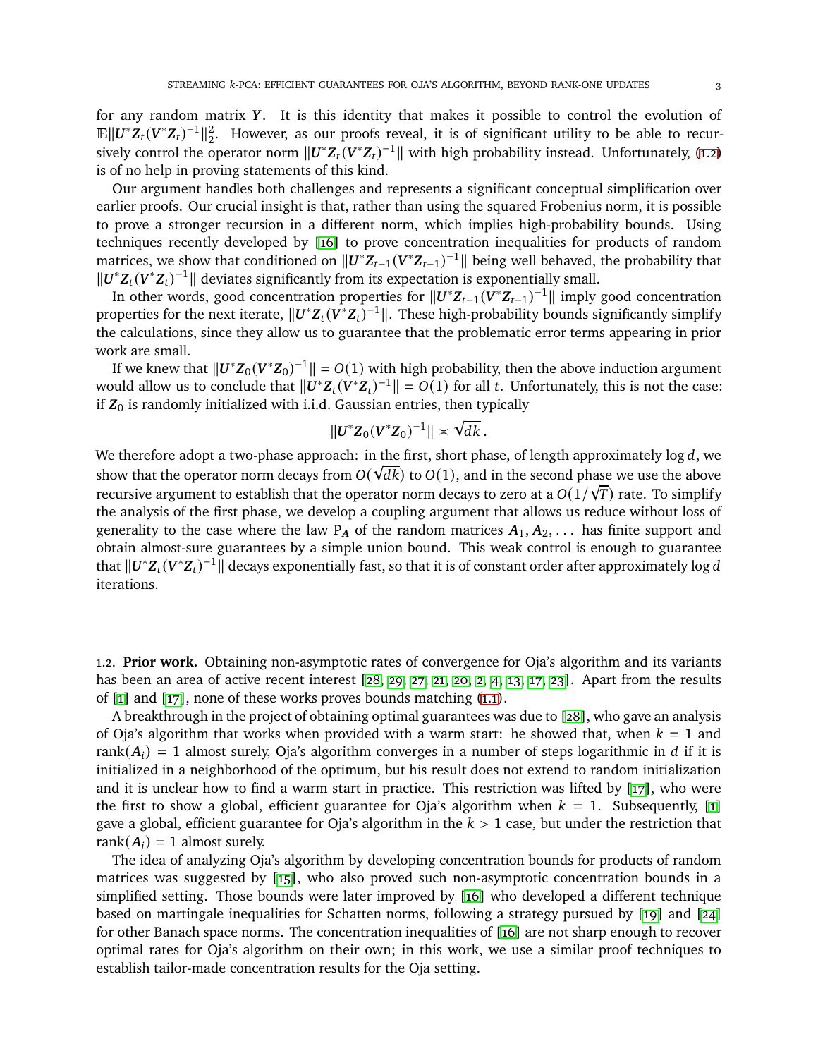for any random matrix $\boldsymbol{Y}$. It is this identity that makes it possible to control the evolution of $\mathbb{E}\|\boldsymbol{U}^*\boldsymbol{Z}_t(\boldsymbol{V}^*\boldsymbol{Z}_t)^{-1}\|_2^2$. However, as our proofs reveal, it is of significant utility to be able to recursively control the operator norm $\|\boldsymbol{U}^*\boldsymbol{Z}_t(\boldsymbol{V}^*\boldsymbol{Z}_t)^{-1}\|$ with high probability instead. Unfortunately, (1.2) is of no help in proving statements of this kind.

Our argument handles both challenges and represents a significant conceptual simplification over earlier proofs. Our crucial insight is that, rather than using the squared Frobenius norm, it is possible to prove a stronger recursion in a different norm, which implies high-probability bounds. Using techniques recently developed by [16] to prove concentration inequalities for products of random matrices, we show that conditioned on $\|\boldsymbol{U}^*\boldsymbol{Z}_{t-1}(\boldsymbol{V}^*\boldsymbol{Z}_{t-1})^{-1}\|$ being well behaved, the probability that $\|\boldsymbol{U}^*\boldsymbol{Z}_t(\boldsymbol{V}^*\boldsymbol{Z}_t)^{-1}\|$ deviates significantly from its expectation is exponentially small.

In other words, good concentration properties for $\|\boldsymbol{U}^*\boldsymbol{Z}_{t-1}(\boldsymbol{V}^*\boldsymbol{Z}_{t-1})^{-1}\|$ imply good concentration properties for the next iterate, $\|\boldsymbol{U}^*\boldsymbol{Z}_t(\boldsymbol{V}^*\boldsymbol{Z}_t)^{-1}\|$. These high-probability bounds significantly simplify the calculations, since they allow us to guarantee that the problematic error terms appearing in prior work are small.

If we knew that $\|\boldsymbol{U}^*\boldsymbol{Z}_0(\boldsymbol{V}^*\boldsymbol{Z}_0)^{-1}\| = O(1)$ with high probability, then the above induction argument would allow us to conclude that $\|\boldsymbol{U}^*\boldsymbol{Z}_t(\boldsymbol{V}^*\boldsymbol{Z}_t)^{-1}\| = O(1)$ for all $t$. Unfortunately, this is not the case: if $\boldsymbol{Z}_0$ is randomly initialized with i.i.d. Gaussian entries, then typically

$$\|\boldsymbol{U}^*\boldsymbol{Z}_0(\boldsymbol{V}^*\boldsymbol{Z}_0)^{-1}\| \asymp \sqrt{dk}\,.$$

We therefore adopt a two-phase approach: in the first, short phase, of length approximately $\log d$, we show that the operator norm decays from $O(\sqrt{dk})$ to $O(1)$, and in the second phase we use the above recursive argument to establish that the operator norm decays to zero at a $O(1/\sqrt{T})$ rate. To simplify the analysis of the first phase, we develop a coupling argument that allows us reduce without loss of generality to the case where the law $\mathrm{P}_{\boldsymbol{A}}$ of the random matrices $\boldsymbol{A}_1, \boldsymbol{A}_2, \ldots$ has finite support and obtain almost-sure guarantees by a simple union bound. This weak control is enough to guarantee that $\|\boldsymbol{U}^*\boldsymbol{Z}_t(\boldsymbol{V}^*\boldsymbol{Z}_t)^{-1}\|$ decays exponentially fast, so that it is of constant order after approximately $\log d$ iterations.

1.2. **Prior work.** Obtaining non-asymptotic rates of convergence for Oja's algorithm and its variants has been an area of active recent interest [28, 29, 27, 21, 20, 2, 4, 13, 17, 23]. Apart from the results of [1] and [17], none of these works proves bounds matching (1.1).

A breakthrough in the project of obtaining optimal guarantees was due to [28], who gave an analysis of Oja's algorithm that works when provided with a warm start: he showed that, when $k = 1$ and $\mathrm{rank}(\boldsymbol{A}_i) = 1$ almost surely, Oja's algorithm converges in a number of steps logarithmic in $d$ if it is initialized in a neighborhood of the optimum, but his result does not extend to random initialization and it is unclear how to find a warm start in practice. This restriction was lifted by [17], who were the first to show a global, efficient guarantee for Oja's algorithm when $k = 1$. Subsequently, [1] gave a global, efficient guarantee for Oja's algorithm in the $k > 1$ case, but under the restriction that $\mathrm{rank}(\boldsymbol{A}_i) = 1$ almost surely.

The idea of analyzing Oja's algorithm by developing concentration bounds for products of random matrices was suggested by [15], who also proved such non-asymptotic concentration bounds in a simplified setting. Those bounds were later improved by [16] who developed a different technique based on martingale inequalities for Schatten norms, following a strategy pursued by [19] and [24] for other Banach space norms. The concentration inequalities of [16] are not sharp enough to recover optimal rates for Oja's algorithm on their own; in this work, we use a similar proof techniques to establish tailor-made concentration results for the Oja setting.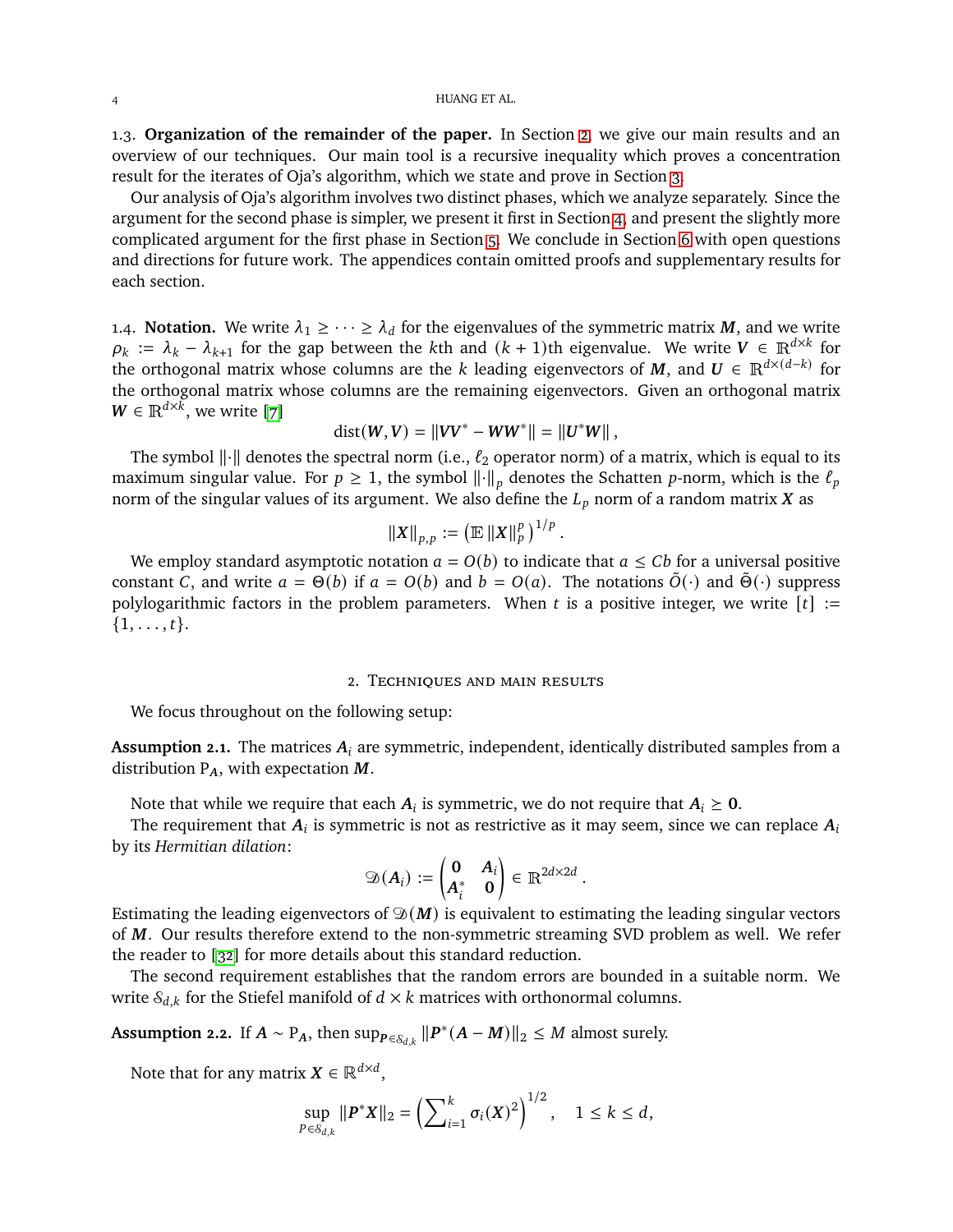### 1.3. **Organization of the remainder of the paper.**

In Section 2, we give our main results and an overview of our techniques. Our main tool is a recursive inequality which proves a concentration result for the iterates of Oja's algorithm, which we state and prove in Section 3.

Our analysis of Oja's algorithm involves two distinct phases, which we analyze separately. Since the argument for the second phase is simpler, we present it first in Section 4, and present the slightly more complicated argument for the first phase in Section 5. We conclude in Section 6 with open questions and directions for future work. The appendices contain omitted proofs and supplementary results for each section.

### 1.4. **Notation.**

We write $\lambda_1 \geq \cdots \geq \lambda_d$ for the eigenvalues of the symmetric matrix $\boldsymbol{M}$, and we write $\rho_k := \lambda_k - \lambda_{k+1}$ for the gap between the $k$th and $(k+1)$th eigenvalue. We write $\boldsymbol{V} \in \mathbb{R}^{d\times k}$ for the orthogonal matrix whose columns are the $k$ leading eigenvectors of $\boldsymbol{M}$, and $\boldsymbol{U} \in \mathbb{R}^{d\times(d-k)}$ for the orthogonal matrix whose columns are the remaining eigenvectors. Given an orthogonal matrix $\boldsymbol{W} \in \mathbb{R}^{d\times k}$, we write [7]

$$\operatorname{dist}(\boldsymbol{W}, \boldsymbol{V}) = \|\boldsymbol{V}\boldsymbol{V}^* - \boldsymbol{W}\boldsymbol{W}^*\| = \|\boldsymbol{U}^*\boldsymbol{W}\|,$$

The symbol $\|\cdot\|$ denotes the spectral norm (i.e., $\ell_2$ operator norm) of a matrix, which is equal to its maximum singular value. For $p \geq 1$, the symbol $\|\cdot\|_p$ denotes the Schatten $p$-norm, which is the $\ell_p$ norm of the singular values of its argument. We also define the $L_p$ norm of a random matrix $\boldsymbol{X}$ as

$$\|\boldsymbol{X}\|_{p,p} := \left(\mathbb{E}\,\|\boldsymbol{X}\|_p^p\right)^{1/p}.$$

We employ standard asymptotic notation $a = O(b)$ to indicate that $a \leq Cb$ for a universal positive constant $C$, and write $a = \Theta(b)$ if $a = O(b)$ and $b = O(a)$. The notations $\tilde{O}(\cdot)$ and $\tilde{\Theta}(\cdot)$ suppress polylogarithmic factors in the problem parameters. When $t$ is a positive integer, we write $[t] := \{1, \ldots, t\}$.

## 2. Techniques and main results

We focus throughout on the following setup:

**Assumption 2.1.** The matrices $\boldsymbol{A}_i$ are symmetric, independent, identically distributed samples from a distribution $\mathrm{P}_{\boldsymbol{A}}$, with expectation $\boldsymbol{M}$.

Note that while we require that each $\boldsymbol{A}_i$ is symmetric, we do not require that $\boldsymbol{A}_i \succeq \boldsymbol{0}$.

The requirement that $\boldsymbol{A}_i$ is symmetric is not as restrictive as it may seem, since we can replace $\boldsymbol{A}_i$ by its *Hermitian dilation*:

$$\mathscr{D}(\boldsymbol{A}_i) := \begin{pmatrix} \boldsymbol{0} & \boldsymbol{A}_i \\ \boldsymbol{A}_i^* & \boldsymbol{0} \end{pmatrix} \in \mathbb{R}^{2d\times 2d}.$$

Estimating the leading eigenvectors of $\mathscr{D}(\boldsymbol{M})$ is equivalent to estimating the leading singular vectors of $\boldsymbol{M}$. Our results therefore extend to the non-symmetric streaming SVD problem as well. We refer the reader to [32] for more details about this standard reduction.

The second requirement establishes that the random errors are bounded in a suitable norm. We write $\mathcal{S}_{d,k}$ for the Stiefel manifold of $d \times k$ matrices with orthonormal columns.

**Assumption 2.2.** If $\boldsymbol{A} \sim \mathrm{P}_{\boldsymbol{A}}$, then $\sup_{\boldsymbol{P}\in\mathcal{S}_{d,k}} \|\boldsymbol{P}^*(\boldsymbol{A} - \boldsymbol{M})\|_2 \leq M$ almost surely.

Note that for any matrix $\boldsymbol{X} \in \mathbb{R}^{d\times d}$,

$$\sup_{P\in\mathcal{S}_{d,k}} \|\boldsymbol{P}^*\boldsymbol{X}\|_2 = \left(\sum\nolimits_{i=1}^{k} \sigma_i(\boldsymbol{X})^2\right)^{1/2}, \quad 1 \leq k \leq d,$$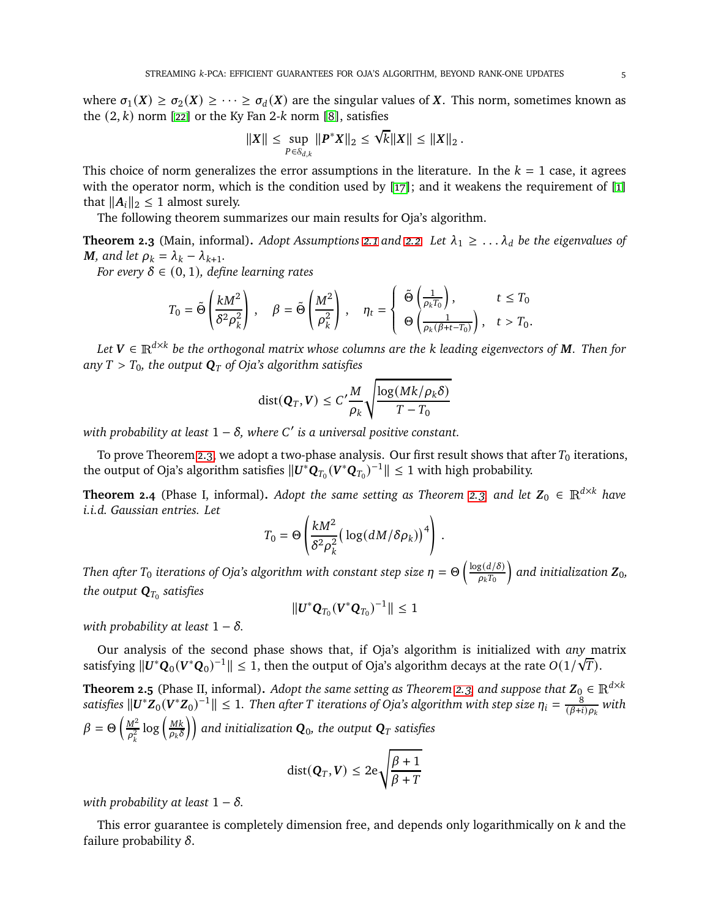where $\sigma_1(\boldsymbol{X}) \geq \sigma_2(\boldsymbol{X}) \geq \cdots \geq \sigma_d(\boldsymbol{X})$ are the singular values of $\boldsymbol{X}$. This norm, sometimes known as the $(2, k)$ norm [22] or the Ky Fan 2-$k$ norm [8], satisfies

$$\|\boldsymbol{X}\| \leq \sup_{P \in \mathbb{S}_{d,k}} \|\boldsymbol{P}^* \boldsymbol{X}\|_2 \leq \sqrt{k}\|\boldsymbol{X}\| \leq \|\boldsymbol{X}\|_2 .$$

This choice of norm generalizes the error assumptions in the literature. In the $k = 1$ case, it agrees with the operator norm, which is the condition used by [17]; and it weakens the requirement of [1] that $\|\boldsymbol{A}_i\|_2 \leq 1$ almost surely.

The following theorem summarizes our main results for Oja's algorithm.

**Theorem 2.3** (Main, informal)**.** *Adopt Assumptions 2.1 and 2.2. Let $\lambda_1 \geq \ldots \lambda_d$ be the eigenvalues of $\boldsymbol{M}$, and let $\rho_k = \lambda_k - \lambda_{k+1}$.*

*For every $\delta \in (0, 1)$, define learning rates*

$$T_0 = \tilde{\Theta}\left(\frac{kM^2}{\delta^2 \rho_k^2}\right), \quad \beta = \tilde{\Theta}\left(\frac{M^2}{\rho_k^2}\right), \quad \eta_t = \begin{cases} \tilde{\Theta}\left(\frac{1}{\rho_k T_0}\right), & t \leq T_0 \\ \Theta\left(\frac{1}{\rho_k(\beta + t - T_0)}\right), & t > T_0. \end{cases}$$

*Let $\boldsymbol{V} \in \mathbb{R}^{d\times k}$ be the orthogonal matrix whose columns are the $k$ leading eigenvectors of $\boldsymbol{M}$. Then for any $T > T_0$, the output $\boldsymbol{Q}_T$ of Oja's algorithm satisfies*

$$\operatorname{dist}(\boldsymbol{Q}_T, \boldsymbol{V}) \leq C' \frac{M}{\rho_k} \sqrt{\frac{\log(Mk/\rho_k\delta)}{T - T_0}}$$

*with probability at least $1 - \delta$, where $C'$ is a universal positive constant.*

To prove Theorem 2.3, we adopt a two-phase analysis. Our first result shows that after $T_0$ iterations, the output of Oja's algorithm satisfies $\|\boldsymbol{U}^* \boldsymbol{Q}_{T_0} (\boldsymbol{V}^* \boldsymbol{Q}_{T_0})^{-1}\| \leq 1$ with high probability.

**Theorem 2.4** (Phase I, informal)**.** *Adopt the same setting as Theorem 2.3 and let $\boldsymbol{Z}_0 \in \mathbb{R}^{d\times k}$ have i.i.d. Gaussian entries. Let*

$$T_0 = \Theta\left(\frac{kM^2}{\delta^2 \rho_k^2}\big(\log(dM/\delta\rho_k)\big)^4\right).$$

*Then after $T_0$ iterations of Oja's algorithm with constant step size $\eta = \Theta\left(\frac{\log(d/\delta)}{\rho_k T_0}\right)$ and initialization $\boldsymbol{Z}_0$, the output $\boldsymbol{Q}_{T_0}$ satisfies*

$$\|\boldsymbol{U}^* \boldsymbol{Q}_{T_0} (\boldsymbol{V}^* \boldsymbol{Q}_{T_0})^{-1}\| \leq 1$$

*with probability at least $1 - \delta$.*

Our analysis of the second phase shows that, if Oja's algorithm is initialized with *any* matrix satisfying $\|\boldsymbol{U}^* \boldsymbol{Q}_0 (\boldsymbol{V}^* \boldsymbol{Q}_0)^{-1}\| \leq 1$, then the output of Oja's algorithm decays at the rate $O(1/\sqrt{T})$.

**Theorem 2.5** (Phase II, informal)**.** *Adopt the same setting as Theorem 2.3, and suppose that $\boldsymbol{Z}_0 \in \mathbb{R}^{d\times k}$ satisfies $\|\boldsymbol{U}^* \boldsymbol{Z}_0 (\boldsymbol{V}^* \boldsymbol{Z}_0)^{-1}\| \leq 1$. Then after $T$ iterations of Oja's algorithm with step size $\eta_i = \frac{8}{(\beta+i)\rho_k}$ with $\beta = \Theta\left(\frac{M^2}{\rho_k^2} \log\left(\frac{Mk}{\rho_k \delta}\right)\right)$ and initialization $\boldsymbol{Q}_0$, the output $\boldsymbol{Q}_T$ satisfies*

$$\operatorname{dist}(\boldsymbol{Q}_T, \boldsymbol{V}) \leq 2\mathrm{e}\sqrt{\frac{\beta + 1}{\beta + T}}$$

*with probability at least $1 - \delta$.*

This error guarantee is completely dimension free, and depends only logarithmically on $k$ and the failure probability $\delta$.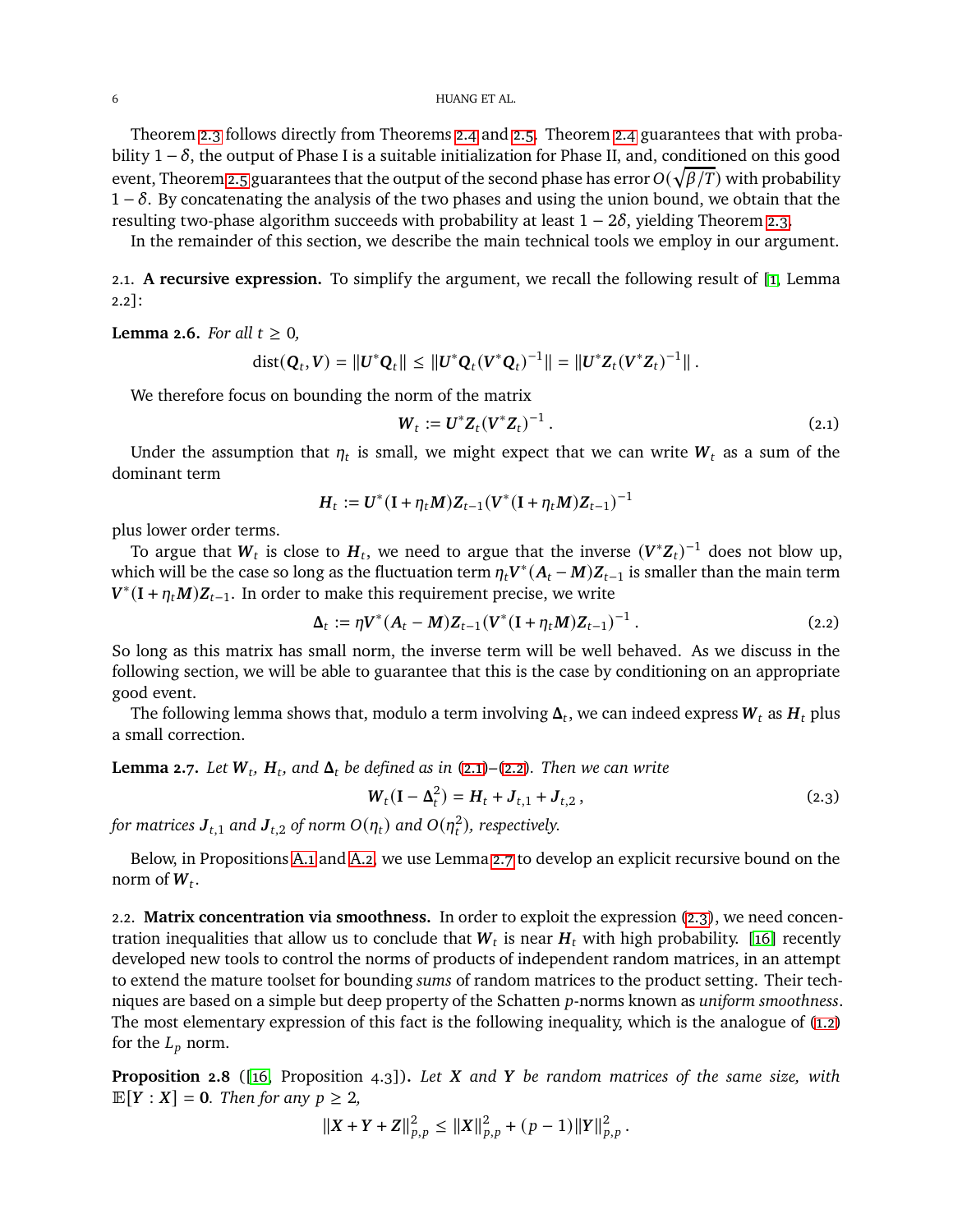Theorem 2.3 follows directly from Theorems 2.4 and 2.5. Theorem 2.4 guarantees that with probability $1-\delta$, the output of Phase I is a suitable initialization for Phase II, and, conditioned on this good event, Theorem 2.5 guarantees that the output of the second phase has error $O(\sqrt{\beta/T})$ with probability $1-\delta$. By concatenating the analysis of the two phases and using the union bound, we obtain that the resulting two-phase algorithm succeeds with probability at least $1-2\delta$, yielding Theorem 2.3.

In the remainder of this section, we describe the main technical tools we employ in our argument.

### 2.1. A recursive expression.

To simplify the argument, we recall the following result of [1, Lemma 2.2]:

**Lemma 2.6.** *For all $t \geq 0$,*

$$\operatorname{dist}(\boldsymbol{Q}_t, \boldsymbol{V}) = \|\boldsymbol{U}^*\boldsymbol{Q}_t\| \leq \|\boldsymbol{U}^*\boldsymbol{Q}_t(\boldsymbol{V}^*\boldsymbol{Q}_t)^{-1}\| = \|\boldsymbol{U}^*\boldsymbol{Z}_t(\boldsymbol{V}^*\boldsymbol{Z}_t)^{-1}\|\,.$$

We therefore focus on bounding the norm of the matrix

$$\boldsymbol{W}_t := \boldsymbol{U}^*\boldsymbol{Z}_t(\boldsymbol{V}^*\boldsymbol{Z}_t)^{-1}\,. \tag{2.1}$$

Under the assumption that $\eta_t$ is small, we might expect that we can write $\boldsymbol{W}_t$ as a sum of the dominant term

$$\boldsymbol{H}_t := \boldsymbol{U}^*(\mathbf{I} + \eta_t\boldsymbol{M})\boldsymbol{Z}_{t-1}(\boldsymbol{V}^*(\mathbf{I} + \eta_t\boldsymbol{M})\boldsymbol{Z}_{t-1})^{-1}$$

plus lower order terms.

To argue that $\boldsymbol{W}_t$ is close to $\boldsymbol{H}_t$, we need to argue that the inverse $(\boldsymbol{V}^*\boldsymbol{Z}_t)^{-1}$ does not blow up, which will be the case so long as the fluctuation term $\eta_t\boldsymbol{V}^*(\boldsymbol{A}_t - \boldsymbol{M})\boldsymbol{Z}_{t-1}$ is smaller than the main term $\boldsymbol{V}^*(\mathbf{I} + \eta_t\boldsymbol{M})\boldsymbol{Z}_{t-1}$. In order to make this requirement precise, we write

$$\boldsymbol{\Delta}_t := \eta\boldsymbol{V}^*(\boldsymbol{A}_t - \boldsymbol{M})\boldsymbol{Z}_{t-1}(\boldsymbol{V}^*(\mathbf{I} + \eta_t\boldsymbol{M})\boldsymbol{Z}_{t-1})^{-1}\,. \tag{2.2}$$

So long as this matrix has small norm, the inverse term will be well behaved. As we discuss in the following section, we will be able to guarantee that this is the case by conditioning on an appropriate good event.

The following lemma shows that, modulo a term involving $\boldsymbol{\Delta}_t$, we can indeed express $\boldsymbol{W}_t$ as $\boldsymbol{H}_t$ plus a small correction.

**Lemma 2.7.** *Let $\boldsymbol{W}_t$, $\boldsymbol{H}_t$, and $\boldsymbol{\Delta}_t$ be defined as in (2.1)–(2.2). Then we can write*

$$\boldsymbol{W}_t(\mathbf{I} - \boldsymbol{\Delta}_t^2) = \boldsymbol{H}_t + \boldsymbol{J}_{t,1} + \boldsymbol{J}_{t,2}\,, \tag{2.3}$$

*for matrices $\boldsymbol{J}_{t,1}$ and $\boldsymbol{J}_{t,2}$ of norm $O(\eta_t)$ and $O(\eta_t^2)$, respectively.*

Below, in Propositions A.1 and A.2, we use Lemma 2.7 to develop an explicit recursive bound on the norm of $\boldsymbol{W}_t$.

### 2.2. Matrix concentration via smoothness.

In order to exploit the expression (2.3), we need concentration inequalities that allow us to conclude that $\boldsymbol{W}_t$ is near $\boldsymbol{H}_t$ with high probability. [16] recently developed new tools to control the norms of products of independent random matrices, in an attempt to extend the mature toolset for bounding *sums* of random matrices to the product setting. Their techniques are based on a simple but deep property of the Schatten $p$-norms known as *uniform smoothness*. The most elementary expression of this fact is the following inequality, which is the analogue of (1.2) for the $L_p$ norm.

**Proposition 2.8** ([16, Proposition 4.3])**.** *Let $\boldsymbol{X}$ and $\boldsymbol{Y}$ be random matrices of the same size, with $\mathbb{E}[\boldsymbol{Y} : \boldsymbol{X}] = \mathbf{0}$. Then for any $p \geq 2$,*

$$\|\boldsymbol{X} + \boldsymbol{Y} + \boldsymbol{Z}\|_{p,p}^2 \leq \|\boldsymbol{X}\|_{p,p}^2 + (p-1)\|\boldsymbol{Y}\|_{p,p}^2\,.$$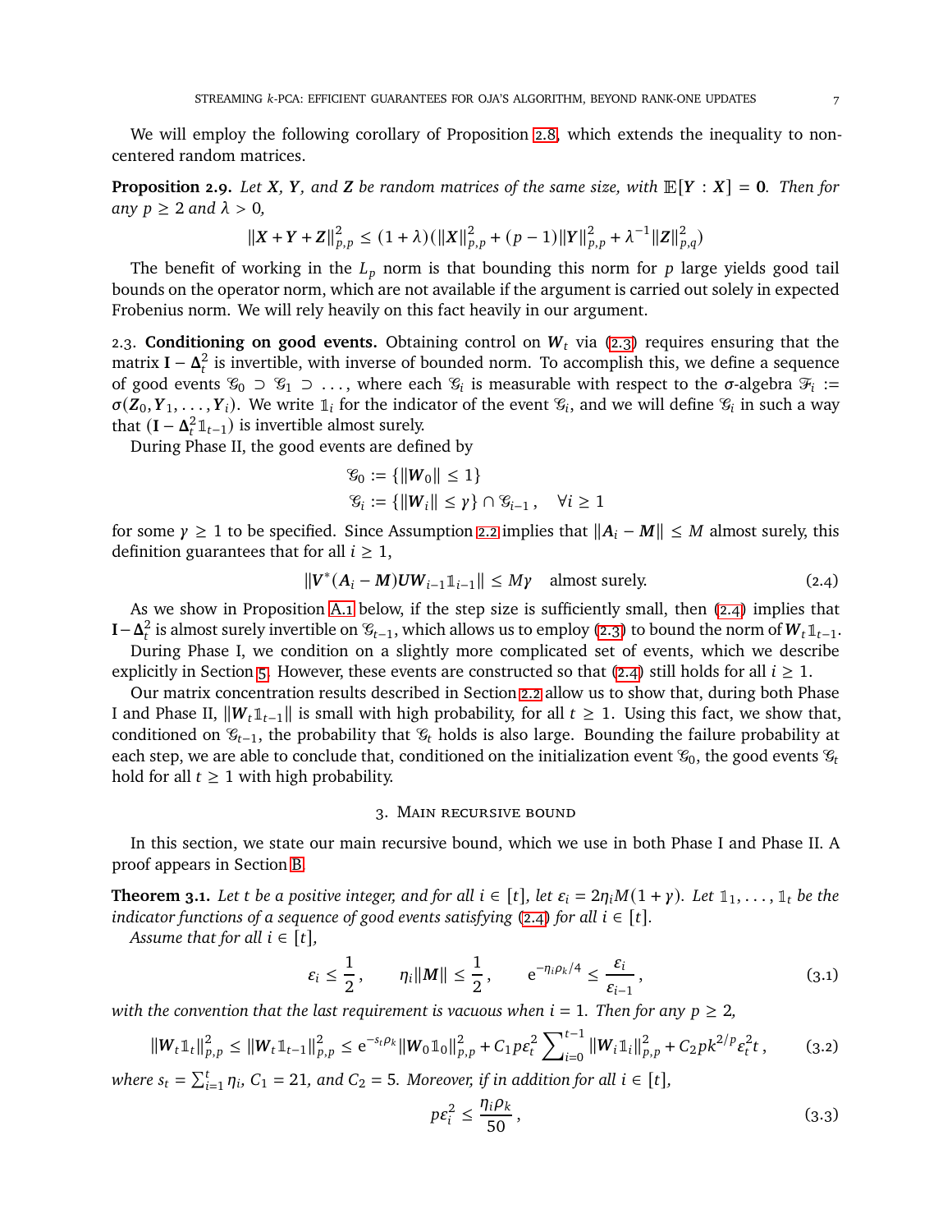We will employ the following corollary of Proposition 2.8, which extends the inequality to non-centered random matrices.

**Proposition 2.9.** *Let $\boldsymbol{X}$, $\boldsymbol{Y}$, and $\boldsymbol{Z}$ be random matrices of the same size, with $\mathbb{E}[\boldsymbol{Y} : \boldsymbol{X}] = \mathbf{0}$. Then for any $p \geq 2$ and $\lambda > 0$,*

$$\|\boldsymbol{X} + \boldsymbol{Y} + \boldsymbol{Z}\|_{p,p}^2 \leq (1 + \lambda)(\|\boldsymbol{X}\|_{p,p}^2 + (p-1)\|\boldsymbol{Y}\|_{p,p}^2 + \lambda^{-1}\|\boldsymbol{Z}\|_{p,q}^2)$$

The benefit of working in the $L_p$ norm is that bounding this norm for $p$ large yields good tail bounds on the operator norm, which are not available if the argument is carried out solely in expected Frobenius norm. We will rely heavily on this fact heavily in our argument.

2.3. **Conditioning on good events.** Obtaining control on $\boldsymbol{W}_t$ via (2.3) requires ensuring that the matrix $\mathbf{I} - \boldsymbol{\Delta}_t^2$ is invertible, with inverse of bounded norm. To accomplish this, we define a sequence of good events $\mathcal{G}_0 \supset \mathcal{G}_1 \supset \dots$, where each $\mathcal{G}_i$ is measurable with respect to the $\sigma$-algebra $\mathcal{F}_i := \sigma(\boldsymbol{Z}_0, \boldsymbol{Y}_1, \dots, \boldsymbol{Y}_i)$. We write $\mathbb{1}_i$ for the indicator of the event $\mathcal{G}_i$, and we will define $\mathcal{G}_i$ in such a way that $(\mathbf{I} - \boldsymbol{\Delta}_t^2 \mathbb{1}_{t-1})$ is invertible almost surely.

During Phase II, the good events are defined by

$$\mathcal{G}_0 := \{\|\boldsymbol{W}_0\| \leq 1\}$$
$$\mathcal{G}_i := \{\|\boldsymbol{W}_i\| \leq \gamma\} \cap \mathcal{G}_{i-1}, \quad \forall i \geq 1$$

for some $\gamma \geq 1$ to be specified. Since Assumption 2.2 implies that $\|\boldsymbol{A}_i - \boldsymbol{M}\| \leq M$ almost surely, this definition guarantees that for all $i \geq 1$,

$$\|\boldsymbol{V}^*(\boldsymbol{A}_i - \boldsymbol{M})\boldsymbol{U}\boldsymbol{W}_{i-1}\mathbb{1}_{i-1}\| \leq M\gamma \quad \text{almost surely.} \tag{2.4}$$

As we show in Proposition A.1 below, if the step size is sufficiently small, then (2.4) implies that $\mathbf{I} - \boldsymbol{\Delta}_t^2$ is almost surely invertible on $\mathcal{G}_{t-1}$, which allows us to employ (2.3) to bound the norm of $\boldsymbol{W}_t\mathbb{1}_{t-1}$.

During Phase I, we condition on a slightly more complicated set of events, which we describe explicitly in Section 5. However, these events are constructed so that (2.4) still holds for all $i \geq 1$.

Our matrix concentration results described in Section 2.2 allow us to show that, during both Phase I and Phase II, $\|\boldsymbol{W}_t\mathbb{1}_{t-1}\|$ is small with high probability, for all $t \geq 1$. Using this fact, we show that, conditioned on $\mathcal{G}_{t-1}$, the probability that $\mathcal{G}_t$ holds is also large. Bounding the failure probability at each step, we are able to conclude that, conditioned on the initialization event $\mathcal{G}_0$, the good events $\mathcal{G}_t$ hold for all $t \geq 1$ with high probability.

## 3. Main recursive bound

In this section, we state our main recursive bound, which we use in both Phase I and Phase II. A proof appears in Section B.

**Theorem 3.1.** *Let $t$ be a positive integer, and for all $i \in [t]$, let $\varepsilon_i = 2\eta_i M(1 + \gamma)$. Let $\mathbb{1}_1, \dots, \mathbb{1}_t$ be the indicator functions of a sequence of good events satisfying (2.4) for all $i \in [t]$.*

*Assume that for all $i \in [t]$,*

$$\varepsilon_i \leq \frac{1}{2}, \qquad \eta_i\|\boldsymbol{M}\| \leq \frac{1}{2}, \qquad \mathrm{e}^{-\eta_i\rho_k/4} \leq \frac{\varepsilon_i}{\varepsilon_{i-1}}, \tag{3.1}$$

*with the convention that the last requirement is vacuous when $i = 1$. Then for any $p \geq 2$,*

$$\|\boldsymbol{W}_t\mathbb{1}_t\|_{p,p}^2 \leq \|\boldsymbol{W}_t\mathbb{1}_{t-1}\|_{p,p}^2 \leq \mathrm{e}^{-s_t\rho_k}\|\boldsymbol{W}_0\mathbb{1}_0\|_{p,p}^2 + C_1 p\varepsilon_t^2 \sum_{i=0}^{t-1} \|\boldsymbol{W}_i\mathbb{1}_i\|_{p,p}^2 + C_2 pk^{2/p}\varepsilon_t^2 t\,, \tag{3.2}$$

*where $s_t = \sum_{i=1}^t \eta_i$, $C_1 = 21$, and $C_2 = 5$. Moreover, if in addition for all $i \in [t]$,*

$$p\varepsilon_i^2 \leq \frac{\eta_i\rho_k}{50}\,, \tag{3.3}$$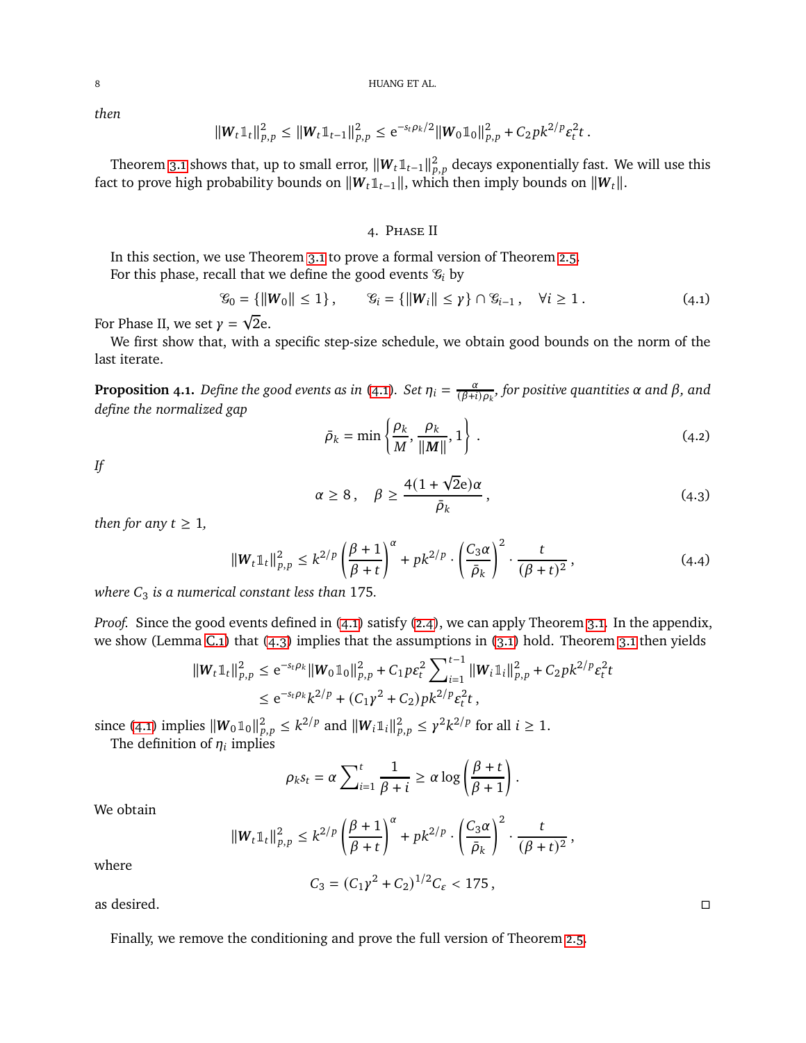*then*

$$\|\boldsymbol{W}_t \mathbb{1}_t\|_{p,p}^2 \leq \|\boldsymbol{W}_t \mathbb{1}_{t-1}\|_{p,p}^2 \leq \mathrm{e}^{-s_t\rho_k/2}\|\boldsymbol{W}_0 \mathbb{1}_0\|_{p,p}^2 + C_2 p k^{2/p}\varepsilon_t^2 t\,.$$

Theorem 3.1 shows that, up to small error, $\|\boldsymbol{W}_t \mathbb{1}_{t-1}\|_{p,p}^2$ decays exponentially fast. We will use this fact to prove high probability bounds on $\|\boldsymbol{W}_t \mathbb{1}_{t-1}\|$, which then imply bounds on $\|\boldsymbol{W}_t\|$.

## 4. Phase II

In this section, we use Theorem 3.1 to prove a formal version of Theorem 2.5.

For this phase, recall that we define the good events $\mathcal{G}_i$ by

$$\mathcal{G}_0 = \{\|\boldsymbol{W}_0\| \leq 1\}\,, \qquad \mathcal{G}_i = \{\|\boldsymbol{W}_i\| \leq \gamma\} \cap \mathcal{G}_{i-1}\,, \quad \forall i \geq 1\,. \tag{4.1}$$

For Phase II, we set $\gamma = \sqrt{2}\mathrm{e}$.

We first show that, with a specific step-size schedule, we obtain good bounds on the norm of the last iterate.

**Proposition 4.1.** *Define the good events as in (4.1). Set $\eta_i = \frac{\alpha}{(\beta+i)\rho_k}$, for positive quantities $\alpha$ and $\beta$, and define the normalized gap*

$$\bar{\rho}_k = \min\left\{\frac{\rho_k}{M}, \frac{\rho_k}{\|\boldsymbol{M}\|}, 1\right\}\,. \tag{4.2}$$

*If*

$$\alpha \geq 8\,, \quad \beta \geq \frac{4(1+\sqrt{2}\mathrm{e})\alpha}{\bar{\rho}_k}\,, \tag{4.3}$$

*then for any $t \geq 1$,*

$$\|\boldsymbol{W}_t \mathbb{1}_t\|_{p,p}^2 \leq k^{2/p}\left(\frac{\beta+1}{\beta+t}\right)^{\alpha} + pk^{2/p}\cdot\left(\frac{C_3\alpha}{\bar{\rho}_k}\right)^2\cdot\frac{t}{(\beta+t)^2}\,, \tag{4.4}$$

*where $C_3$ is a numerical constant less than 175.*

*Proof.* Since the good events defined in (4.1) satisfy (2.4), we can apply Theorem 3.1. In the appendix, we show (Lemma C.1) that (4.3) implies that the assumptions in (3.1) hold. Theorem 3.1 then yields

$$\begin{aligned}
\|\boldsymbol{W}_t \mathbb{1}_t\|_{p,p}^2 &\leq \mathrm{e}^{-s_t\rho_k}\|\boldsymbol{W}_0 \mathbb{1}_0\|_{p,p}^2 + C_1 p\varepsilon_t^2 \sum_{i=1}^{t-1}\|\boldsymbol{W}_i \mathbb{1}_i\|_{p,p}^2 + C_2 pk^{2/p}\varepsilon_t^2 t \\
&\leq \mathrm{e}^{-s_t\rho_k}k^{2/p} + (C_1\gamma^2 + C_2)pk^{2/p}\varepsilon_t^2 t\,,
\end{aligned}$$

since (4.1) implies $\|\boldsymbol{W}_0 \mathbb{1}_0\|_{p,p}^2 \leq k^{2/p}$ and $\|\boldsymbol{W}_i \mathbb{1}_i\|_{p,p}^2 \leq \gamma^2 k^{2/p}$ for all $i \geq 1$.

The definition of $\eta_i$ implies

$$\rho_k s_t = \alpha\sum_{i=1}^{t}\frac{1}{\beta+i} \geq \alpha\log\left(\frac{\beta+t}{\beta+1}\right)\,.$$

We obtain

$$\|\boldsymbol{W}_t \mathbb{1}_t\|_{p,p}^2 \leq k^{2/p}\left(\frac{\beta+1}{\beta+t}\right)^{\alpha} + pk^{2/p}\cdot\left(\frac{C_3\alpha}{\bar{\rho}_k}\right)^2\cdot\frac{t}{(\beta+t)^2}\,,$$

where

$$C_3 = (C_1\gamma^2 + C_2)^{1/2}C_\varepsilon < 175\,,$$

as desired. □

Finally, we remove the conditioning and prove the full version of Theorem 2.5.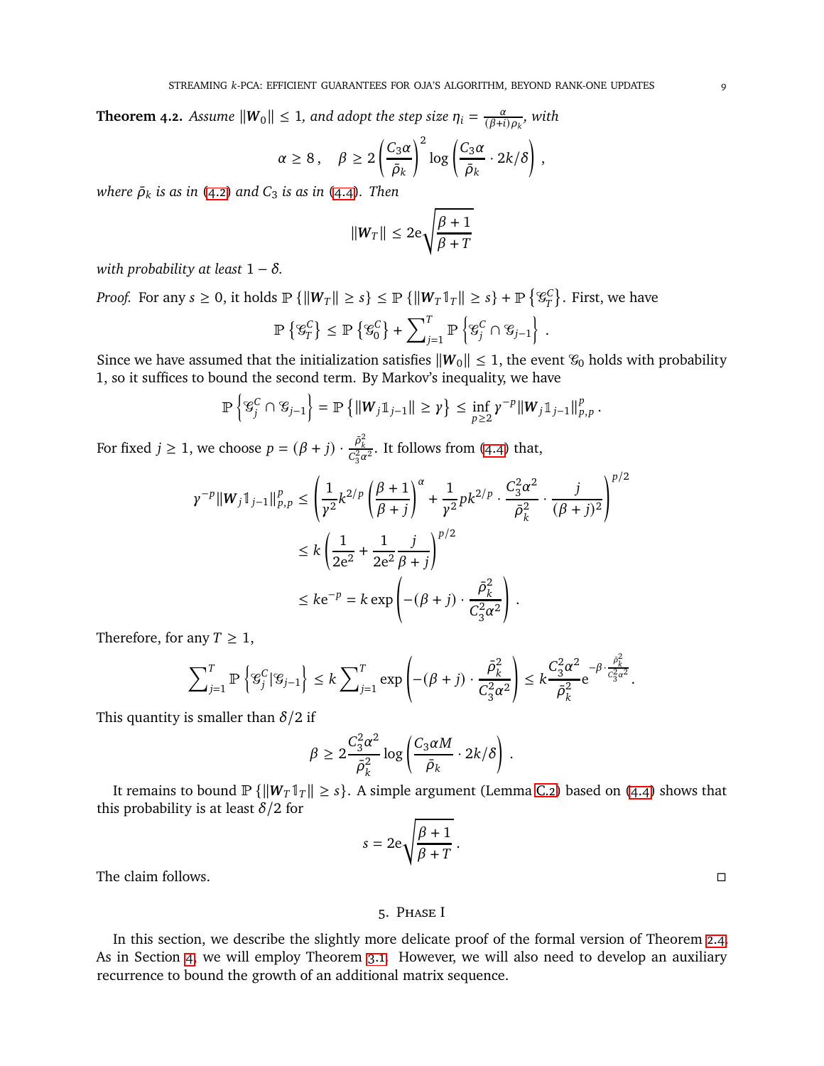**Theorem 4.2.** *Assume $\|\boldsymbol{W}_0\| \le 1$, and adopt the step size $\eta_i = \frac{\alpha}{(\beta+i)\rho_k}$, with*

$$\alpha \ge 8\,, \quad \beta \ge 2\left(\frac{C_3\alpha}{\bar{\rho}_k}\right)^2 \log\left(\frac{C_3\alpha}{\bar{\rho}_k}\cdot 2k/\delta\right)\,,$$

*where $\bar{\rho}_k$ is as in (4.2) and $C_3$ is as in (4.4). Then*

$$\|\boldsymbol{W}_T\| \le 2\mathrm{e}\sqrt{\frac{\beta+1}{\beta+T}}$$

*with probability at least $1-\delta$.*

*Proof.* For any $s \ge 0$, it holds $\mathbb{P}\left\{\|\boldsymbol{W}_T\| \ge s\right\} \le \mathbb{P}\left\{\|\boldsymbol{W}_T\mathbb{1}_T\| \ge s\right\} + \mathbb{P}\left\{\mathscr{G}_T^C\right\}$. First, we have

$$\mathbb{P}\left\{\mathscr{G}_T^C\right\} \le \mathbb{P}\left\{\mathscr{G}_0^C\right\} + \sum\nolimits_{j=1}^T \mathbb{P}\left\{\mathscr{G}_j^C \cap \mathscr{G}_{j-1}\right\}\,.$$

Since we have assumed that the initialization satisfies $\|\boldsymbol{W}_0\| \le 1$, the event $\mathscr{G}_0$ holds with probability 1, so it suffices to bound the second term. By Markov's inequality, we have

$$\mathbb{P}\left\{\mathscr{G}_j^C \cap \mathscr{G}_{j-1}\right\} = \mathbb{P}\left\{\|\boldsymbol{W}_j\mathbb{1}_{j-1}\| \ge \gamma\right\} \le \inf_{p\ge 2} \gamma^{-p}\|\boldsymbol{W}_j\mathbb{1}_{j-1}\|_{p,p}^p\,.$$

For fixed $j \ge 1$, we choose $p = (\beta+j)\cdot\frac{\bar{\rho}_k^2}{C_3^2\alpha^2}$. It follows from (4.4) that,

$$\begin{aligned}
\gamma^{-p}\|\boldsymbol{W}_j\mathbb{1}_{j-1}\|_{p,p}^p &\le \left(\frac{1}{\gamma^2}k^{2/p}\left(\frac{\beta+1}{\beta+j}\right)^\alpha + \frac{1}{\gamma^2}pk^{2/p}\cdot\frac{C_3^2\alpha^2}{\bar{\rho}_k^2}\cdot\frac{j}{(\beta+j)^2}\right)^{p/2} \\
&\le k\left(\frac{1}{2\mathrm{e}^2} + \frac{1}{2\mathrm{e}^2}\frac{j}{\beta+j}\right)^{p/2} \\
&\le k\mathrm{e}^{-p} = k\exp\left(-(\beta+j)\cdot\frac{\bar{\rho}_k^2}{C_3^2\alpha^2}\right)\,.
\end{aligned}$$

Therefore, for any $T \ge 1$,

$$\sum\nolimits_{j=1}^T \mathbb{P}\left\{\mathscr{G}_j^C | \mathscr{G}_{j-1}\right\} \le k\sum\nolimits_{j=1}^T \exp\left(-(\beta+j)\cdot\frac{\bar{\rho}_k^2}{C_3^2\alpha^2}\right) \le k\frac{C_3^2\alpha^2}{\bar{\rho}_k^2}\mathrm{e}^{-\beta\cdot\frac{\bar{\rho}_k^2}{C_3^2\alpha^2}}\,.$$

This quantity is smaller than $\delta/2$ if

$$\beta \ge 2\frac{C_3^2\alpha^2}{\bar{\rho}_k^2}\log\left(\frac{C_3\alpha M}{\bar{\rho}_k}\cdot 2k/\delta\right)\,.$$

It remains to bound $\mathbb{P}\left\{\|\boldsymbol{W}_T\mathbb{1}_T\| \ge s\right\}$. A simple argument (Lemma C.2) based on (4.4) shows that this probability is at least $\delta/2$ for

$$s = 2\mathrm{e}\sqrt{\frac{\beta+1}{\beta+T}}\,.$$

The claim follows. ◻

## 5. Phase I

In this section, we describe the slightly more delicate proof of the formal version of Theorem 2.4. As in Section 4, we will employ Theorem 3.1. However, we will also need to develop an auxiliary recurrence to bound the growth of an additional matrix sequence.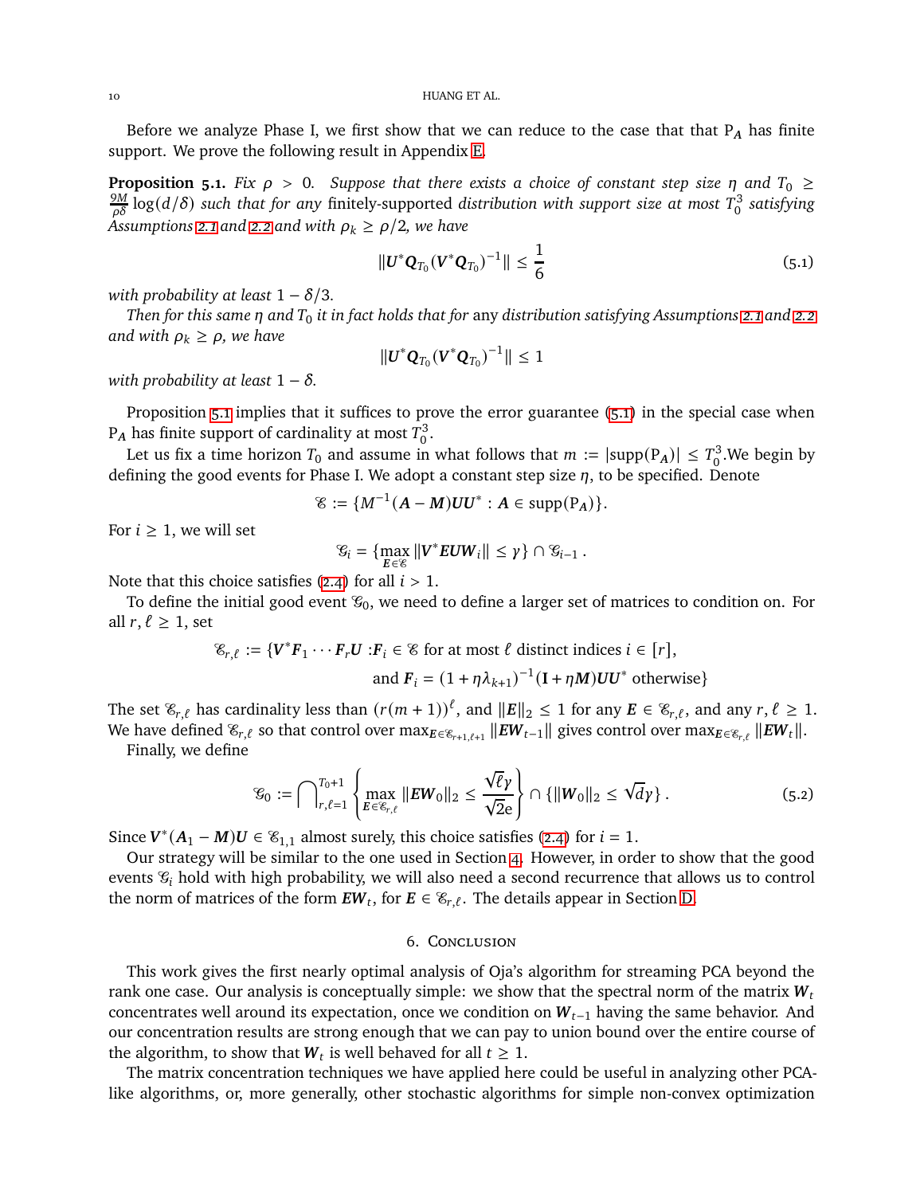Before we analyze Phase I, we first show that we can reduce to the case that that $\mathrm{P}_{\boldsymbol{A}}$ has finite support. We prove the following result in Appendix E.

**Proposition 5.1.** *Fix $\rho > 0$. Suppose that there exists a choice of constant step size $\eta$ and $T_0 \geq \frac{9M}{\rho\delta}\log(d/\delta)$ such that for any* finitely-supported *distribution with support size at most $T_0^3$ satisfying Assumptions 2.1 and 2.2 and with $\rho_k \geq \rho/2$, we have*

$$\|\boldsymbol{U}^*\boldsymbol{Q}_{T_0}(\boldsymbol{V}^*\boldsymbol{Q}_{T_0})^{-1}\| \leq \frac{1}{6} \tag{5.1}$$

*with probability at least $1 - \delta/3$.*

*Then for this same $\eta$ and $T_0$ it in fact holds that for* any *distribution satisfying Assumptions 2.1 and 2.2 and with $\rho_k \geq \rho$, we have*

$$\|\boldsymbol{U}^*\boldsymbol{Q}_{T_0}(\boldsymbol{V}^*\boldsymbol{Q}_{T_0})^{-1}\| \leq 1$$

*with probability at least $1 - \delta$.*

Proposition 5.1 implies that it suffices to prove the error guarantee (5.1) in the special case when $\mathrm{P}_{\boldsymbol{A}}$ has finite support of cardinality at most $T_0^3$.

Let us fix a time horizon $T_0$ and assume in what follows that $m := |\mathrm{supp}(\mathrm{P}_{\boldsymbol{A}})| \leq T_0^3$.We begin by defining the good events for Phase I. We adopt a constant step size $\eta$, to be specified. Denote

$$\mathscr{E} := \{M^{-1}(\boldsymbol{A} - \boldsymbol{M})\boldsymbol{U}\boldsymbol{U}^* : \boldsymbol{A} \in \mathrm{supp}(\mathrm{P}_{\boldsymbol{A}})\}.$$

For $i \geq 1$, we will set

$$\mathscr{G}_i = \{\max_{\boldsymbol{E}\in\mathscr{E}} \|\boldsymbol{V}^*\boldsymbol{E}\boldsymbol{U}\boldsymbol{W}_i\| \leq \gamma\} \cap \mathscr{G}_{i-1}\,.$$

Note that this choice satisfies (2.4) for all $i > 1$.

To define the initial good event $\mathscr{G}_0$, we need to define a larger set of matrices to condition on. For all $r, \ell \geq 1$, set

$$\begin{aligned}\mathscr{E}_{r,\ell} := \{\boldsymbol{V}^*\boldsymbol{F}_1\cdots\boldsymbol{F}_r\boldsymbol{U} :&\boldsymbol{F}_i \in \mathscr{E} \text{ for at most } \ell \text{ distinct indices } i \in [r],\\ &\text{and } \boldsymbol{F}_i = (1+\eta\lambda_{k+1})^{-1}(\mathbf{I}+\eta\boldsymbol{M})\boldsymbol{U}\boldsymbol{U}^* \text{ otherwise}\}\end{aligned}$$

The set $\mathscr{E}_{r,\ell}$ has cardinality less than $(r(m+1))^\ell$, and $\|\boldsymbol{E}\|_2 \leq 1$ for any $\boldsymbol{E} \in \mathscr{E}_{r,\ell}$, and any $r, \ell \geq 1$. We have defined $\mathscr{E}_{r,\ell}$ so that control over $\max_{\boldsymbol{E}\in\mathscr{E}_{r+1,\ell+1}} \|\boldsymbol{E}\boldsymbol{W}_{t-1}\|$ gives control over $\max_{\boldsymbol{E}\in\mathscr{E}_{r,\ell}} \|\boldsymbol{E}\boldsymbol{W}_t\|$.

Finally, we define

$$\mathscr{G}_0 := \bigcap\nolimits_{r,\ell=1}^{T_0+1} \left\{\max_{\boldsymbol{E}\in\mathscr{E}_{r,\ell}} \|\boldsymbol{E}\boldsymbol{W}_0\|_2 \leq \frac{\sqrt{\ell}\gamma}{\sqrt{2\mathrm{e}}}\right\} \cap \{\|\boldsymbol{W}_0\|_2 \leq \sqrt{d}\gamma\}\,. \tag{5.2}$$

Since $\boldsymbol{V}^*(\boldsymbol{A}_1 - \boldsymbol{M})\boldsymbol{U} \in \mathscr{E}_{1,1}$ almost surely, this choice satisfies (2.4) for $i = 1$.

Our strategy will be similar to the one used in Section 4. However, in order to show that the good events $\mathscr{G}_i$ hold with high probability, we will also need a second recurrence that allows us to control the norm of matrices of the form $\boldsymbol{E}\boldsymbol{W}_t$, for $\boldsymbol{E} \in \mathscr{E}_{r,\ell}$. The details appear in Section D.

## 6. Conclusion

This work gives the first nearly optimal analysis of Oja's algorithm for streaming PCA beyond the rank one case. Our analysis is conceptually simple: we show that the spectral norm of the matrix $\boldsymbol{W}_t$ concentrates well around its expectation, once we condition on $\boldsymbol{W}_{t-1}$ having the same behavior. And our concentration results are strong enough that we can pay to union bound over the entire course of the algorithm, to show that $\boldsymbol{W}_t$ is well behaved for all $t \geq 1$.

The matrix concentration techniques we have applied here could be useful in analyzing other PCA-like algorithms, or, more generally, other stochastic algorithms for simple non-convex optimization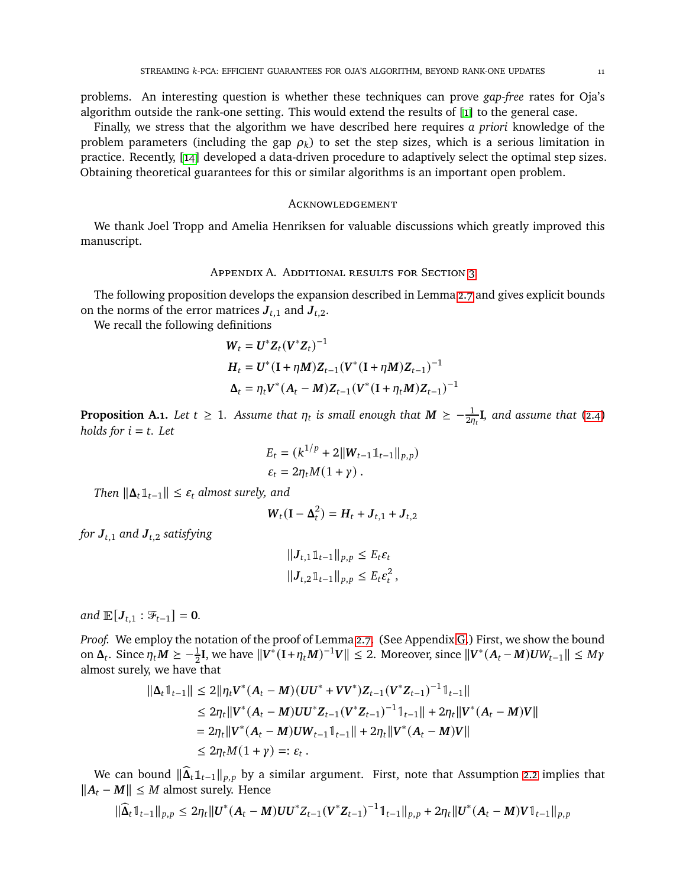problems. An interesting question is whether these techniques can prove *gap-free* rates for Oja's algorithm outside the rank-one setting. This would extend the results of [1] to the general case.

Finally, we stress that the algorithm we have described here requires *a priori* knowledge of the problem parameters (including the gap $\rho_k$) to set the step sizes, which is a serious limitation in practice. Recently, [14] developed a data-driven procedure to adaptively select the optimal step sizes. Obtaining theoretical guarantees for this or similar algorithms is an important open problem.

## Acknowledgement

We thank Joel Tropp and Amelia Henriksen for valuable discussions which greatly improved this manuscript.

## Appendix A. Additional results for Section 3

The following proposition develops the expansion described in Lemma 2.7 and gives explicit bounds on the norms of the error matrices $\boldsymbol{J}_{t,1}$ and $\boldsymbol{J}_{t,2}$.

We recall the following definitions

$$
\begin{aligned}
\boldsymbol{W}_t &= \boldsymbol{U}^*\boldsymbol{Z}_t(\boldsymbol{V}^*\boldsymbol{Z}_t)^{-1} \\
\boldsymbol{H}_t &= \boldsymbol{U}^*(\mathbf{I}+\eta\boldsymbol{M})\boldsymbol{Z}_{t-1}(\boldsymbol{V}^*(\mathbf{I}+\eta\boldsymbol{M})\boldsymbol{Z}_{t-1})^{-1} \\
\boldsymbol{\Delta}_t &= \eta_t\boldsymbol{V}^*(\boldsymbol{A}_t-\boldsymbol{M})\boldsymbol{Z}_{t-1}(\boldsymbol{V}^*(\mathbf{I}+\eta_t\boldsymbol{M})\boldsymbol{Z}_{t-1})^{-1}
\end{aligned}
$$

**Proposition A.1.** *Let $t \geq 1$. Assume that $\eta_t$ is small enough that $\boldsymbol{M} \succeq -\frac{1}{2\eta_t}\mathbf{I}$, and assume that (2.4) holds for $i = t$. Let*

$$
\begin{aligned}
E_t &= (k^{1/p} + 2\|\boldsymbol{W}_{t-1}\mathbb{1}_{t-1}\|_{p,p}) \\
\varepsilon_t &= 2\eta_t M(1+\gamma)\,.
\end{aligned}
$$

*Then $\|\boldsymbol{\Delta}_t\mathbb{1}_{t-1}\| \leq \varepsilon_t$ almost surely, and*

$$
\boldsymbol{W}_t(\mathbf{I}-\boldsymbol{\Delta}_t^2) = \boldsymbol{H}_t + \boldsymbol{J}_{t,1} + \boldsymbol{J}_{t,2}
$$

*for $\boldsymbol{J}_{t,1}$ and $\boldsymbol{J}_{t,2}$ satisfying*

$$
\begin{aligned}
\|\boldsymbol{J}_{t,1}\mathbb{1}_{t-1}\|_{p,p} &\leq E_t\varepsilon_t \\
\|\boldsymbol{J}_{t,2}\mathbb{1}_{t-1}\|_{p,p} &\leq E_t\varepsilon_t^2\,,
\end{aligned}
$$

*and $\mathbb{E}[\boldsymbol{J}_{t,1} : \mathscr{F}_{t-1}] = \mathbf{0}$.*

*Proof.* We employ the notation of the proof of Lemma 2.7. (See Appendix G.) First, we show the bound on $\boldsymbol{\Delta}_t$. Since $\eta_t\boldsymbol{M} \succeq -\frac{1}{2}\mathbf{I}$, we have $\|\boldsymbol{V}^*(\mathbf{I}+\eta_t\boldsymbol{M})^{-1}\boldsymbol{V}\| \leq 2$. Moreover, since $\|\boldsymbol{V}^*(\boldsymbol{A}_t-\boldsymbol{M})\boldsymbol{U}W_{t-1}\| \leq M\gamma$ almost surely, we have that

$$
\begin{aligned}
\|\boldsymbol{\Delta}_t\mathbb{1}_{t-1}\| &\leq 2\|\eta_t\boldsymbol{V}^*(\boldsymbol{A}_t-\boldsymbol{M})(\boldsymbol{U}\boldsymbol{U}^*+\boldsymbol{V}\boldsymbol{V}^*)\boldsymbol{Z}_{t-1}(\boldsymbol{V}^*\boldsymbol{Z}_{t-1})^{-1}\mathbb{1}_{t-1}\| \\
&\leq 2\eta_t\|\boldsymbol{V}^*(\boldsymbol{A}_t-\boldsymbol{M})\boldsymbol{U}\boldsymbol{U}^*\boldsymbol{Z}_{t-1}(\boldsymbol{V}^*\boldsymbol{Z}_{t-1})^{-1}\mathbb{1}_{t-1}\| + 2\eta_t\|\boldsymbol{V}^*(\boldsymbol{A}_t-\boldsymbol{M})\boldsymbol{V}\| \\
&= 2\eta_t\|\boldsymbol{V}^*(\boldsymbol{A}_t-\boldsymbol{M})\boldsymbol{U}\boldsymbol{W}_{t-1}\mathbb{1}_{t-1}\| + 2\eta_t\|\boldsymbol{V}^*(\boldsymbol{A}_t-\boldsymbol{M})\boldsymbol{V}\| \\
&\leq 2\eta_t M(1+\gamma) =: \varepsilon_t\,.
\end{aligned}
$$

We can bound $\|\widehat{\boldsymbol{\Delta}}_t\mathbb{1}_{t-1}\|_{p,p}$ by a similar argument. First, note that Assumption 2.2 implies that $\|\boldsymbol{A}_t-\boldsymbol{M}\| \leq M$ almost surely. Hence

$$
\|\widehat{\boldsymbol{\Delta}}_t\mathbb{1}_{t-1}\|_{p,p} \leq 2\eta_t\|\boldsymbol{U}^*(\boldsymbol{A}_t-\boldsymbol{M})\boldsymbol{U}\boldsymbol{U}^*Z_{t-1}(\boldsymbol{V}^*\boldsymbol{Z}_{t-1})^{-1}\mathbb{1}_{t-1}\|_{p,p} + 2\eta_t\|\boldsymbol{U}^*(\boldsymbol{A}_t-\boldsymbol{M})\boldsymbol{V}\mathbb{1}_{t-1}\|_{p,p}
$$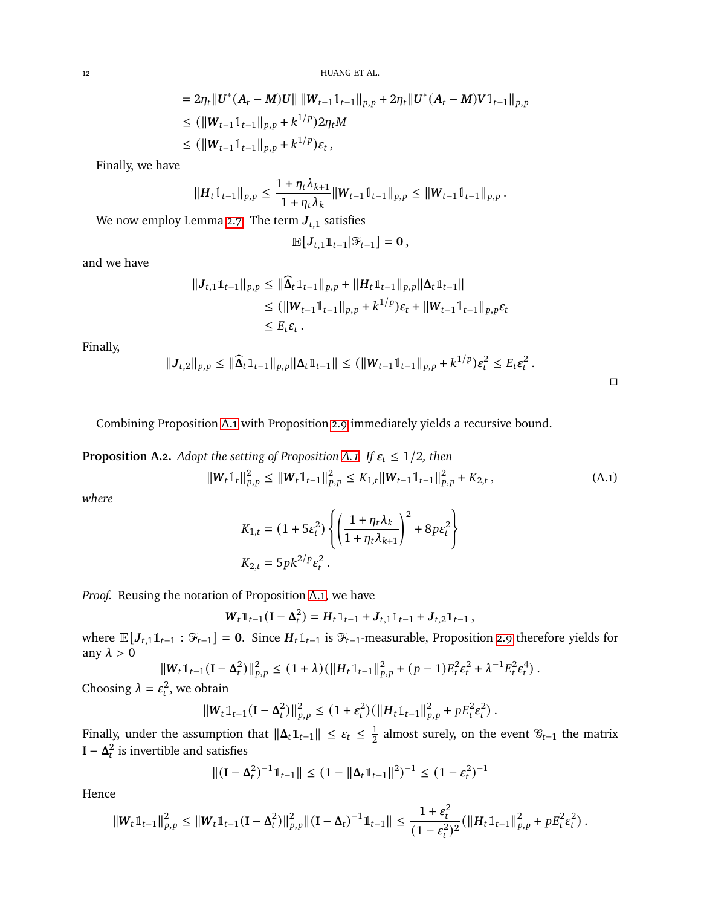$$
\begin{aligned}
&= 2\eta_t \|\boldsymbol{U}^*(\boldsymbol{A}_t - \boldsymbol{M})\boldsymbol{U}\| \, \|\boldsymbol{W}_{t-1}\mathbb{1}_{t-1}\|_{p,p} + 2\eta_t \|\boldsymbol{U}^*(\boldsymbol{A}_t - \boldsymbol{M})\boldsymbol{V}\mathbb{1}_{t-1}\|_{p,p} \\
&\le (\|\boldsymbol{W}_{t-1}\mathbb{1}_{t-1}\|_{p,p} + k^{1/p}) 2\eta_t M \\
&\le (\|\boldsymbol{W}_{t-1}\mathbb{1}_{t-1}\|_{p,p} + k^{1/p}) \varepsilon_t \,,
\end{aligned}
$$

Finally, we have

$$
\|\boldsymbol{H}_t \mathbb{1}_{t-1}\|_{p,p} \le \frac{1 + \eta_t \lambda_{k+1}}{1 + \eta_t \lambda_k} \|\boldsymbol{W}_{t-1}\mathbb{1}_{t-1}\|_{p,p} \le \|\boldsymbol{W}_{t-1}\mathbb{1}_{t-1}\|_{p,p} \,.
$$

We now employ Lemma 2.7. The term $\boldsymbol{J}_{t,1}$ satisfies

$$
\mathbb{E}[\boldsymbol{J}_{t,1}\mathbb{1}_{t-1} | \mathscr{F}_{t-1}] = \boldsymbol{0} \,,
$$

and we have

$$
\begin{aligned}
\|\boldsymbol{J}_{t,1}\mathbb{1}_{t-1}\|_{p,p} &\le \|\widehat{\boldsymbol{\Delta}}_t \mathbb{1}_{t-1}\|_{p,p} + \|\boldsymbol{H}_t \mathbb{1}_{t-1}\|_{p,p} \|\boldsymbol{\Delta}_t \mathbb{1}_{t-1}\| \\
&\le (\|\boldsymbol{W}_{t-1}\mathbb{1}_{t-1}\|_{p,p} + k^{1/p}) \varepsilon_t + \|\boldsymbol{W}_{t-1}\mathbb{1}_{t-1}\|_{p,p} \varepsilon_t \\
&\le E_t \varepsilon_t \,.
\end{aligned}
$$

Finally,

$$
\|\boldsymbol{J}_{t,2}\|_{p,p} \le \|\widehat{\boldsymbol{\Delta}}_t \mathbb{1}_{t-1}\|_{p,p} \|\boldsymbol{\Delta}_t \mathbb{1}_{t-1}\| \le (\|\boldsymbol{W}_{t-1}\mathbb{1}_{t-1}\|_{p,p} + k^{1/p}) \varepsilon_t^2 \le E_t \varepsilon_t^2 \,.
$$

□

Combining Proposition A.1 with Proposition 2.9 immediately yields a recursive bound.

**Proposition A.2.** *Adopt the setting of Proposition A.1. If $\varepsilon_t \le 1/2$, then*

$$
\|\boldsymbol{W}_t \mathbb{1}_t\|_{p,p}^2 \le \|\boldsymbol{W}_t \mathbb{1}_{t-1}\|_{p,p}^2 \le K_{1,t} \|\boldsymbol{W}_{t-1}\mathbb{1}_{t-1}\|_{p,p}^2 + K_{2,t} \,, \tag{A.1}
$$

*where*

$$
\begin{aligned}
K_{1,t} &= (1 + 5\varepsilon_t^2) \left\{ \left( \frac{1 + \eta_t \lambda_k}{1 + \eta_t \lambda_{k+1}} \right)^2 + 8p\varepsilon_t^2 \right\} \\
K_{2,t} &= 5pk^{2/p} \varepsilon_t^2 \,.
\end{aligned}
$$

*Proof.* Reusing the notation of Proposition A.1, we have

$$
\boldsymbol{W}_t \mathbb{1}_{t-1}(\mathbf{I} - \boldsymbol{\Delta}_t^2) = \boldsymbol{H}_t \mathbb{1}_{t-1} + \boldsymbol{J}_{t,1}\mathbb{1}_{t-1} + \boldsymbol{J}_{t,2}\mathbb{1}_{t-1} \,,
$$

where $\mathbb{E}[\boldsymbol{J}_{t,1}\mathbb{1}_{t-1} : \mathscr{F}_{t-1}] = \boldsymbol{0}$. Since $\boldsymbol{H}_t \mathbb{1}_{t-1}$ is $\mathscr{F}_{t-1}$-measurable, Proposition 2.9 therefore yields for any $\lambda > 0$

$$
\|\boldsymbol{W}_t \mathbb{1}_{t-1}(\mathbf{I} - \boldsymbol{\Delta}_t^2)\|_{p,p}^2 \le (1 + \lambda)(\|\boldsymbol{H}_t \mathbb{1}_{t-1}\|_{p,p}^2 + (p-1)E_t^2 \varepsilon_t^2 + \lambda^{-1} E_t^2 \varepsilon_t^4) \,.
$$

Choosing $\lambda = \varepsilon_t^2$, we obtain

$$
\|\boldsymbol{W}_t \mathbb{1}_{t-1}(\mathbf{I} - \boldsymbol{\Delta}_t^2)\|_{p,p}^2 \le (1 + \varepsilon_t^2)(\|\boldsymbol{H}_t \mathbb{1}_{t-1}\|_{p,p}^2 + pE_t^2 \varepsilon_t^2) \,.
$$

Finally, under the assumption that $\|\boldsymbol{\Delta}_t \mathbb{1}_{t-1}\| \le \varepsilon_t \le \frac{1}{2}$ almost surely, on the event $\mathscr{G}_{t-1}$ the matrix $\mathbf{I} - \boldsymbol{\Delta}_t^2$ is invertible and satisfies

$$
\|(\mathbf{I} - \boldsymbol{\Delta}_t^2)^{-1}\mathbb{1}_{t-1}\| \le (1 - \|\boldsymbol{\Delta}_t \mathbb{1}_{t-1}\|^2)^{-1} \le (1 - \varepsilon_t^2)^{-1}
$$

Hence

$$
\|\boldsymbol{W}_t \mathbb{1}_{t-1}\|_{p,p}^2 \le \|\boldsymbol{W}_t \mathbb{1}_{t-1}(\mathbf{I} - \boldsymbol{\Delta}_t^2)\|_{p,p}^2 \|(\mathbf{I} - \boldsymbol{\Delta}_t)^{-1}\mathbb{1}_{t-1}\| \le \frac{1 + \varepsilon_t^2}{(1 - \varepsilon_t^2)^2}(\|\boldsymbol{H}_t \mathbb{1}_{t-1}\|_{p,p}^2 + pE_t^2 \varepsilon_t^2) \,.
$$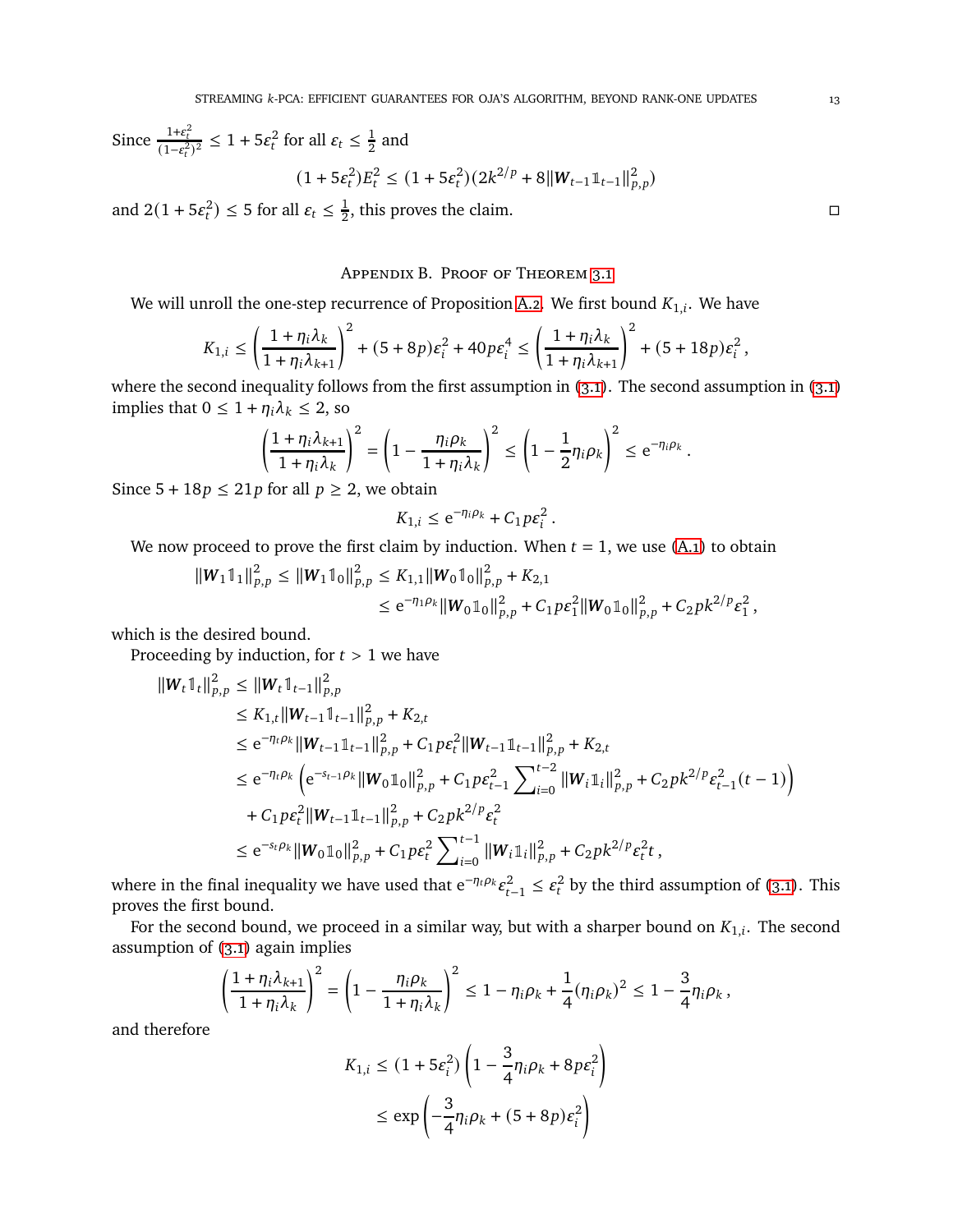Since $\frac{1+\varepsilon_t^2}{(1-\varepsilon_t^2)^2} \le 1 + 5\varepsilon_t^2$ for all $\varepsilon_t \le \frac{1}{2}$ and

$$(1+5\varepsilon_t^2)E_t^2 \le (1+5\varepsilon_t^2)(2k^{2/p} + 8\|\boldsymbol{W}_{t-1}\mathbb{1}_{t-1}\|_{p,p}^2)$$

and $2(1+5\varepsilon_t^2) \le 5$ for all $\varepsilon_t \le \frac{1}{2}$, this proves the claim. $\square$

## Appendix B. Proof of Theorem 3.1

We will unroll the one-step recurrence of Proposition A.2. We first bound $K_{1,i}$. We have

$$K_{1,i} \le \left(\frac{1+\eta_i\lambda_k}{1+\eta_i\lambda_{k+1}}\right)^2 + (5+8p)\varepsilon_i^2 + 40p\varepsilon_i^4 \le \left(\frac{1+\eta_i\lambda_k}{1+\eta_i\lambda_{k+1}}\right)^2 + (5+18p)\varepsilon_i^2\,,$$

where the second inequality follows from the first assumption in (3.1). The second assumption in (3.1) implies that $0 \le 1+\eta_i\lambda_k \le 2$, so

$$\left(\frac{1+\eta_i\lambda_{k+1}}{1+\eta_i\lambda_k}\right)^2 = \left(1 - \frac{\eta_i\rho_k}{1+\eta_i\lambda_k}\right)^2 \le \left(1 - \frac{1}{2}\eta_i\rho_k\right)^2 \le \mathrm{e}^{-\eta_i\rho_k}\,.$$

Since $5+18p \le 21p$ for all $p \ge 2$, we obtain

$$K_{1,i} \le \mathrm{e}^{-\eta_i\rho_k} + C_1 p\varepsilon_i^2\,.$$

We now proceed to prove the first claim by induction. When $t=1$, we use (A.1) to obtain

$$\begin{aligned}
\|\boldsymbol{W}_1\mathbb{1}_1\|_{p,p}^2 \le \|\boldsymbol{W}_1\mathbb{1}_0\|_{p,p}^2 &\le K_{1,1}\|\boldsymbol{W}_0\mathbb{1}_0\|_{p,p}^2 + K_{2,1}\\
&\le \mathrm{e}^{-\eta_1\rho_k}\|\boldsymbol{W}_0\mathbb{1}_0\|_{p,p}^2 + C_1p\varepsilon_1^2\|\boldsymbol{W}_0\mathbb{1}_0\|_{p,p}^2 + C_2pk^{2/p}\varepsilon_1^2\,,
\end{aligned}$$

which is the desired bound.

Proceeding by induction, for $t > 1$ we have

$$\begin{aligned}
\|\boldsymbol{W}_t\mathbb{1}_t\|_{p,p}^2 &\le \|\boldsymbol{W}_t\mathbb{1}_{t-1}\|_{p,p}^2\\
&\le K_{1,t}\|\boldsymbol{W}_{t-1}\mathbb{1}_{t-1}\|_{p,p}^2 + K_{2,t}\\
&\le \mathrm{e}^{-\eta_t\rho_k}\|\boldsymbol{W}_{t-1}\mathbb{1}_{t-1}\|_{p,p}^2 + C_1p\varepsilon_t^2\|\boldsymbol{W}_{t-1}\mathbb{1}_{t-1}\|_{p,p}^2 + K_{2,t}\\
&\le \mathrm{e}^{-\eta_t\rho_k}\left(\mathrm{e}^{-s_{t-1}\rho_k}\|\boldsymbol{W}_0\mathbb{1}_0\|_{p,p}^2 + C_1p\varepsilon_{t-1}^2\sum_{i=0}^{t-2}\|\boldsymbol{W}_i\mathbb{1}_i\|_{p,p}^2 + C_2pk^{2/p}\varepsilon_{t-1}^2(t-1)\right)\\
&\quad + C_1p\varepsilon_t^2\|\boldsymbol{W}_{t-1}\mathbb{1}_{t-1}\|_{p,p}^2 + C_2pk^{2/p}\varepsilon_t^2\\
&\le \mathrm{e}^{-s_t\rho_k}\|\boldsymbol{W}_0\mathbb{1}_0\|_{p,p}^2 + C_1p\varepsilon_t^2\sum_{i=0}^{t-1}\|\boldsymbol{W}_i\mathbb{1}_i\|_{p,p}^2 + C_2pk^{2/p}\varepsilon_t^2 t\,,
\end{aligned}$$

where in the final inequality we have used that $\mathrm{e}^{-\eta_t\rho_k}\varepsilon_{t-1}^2 \le \varepsilon_t^2$ by the third assumption of (3.1). This proves the first bound.

For the second bound, we proceed in a similar way, but with a sharper bound on $K_{1,i}$. The second assumption of (3.1) again implies

$$\left(\frac{1+\eta_i\lambda_{k+1}}{1+\eta_i\lambda_k}\right)^2 = \left(1 - \frac{\eta_i\rho_k}{1+\eta_i\lambda_k}\right)^2 \le 1 - \eta_i\rho_k + \frac{1}{4}(\eta_i\rho_k)^2 \le 1 - \frac{3}{4}\eta_i\rho_k\,,$$

and therefore

$$\begin{aligned}
K_{1,i} &\le (1+5\varepsilon_i^2)\left(1 - \frac{3}{4}\eta_i\rho_k + 8p\varepsilon_i^2\right)\\
&\le \exp\left(-\frac{3}{4}\eta_i\rho_k + (5+8p)\varepsilon_i^2\right)
\end{aligned}$$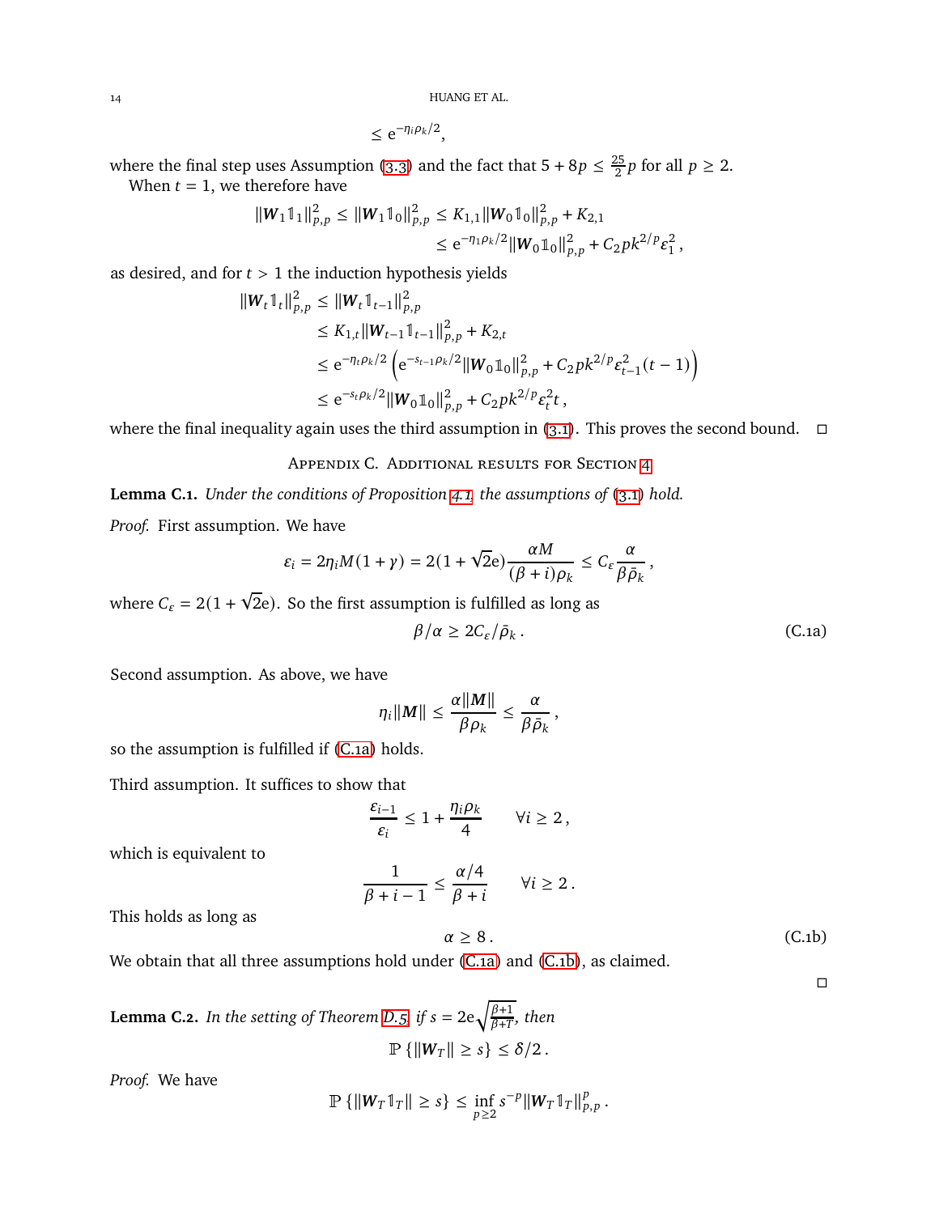$$\leq \mathrm{e}^{-\eta_i \rho_k/2},$$

where the final step uses Assumption (3.3) and the fact that $5 + 8p \leq \frac{25}{2}p$ for all $p \geq 2$.

When $t = 1$, we therefore have

$$\begin{aligned}
\|\boldsymbol{W}_1 \mathbb{1}_1\|_{p,p}^2 \leq \|\boldsymbol{W}_1 \mathbb{1}_0\|_{p,p}^2 &\leq K_{1,1}\|\boldsymbol{W}_0 \mathbb{1}_0\|_{p,p}^2 + K_{2,1} \\
&\leq \mathrm{e}^{-\eta_1 \rho_k/2}\|\boldsymbol{W}_0 \mathbb{1}_0\|_{p,p}^2 + C_2 p k^{2/p} \varepsilon_1^2 ,
\end{aligned}$$

as desired, and for $t > 1$ the induction hypothesis yields

$$\begin{aligned}
\|\boldsymbol{W}_t \mathbb{1}_t\|_{p,p}^2 &\leq \|\boldsymbol{W}_t \mathbb{1}_{t-1}\|_{p,p}^2 \\
&\leq K_{1,t}\|\boldsymbol{W}_{t-1} \mathbb{1}_{t-1}\|_{p,p}^2 + K_{2,t} \\
&\leq \mathrm{e}^{-\eta_t \rho_k/2}\left(\mathrm{e}^{-s_{t-1}\rho_k/2}\|\boldsymbol{W}_0 \mathbb{1}_0\|_{p,p}^2 + C_2 p k^{2/p} \varepsilon_{t-1}^2 (t-1)\right) \\
&\leq \mathrm{e}^{-s_t \rho_k/2}\|\boldsymbol{W}_0 \mathbb{1}_0\|_{p,p}^2 + C_2 p k^{2/p} \varepsilon_t^2 t ,
\end{aligned}$$

where the final inequality again uses the third assumption in (3.1). This proves the second bound. □

## Appendix C. Additional results for Section 4

**Lemma C.1.** *Under the conditions of Proposition 4.1, the assumptions of (3.1) hold.*

*Proof.* First assumption. We have

$$\varepsilon_i = 2\eta_i M(1+\gamma) = 2(1+\sqrt{2}\mathrm{e})\frac{\alpha M}{(\beta+i)\rho_k} \leq C_\varepsilon \frac{\alpha}{\beta \bar{\rho}_k} ,$$

where $C_\varepsilon = 2(1+\sqrt{2}\mathrm{e})$. So the first assumption is fulfilled as long as

$$\beta/\alpha \geq 2C_\varepsilon/\bar{\rho}_k . \tag{C.1a}$$

Second assumption. As above, we have

$$\eta_i\|\boldsymbol{M}\| \leq \frac{\alpha\|\boldsymbol{M}\|}{\beta\rho_k} \leq \frac{\alpha}{\beta\bar{\rho}_k} ,$$

so the assumption is fulfilled if (C.1a) holds.

Third assumption. It suffices to show that

$$\frac{\varepsilon_{i-1}}{\varepsilon_i} \leq 1 + \frac{\eta_i \rho_k}{4} \qquad \forall i \geq 2 ,$$

which is equivalent to

$$\frac{1}{\beta+i-1} \leq \frac{\alpha/4}{\beta+i} \qquad \forall i \geq 2 .$$

This holds as long as

$$\alpha \geq 8 . \tag{C.1b}$$

We obtain that all three assumptions hold under (C.1a) and (C.1b), as claimed. □

**Lemma C.2.** *In the setting of Theorem D.5, if $s = 2\mathrm{e}\sqrt{\frac{\beta+1}{\beta+T}}$, then*

$$\mathbb{P}\left\{\|\boldsymbol{W}_T\| \geq s\right\} \leq \delta/2 .$$

*Proof.* We have

$$\mathbb{P}\left\{\|\boldsymbol{W}_T \mathbb{1}_T\| \geq s\right\} \leq \inf_{p\geq 2} s^{-p}\|\boldsymbol{W}_T \mathbb{1}_T\|_{p,p}^p .$$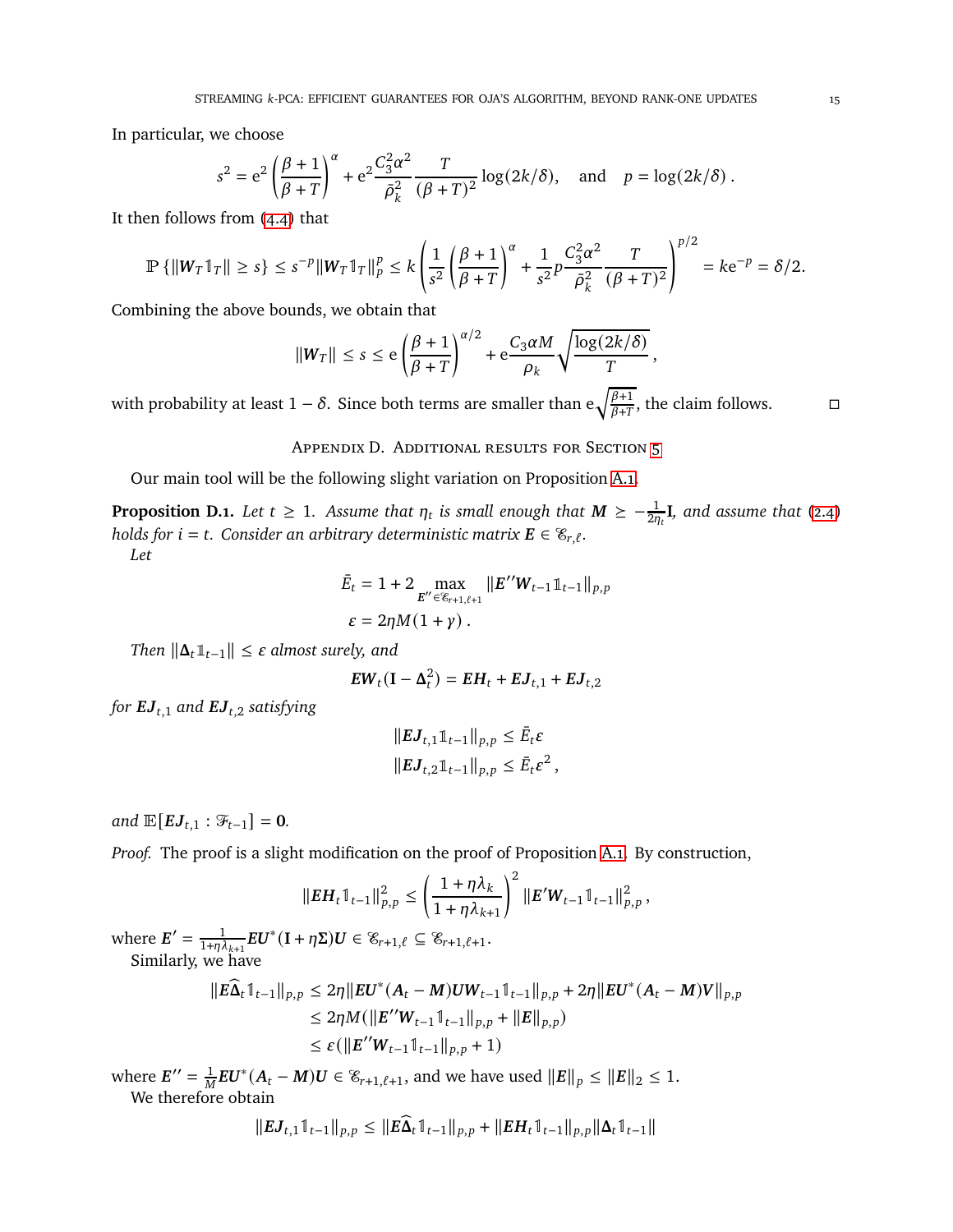In particular, we choose

$$s^2 = \mathrm{e}^2 \left(\frac{\beta+1}{\beta+T}\right)^{\alpha} + \mathrm{e}^2 \frac{C_3^2 \alpha^2}{\bar{\rho}_k^2} \frac{T}{(\beta+T)^2} \log(2k/\delta), \quad \text{and} \quad p = \log(2k/\delta)\,.$$

It then follows from (4.4) that

$$\mathbb{P}\left\{\|\boldsymbol{W}_T \mathbb{1}_T\| \geq s\right\} \leq s^{-p} \|\boldsymbol{W}_T \mathbb{1}_T\|_p^p \leq k \left(\frac{1}{s^2}\left(\frac{\beta+1}{\beta+T}\right)^{\alpha} + \frac{1}{s^2} p \frac{C_3^2\alpha^2}{\bar{\rho}_k^2} \frac{T}{(\beta+T)^2}\right)^{p/2} = k\mathrm{e}^{-p} = \delta/2.$$

Combining the above bounds, we obtain that

$$\|\boldsymbol{W}_T\| \leq s \leq \mathrm{e}\left(\frac{\beta+1}{\beta+T}\right)^{\alpha/2} + \mathrm{e}\frac{C_3 \alpha M}{\rho_k}\sqrt{\frac{\log(2k/\delta)}{T}}\,,$$

with probability at least $1-\delta$. Since both terms are smaller than $\mathrm{e}\sqrt{\frac{\beta+1}{\beta+T}}$, the claim follows. □

## Appendix D. Additional results for Section 5

Our main tool will be the following slight variation on Proposition A.1.

**Proposition D.1.** *Let $t \geq 1$. Assume that $\eta_t$ is small enough that $\boldsymbol{M} \geq -\frac{1}{2\eta_t}\mathbf{I}$, and assume that (2.4) holds for $i = t$. Consider an arbitrary deterministic matrix $\boldsymbol{E} \in \mathscr{E}_{r,\ell}$.*

*Let*

$$\bar{E}_t = 1 + 2 \max_{\boldsymbol{E}'' \in \mathscr{E}_{r+1,\ell+1}} \|\boldsymbol{E}''\boldsymbol{W}_{t-1}\mathbb{1}_{t-1}\|_{p,p}$$

$$\varepsilon = 2\eta M(1+\gamma)\,.$$

*Then $\|\boldsymbol{\Delta}_t \mathbb{1}_{t-1}\| \leq \varepsilon$ almost surely, and*

$$\boldsymbol{E}\boldsymbol{W}_t(\mathbf{I} - \boldsymbol{\Delta}_t^2) = \boldsymbol{E}\boldsymbol{H}_t + \boldsymbol{E}\boldsymbol{J}_{t,1} + \boldsymbol{E}\boldsymbol{J}_{t,2}$$

*for $\boldsymbol{E}\boldsymbol{J}_{t,1}$ and $\boldsymbol{E}\boldsymbol{J}_{t,2}$ satisfying*

$$\|\boldsymbol{E}\boldsymbol{J}_{t,1}\mathbb{1}_{t-1}\|_{p,p} \leq \bar{E}_t \varepsilon$$

$$\|\boldsymbol{E}\boldsymbol{J}_{t,2}\mathbb{1}_{t-1}\|_{p,p} \leq \bar{E}_t \varepsilon^2\,,$$

*and $\mathbb{E}[\boldsymbol{E}\boldsymbol{J}_{t,1} : \mathscr{F}_{t-1}] = \mathbf{0}$.*

*Proof.* The proof is a slight modification on the proof of Proposition A.1. By construction,

$$\|\boldsymbol{E}\boldsymbol{H}_t \mathbb{1}_{t-1}\|_{p,p}^2 \leq \left(\frac{1+\eta\lambda_k}{1+\eta\lambda_{k+1}}\right)^2 \|\boldsymbol{E}'\boldsymbol{W}_{t-1}\mathbb{1}_{t-1}\|_{p,p}^2\,,$$

where $\boldsymbol{E}' = \frac{1}{1+\eta\lambda_{k+1}}\boldsymbol{E}\boldsymbol{U}^*(\mathbf{I}+\eta\boldsymbol{\Sigma})\boldsymbol{U} \in \mathscr{E}_{r+1,\ell} \subseteq \mathscr{E}_{r+1,\ell+1}$.

Similarly, we have

$$\begin{aligned}
\|\boldsymbol{E}\widehat{\boldsymbol{\Delta}}_t \mathbb{1}_{t-1}\|_{p,p} &\leq 2\eta\|\boldsymbol{E}\boldsymbol{U}^*(\boldsymbol{A}_t - \boldsymbol{M})\boldsymbol{U}\boldsymbol{W}_{t-1}\mathbb{1}_{t-1}\|_{p,p} + 2\eta\|\boldsymbol{E}\boldsymbol{U}^*(\boldsymbol{A}_t - \boldsymbol{M})\boldsymbol{V}\|_{p,p} \\
&\leq 2\eta M(\|\boldsymbol{E}''\boldsymbol{W}_{t-1}\mathbb{1}_{t-1}\|_{p,p} + \|\boldsymbol{E}\|_{p,p}) \\
&\leq \varepsilon(\|\boldsymbol{E}''\boldsymbol{W}_{t-1}\mathbb{1}_{t-1}\|_{p,p} + 1)
\end{aligned}$$

where $\boldsymbol{E}'' = \frac{1}{M}\boldsymbol{E}\boldsymbol{U}^*(\boldsymbol{A}_t - \boldsymbol{M})\boldsymbol{U} \in \mathscr{E}_{r+1,\ell+1}$, and we have used $\|\boldsymbol{E}\|_p \leq \|\boldsymbol{E}\|_2 \leq 1$.

We therefore obtain

$$\|\boldsymbol{E}\boldsymbol{J}_{t,1}\mathbb{1}_{t-1}\|_{p,p} \leq \|\boldsymbol{E}\widehat{\boldsymbol{\Delta}}_t \mathbb{1}_{t-1}\|_{p,p} + \|\boldsymbol{E}\boldsymbol{H}_t\mathbb{1}_{t-1}\|_{p,p}\|\boldsymbol{\Delta}_t\mathbb{1}_{t-1}\|$$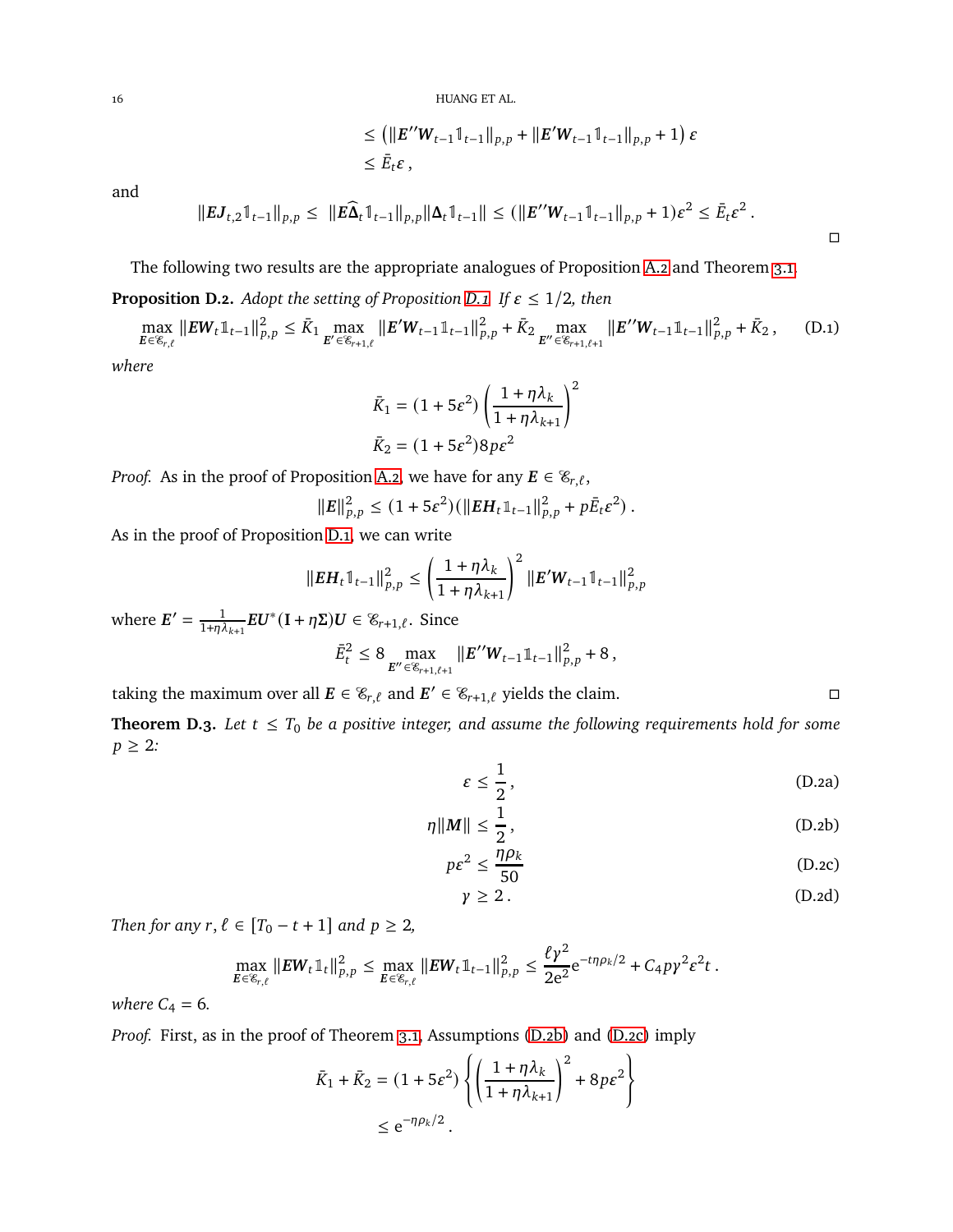$$
\begin{aligned}
&\leq \left(\|\boldsymbol{E}''\boldsymbol{W}_{t-1}\mathbb{1}_{t-1}\|_{p,p} + \|\boldsymbol{E}'\boldsymbol{W}_{t-1}\mathbb{1}_{t-1}\|_{p,p} + 1\right)\varepsilon \\
&\leq \bar{E}_t \varepsilon \,,
\end{aligned}
$$

and

$$
\|\boldsymbol{E}\boldsymbol{J}_{t,2}\mathbb{1}_{t-1}\|_{p,p} \leq \|\boldsymbol{E}\widehat{\boldsymbol{\Delta}}_t\mathbb{1}_{t-1}\|_{p,p}\|\boldsymbol{\Delta}_t\mathbb{1}_{t-1}\| \leq (\|\boldsymbol{E}''\boldsymbol{W}_{t-1}\mathbb{1}_{t-1}\|_{p,p}+1)\varepsilon^2 \leq \bar{E}_t\varepsilon^2 \,.
$$

□

The following two results are the appropriate analogues of Proposition A.2 and Theorem 3.1.

**Proposition D.2.** *Adopt the setting of Proposition D.1. If $\varepsilon \leq 1/2$, then*

$$
\max_{\boldsymbol{E}\in\mathscr{E}_{r,\ell}} \|\boldsymbol{E}\boldsymbol{W}_t\mathbb{1}_{t-1}\|_{p,p}^2 \leq \bar{K}_1 \max_{\boldsymbol{E}'\in\mathscr{E}_{r+1,\ell}} \|\boldsymbol{E}'\boldsymbol{W}_{t-1}\mathbb{1}_{t-1}\|_{p,p}^2 + \bar{K}_2 \max_{\boldsymbol{E}''\in\mathscr{E}_{r+1,\ell+1}} \|\boldsymbol{E}''\boldsymbol{W}_{t-1}\mathbb{1}_{t-1}\|_{p,p}^2 + \bar{K}_2 \,, \qquad \text{(D.1)}
$$

*where*

$$
\begin{aligned}
\bar{K}_1 &= (1+5\varepsilon^2)\left(\frac{1+\eta\lambda_k}{1+\eta\lambda_{k+1}}\right)^2 \\
\bar{K}_2 &= (1+5\varepsilon^2)8p\varepsilon^2
\end{aligned}
$$

*Proof.* As in the proof of Proposition A.2, we have for any $\boldsymbol{E} \in \mathscr{E}_{r,\ell}$,

$$
\|\boldsymbol{E}\|_{p,p}^2 \leq (1+5\varepsilon^2)(\|\boldsymbol{E}\boldsymbol{H}_t\mathbb{1}_{t-1}\|_{p,p}^2 + p\bar{E}_t\varepsilon^2)\,.
$$

As in the proof of Proposition D.1, we can write

$$
\|\boldsymbol{E}\boldsymbol{H}_t\mathbb{1}_{t-1}\|_{p,p}^2 \leq \left(\frac{1+\eta\lambda_k}{1+\eta\lambda_{k+1}}\right)^2 \|\boldsymbol{E}'\boldsymbol{W}_{t-1}\mathbb{1}_{t-1}\|_{p,p}^2
$$

where $\boldsymbol{E}' = \frac{1}{1+\eta\lambda_{k+1}}\boldsymbol{E}\boldsymbol{U}^*(\mathbf{I}+\eta\boldsymbol{\Sigma})\boldsymbol{U} \in \mathscr{E}_{r+1,\ell}$. Since

$$
\bar{E}_t^2 \leq 8 \max_{\boldsymbol{E}''\in\mathscr{E}_{r+1,\ell+1}} \|\boldsymbol{E}''\boldsymbol{W}_{t-1}\mathbb{1}_{t-1}\|_{p,p}^2 + 8\,,
$$

taking the maximum over all $\boldsymbol{E} \in \mathscr{E}_{r,\ell}$ and $\boldsymbol{E}' \in \mathscr{E}_{r+1,\ell}$ yields the claim. □

**Theorem D.3.** *Let $t \leq T_0$ be a positive integer, and assume the following requirements hold for some $p \geq 2$:*

$$
\varepsilon \leq \frac{1}{2}\,, \qquad \text{(D.2a)}
$$

$$
\eta\|\boldsymbol{M}\| \leq \frac{1}{2}\,, \qquad \text{(D.2b)}
$$

$$
p\varepsilon^2 \leq \frac{\eta\rho_k}{50} \qquad \text{(D.2c)}
$$

$$
\gamma \geq 2\,. \qquad \text{(D.2d)}
$$

*Then for any $r, \ell \in [T_0 - t + 1]$ and $p \geq 2$,*

$$
\max_{\boldsymbol{E}\in\mathscr{E}_{r,\ell}} \|\boldsymbol{E}\boldsymbol{W}_t\mathbb{1}_t\|_{p,p}^2 \leq \max_{\boldsymbol{E}\in\mathscr{E}_{r,\ell}} \|\boldsymbol{E}\boldsymbol{W}_t\mathbb{1}_{t-1}\|_{p,p}^2 \leq \frac{\ell\gamma^2}{2\mathrm{e}^2}\mathrm{e}^{-t\eta\rho_k/2} + C_4 p\gamma^2\varepsilon^2 t\,.
$$

*where $C_4 = 6$.*

*Proof.* First, as in the proof of Theorem 3.1, Assumptions (D.2b) and (D.2c) imply

$$
\begin{aligned}
\bar{K}_1 + \bar{K}_2 &= (1+5\varepsilon^2)\left\{\left(\frac{1+\eta\lambda_k}{1+\eta\lambda_{k+1}}\right)^2 + 8p\varepsilon^2\right\} \\
&\leq \mathrm{e}^{-\eta\rho_k/2}\,.
\end{aligned}
$$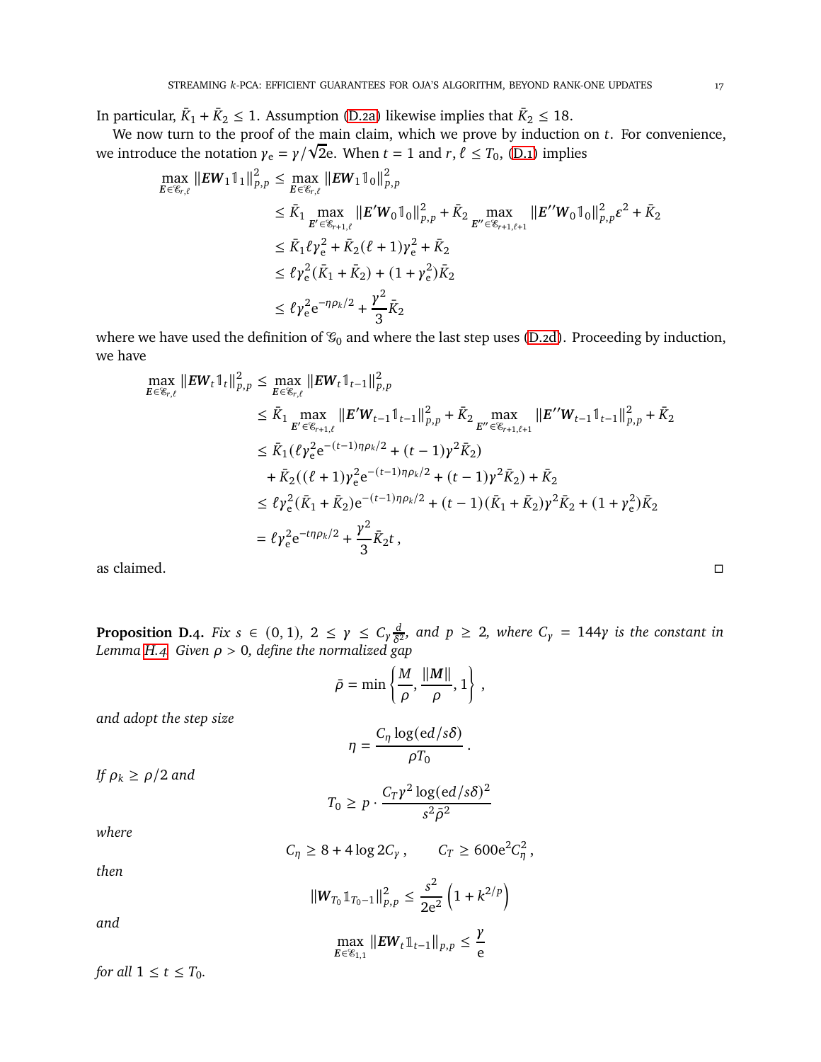In particular, $\bar{K}_1 + \bar{K}_2 \leq 1$. Assumption (D.2a) likewise implies that $\bar{K}_2 \leq 18$.

We now turn to the proof of the main claim, which we prove by induction on $t$. For convenience, we introduce the notation $\gamma_{\mathrm{e}} = \gamma/\sqrt{2}\mathrm{e}$. When $t = 1$ and $r, \ell \leq T_0$, (D.1) implies

$$
\begin{aligned}
\max_{\boldsymbol{E} \in \mathscr{E}_{r,\ell}} \|\boldsymbol{E}\boldsymbol{W}_1 \mathbb{1}_1\|_{p,p}^2 &\leq \max_{\boldsymbol{E} \in \mathscr{E}_{r,\ell}} \|\boldsymbol{E}\boldsymbol{W}_1 \mathbb{1}_0\|_{p,p}^2 \\
&\leq \bar{K}_1 \max_{\boldsymbol{E}' \in \mathscr{E}_{r+1,\ell}} \|\boldsymbol{E}'\boldsymbol{W}_0 \mathbb{1}_0\|_{p,p}^2 + \bar{K}_2 \max_{\boldsymbol{E}'' \in \mathscr{E}_{r+1,\ell+1}} \|\boldsymbol{E}''\boldsymbol{W}_0 \mathbb{1}_0\|_{p,p}^2 \varepsilon^2 + \bar{K}_2 \\
&\leq \bar{K}_1 \ell \gamma_{\mathrm{e}}^2 + \bar{K}_2 (\ell+1)\gamma_{\mathrm{e}}^2 + \bar{K}_2 \\
&\leq \ell \gamma_{\mathrm{e}}^2 (\bar{K}_1 + \bar{K}_2) + (1 + \gamma_{\mathrm{e}}^2)\bar{K}_2 \\
&\leq \ell \gamma_{\mathrm{e}}^2 \mathrm{e}^{-\eta\rho_k/2} + \frac{\gamma^2}{3}\bar{K}_2
\end{aligned}
$$

where we have used the definition of $\mathscr{G}_0$ and where the last step uses (D.2d). Proceeding by induction, we have

$$
\begin{aligned}
\max_{\boldsymbol{E} \in \mathscr{E}_{r,\ell}} \|\boldsymbol{E}\boldsymbol{W}_t \mathbb{1}_t\|_{p,p}^2 &\leq \max_{\boldsymbol{E} \in \mathscr{E}_{r,\ell}} \|\boldsymbol{E}\boldsymbol{W}_t \mathbb{1}_{t-1}\|_{p,p}^2 \\
&\leq \bar{K}_1 \max_{\boldsymbol{E}' \in \mathscr{E}_{r+1,\ell}} \|\boldsymbol{E}'\boldsymbol{W}_{t-1} \mathbb{1}_{t-1}\|_{p,p}^2 + \bar{K}_2 \max_{\boldsymbol{E}'' \in \mathscr{E}_{r+1,\ell+1}} \|\boldsymbol{E}''\boldsymbol{W}_{t-1} \mathbb{1}_{t-1}\|_{p,p}^2 + \bar{K}_2 \\
&\leq \bar{K}_1 (\ell \gamma_{\mathrm{e}}^2 \mathrm{e}^{-(t-1)\eta\rho_k/2} + (t-1)\gamma^2 \bar{K}_2) \\
&\quad + \bar{K}_2 ((\ell+1)\gamma_{\mathrm{e}}^2 \mathrm{e}^{-(t-1)\eta\rho_k/2} + (t-1)\gamma^2 \bar{K}_2) + \bar{K}_2 \\
&\leq \ell \gamma_{\mathrm{e}}^2 (\bar{K}_1 + \bar{K}_2) \mathrm{e}^{-(t-1)\eta\rho_k/2} + (t-1)(\bar{K}_1 + \bar{K}_2)\gamma^2 \bar{K}_2 + (1 + \gamma_{\mathrm{e}}^2)\bar{K}_2 \\
&= \ell \gamma_{\mathrm{e}}^2 \mathrm{e}^{-t\eta\rho_k/2} + \frac{\gamma^2}{3}\bar{K}_2 t\,,
\end{aligned}
$$

as claimed. ◻

**Proposition D.4.** *Fix $s \in (0,1)$, $2 \leq \gamma \leq C_\gamma \frac{d}{\delta^2}$, and $p \geq 2$, where $C_\gamma = 144\gamma$ is the constant in Lemma H.4. Given $\rho > 0$, define the normalized gap*

$$
\bar{\rho} = \min\left\{\frac{M}{\rho}, \frac{\|\boldsymbol{M}\|}{\rho}, 1\right\}\,,
$$

*and adopt the step size*

$$
\eta = \frac{C_\eta \log(\mathrm{e}d/s\delta)}{\rho T_0}\,.
$$

*If $\rho_k \geq \rho/2$ and*

$$
T_0 \geq p \cdot \frac{C_T \gamma^2 \log(\mathrm{e}d/s\delta)^2}{s^2 \bar{\rho}^2}
$$

*where*

$$
C_\eta \geq 8 + 4\log 2C_\gamma\,, \qquad C_T \geq 600\mathrm{e}^2 C_\eta^2\,,
$$

*then*

$$
\|\boldsymbol{W}_{T_0} \mathbb{1}_{T_0 - 1}\|_{p,p}^2 \leq \frac{s^2}{2\mathrm{e}^2}\left(1 + k^{2/p}\right)
$$

*and*

$$
\max_{\boldsymbol{E} \in \mathscr{E}_{1,1}} \|\boldsymbol{E}\boldsymbol{W}_t \mathbb{1}_{t-1}\|_{p,p} \leq \frac{\gamma}{\mathrm{e}}
$$

*for all $1 \leq t \leq T_0$.*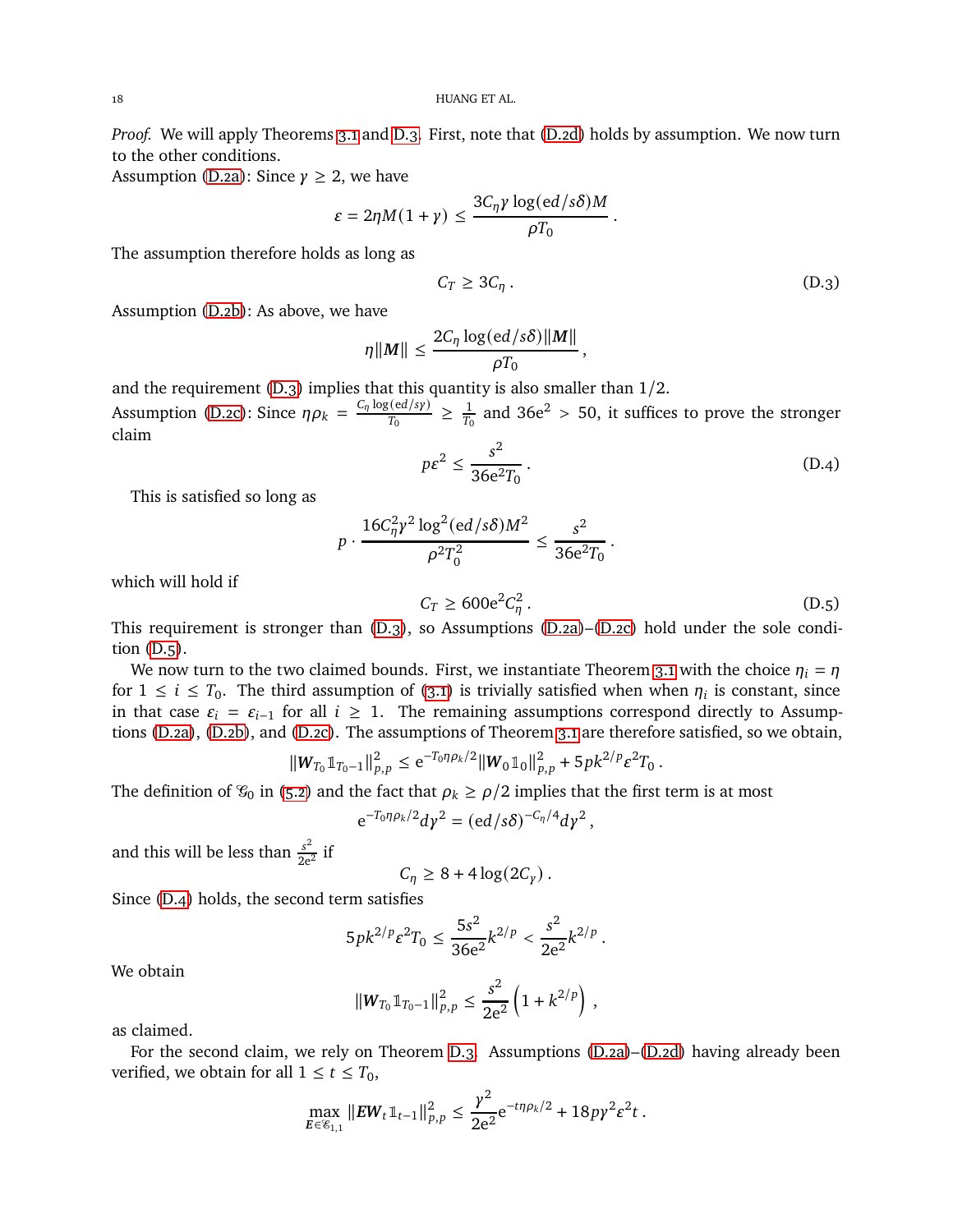*Proof.* We will apply Theorems 3.1 and D.3. First, note that (D.2d) holds by assumption. We now turn to the other conditions.

Assumption (D.2a): Since $\gamma \geq 2$, we have

$$\varepsilon = 2\eta M(1+\gamma) \leq \frac{3C_\eta \gamma \log(\mathrm{e}d/s\delta) M}{\rho T_0}\,.$$

The assumption therefore holds as long as

$$C_T \geq 3C_\eta\,. \tag{D.3}$$

Assumption (D.2b): As above, we have

$$\eta \|\boldsymbol{M}\| \leq \frac{2C_\eta \log(\mathrm{e}d/s\delta)\|\boldsymbol{M}\|}{\rho T_0}\,,$$

and the requirement (D.3) implies that this quantity is also smaller than $1/2$.

Assumption (D.2c): Since $\eta\rho_k = \frac{C_\eta \log(\mathrm{e}d/s\gamma)}{T_0} \geq \frac{1}{T_0}$ and $36\mathrm{e}^2 > 50$, it suffices to prove the stronger claim

$$p\varepsilon^2 \leq \frac{s^2}{36\mathrm{e}^2 T_0}\,. \tag{D.4}$$

This is satisfied so long as

$$p \cdot \frac{16C_\eta^2 \gamma^2 \log^2(\mathrm{e}d/s\delta) M^2}{\rho^2 T_0^2} \leq \frac{s^2}{36\mathrm{e}^2 T_0}\,.$$

which will hold if

$$C_T \geq 600\mathrm{e}^2 C_\eta^2\,. \tag{D.5}$$

This requirement is stronger than (D.3), so Assumptions (D.2a)–(D.2c) hold under the sole condition (D.5).

We now turn to the two claimed bounds. First, we instantiate Theorem 3.1 with the choice $\eta_i = \eta$ for $1 \leq i \leq T_0$. The third assumption of (3.1) is trivially satisfied when when $\eta_i$ is constant, since in that case $\varepsilon_i = \varepsilon_{i-1}$ for all $i \geq 1$. The remaining assumptions correspond directly to Assumptions (D.2a), (D.2b), and (D.2c). The assumptions of Theorem 3.1 are therefore satisfied, so we obtain,

$$\|\boldsymbol{W}_{T_0}\mathbb{1}_{T_0-1}\|_{p,p}^2 \leq \mathrm{e}^{-T_0\eta\rho_k/2}\|\boldsymbol{W}_0\mathbb{1}_0\|_{p,p}^2 + 5pk^{2/p}\varepsilon^2 T_0\,.$$

The definition of $\mathscr{G}_0$ in (5.2) and the fact that $\rho_k \geq \rho/2$ implies that the first term is at most

$$\mathrm{e}^{-T_0\eta\rho_k/2} d\gamma^2 = (\mathrm{e}d/s\delta)^{-C_\eta/4} d\gamma^2\,,$$

and this will be less than $\frac{s^2}{2\mathrm{e}^2}$ if

$$C_\eta \geq 8 + 4\log(2C_\gamma)\,.$$

Since (D.4) holds, the second term satisfies

$$5pk^{2/p}\varepsilon^2 T_0 \leq \frac{5s^2}{36\mathrm{e}^2}k^{2/p} < \frac{s^2}{2\mathrm{e}^2}k^{2/p}\,.$$

We obtain

$$\|\boldsymbol{W}_{T_0}\mathbb{1}_{T_0-1}\|_{p,p}^2 \leq \frac{s^2}{2\mathrm{e}^2}\left(1 + k^{2/p}\right)\,,$$

as claimed.

For the second claim, we rely on Theorem D.3. Assumptions (D.2a)–(D.2d) having already been verified, we obtain for all $1 \leq t \leq T_0$,

$$\max_{\boldsymbol{E}\in\mathscr{E}_{1,1}} \|\boldsymbol{E}\boldsymbol{W}_t\mathbb{1}_{t-1}\|_{p,p}^2 \leq \frac{\gamma^2}{2\mathrm{e}^2}\mathrm{e}^{-t\eta\rho_k/2} + 18p\gamma^2\varepsilon^2 t\,.$$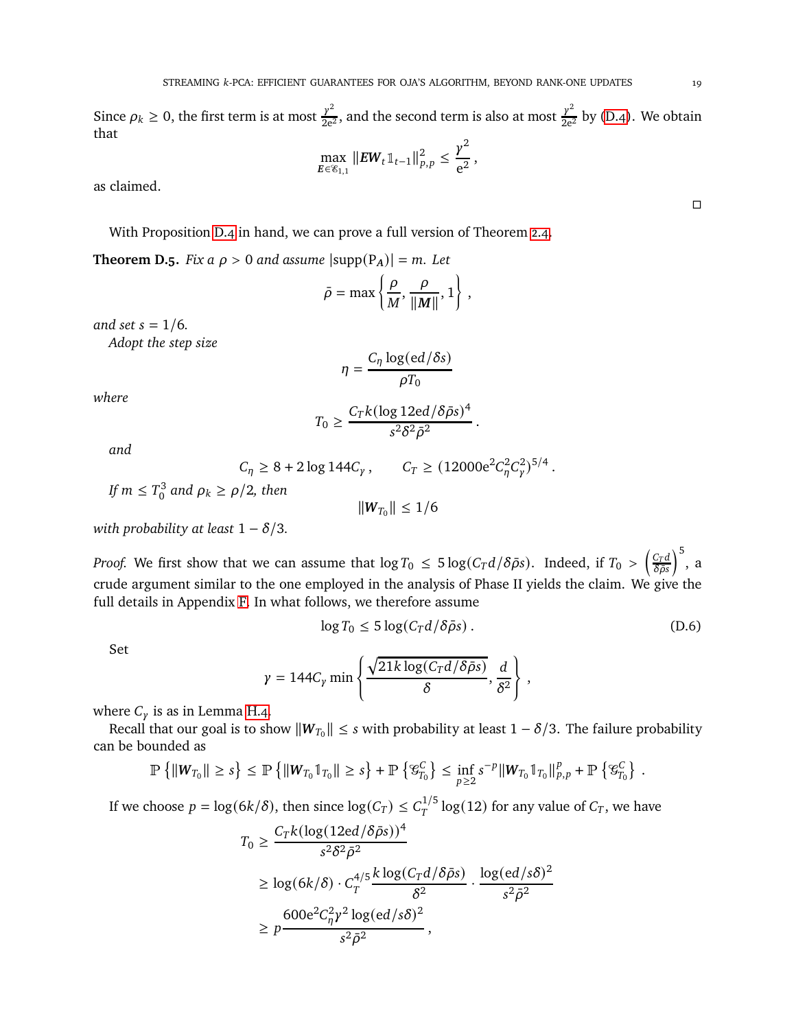Since $\rho_k \geq 0$, the first term is at most $\frac{\gamma^2}{2e^2}$, and the second term is also at most $\frac{\gamma^2}{2e^2}$ by (D.4). We obtain that

$$\max_{\boldsymbol{E} \in \mathscr{E}_{1,1}} \|\boldsymbol{E}\boldsymbol{W}_t \mathbb{1}_{t-1}\|_{p,p}^2 \leq \frac{\gamma^2}{e^2},$$

as claimed.

□

With Proposition D.4 in hand, we can prove a full version of Theorem 2.4.

**Theorem D.5.** *Fix a $\rho > 0$ and assume $|\text{supp}(P_{\boldsymbol{A}})| = m$. Let*

$$\bar{\rho} = \max\left\{\frac{\rho}{M}, \frac{\rho}{\|\boldsymbol{M}\|}, 1\right\},$$

*and set $s = 1/6$.*

*Adopt the step size*

$$\eta = \frac{C_\eta \log(ed/\delta s)}{\rho T_0}$$

*where*

$$T_0 \geq \frac{C_T k (\log 12ed/\delta\bar{\rho}s)^4}{s^2\delta^2\bar{\rho}^2}.$$

*and*

$$C_\eta \geq 8 + 2\log 144 C_\gamma, \qquad C_T \geq (12000e^2 C_\eta^2 C_\gamma^2)^{5/4}.$$

*If $m \leq T_0^3$ and $\rho_k \geq \rho/2$, then*

$$\|\boldsymbol{W}_{T_0}\| \leq 1/6$$

*with probability at least $1 - \delta/3$.*

*Proof.* We first show that we can assume that $\log T_0 \leq 5\log(C_T d/\delta\bar{\rho}s)$. Indeed, if $T_0 > \left(\frac{C_T d}{\delta\bar{\rho}s}\right)^5$, a crude argument similar to the one employed in the analysis of Phase II yields the claim. We give the full details in Appendix F. In what follows, we therefore assume

$$\log T_0 \leq 5\log(C_T d/\delta\bar{\rho}s). \tag{D.6}$$

Set

$$\gamma = 144 C_\gamma \min\left\{\frac{\sqrt{21k\log(C_T d/\delta\bar{\rho}s)}}{\delta}, \frac{d}{\delta^2}\right\},$$

where $C_\gamma$ is as in Lemma H.4.

Recall that our goal is to show $\|\boldsymbol{W}_{T_0}\| \leq s$ with probability at least $1 - \delta/3$. The failure probability can be bounded as

$$\mathbb{P}\left\{\|\boldsymbol{W}_{T_0}\| \geq s\right\} \leq \mathbb{P}\left\{\|\boldsymbol{W}_{T_0}\mathbb{1}_{T_0}\| \geq s\right\} + \mathbb{P}\left\{\mathscr{G}_{T_0}^C\right\} \leq \inf_{p\geq 2} s^{-p}\|\boldsymbol{W}_{T_0}\mathbb{1}_{T_0}\|_{p,p}^p + \mathbb{P}\left\{\mathscr{G}_{T_0}^C\right\}.$$

If we choose $p = \log(6k/\delta)$, then since $\log(C_T) \leq C_T^{1/5}\log(12)$ for any value of $C_T$, we have

$$\begin{aligned}
T_0 &\geq \frac{C_T k(\log(12ed/\delta\bar{\rho}s))^4}{s^2\delta^2\bar{\rho}^2} \\
&\geq \log(6k/\delta) \cdot C_T^{4/5}\frac{k\log(C_T d/\delta\bar{\rho}s)}{\delta^2} \cdot \frac{\log(ed/s\delta)^2}{s^2\bar{\rho}^2} \\
&\geq p\frac{600e^2 C_\eta^2\gamma^2\log(ed/s\delta)^2}{s^2\bar{\rho}^2},
\end{aligned}$$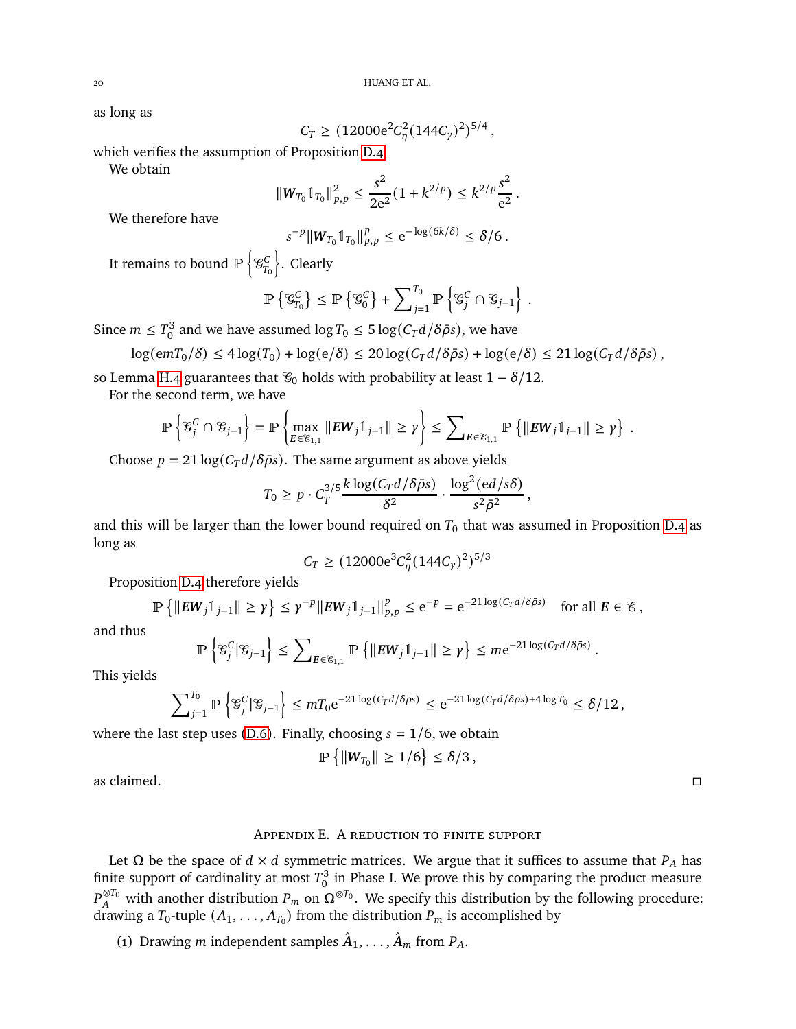as long as

$$C_T \geq (12000\mathrm{e}^2 C_\eta^2 (144 C_\gamma)^2)^{5/4}\,,$$

which verifies the assumption of Proposition D.4.

We obtain

$$\|\boldsymbol{W}_{T_0} \mathbb{1}_{T_0}\|_{p,p}^2 \leq \frac{s^2}{2\mathrm{e}^2}(1 + k^{2/p}) \leq k^{2/p} \frac{s^2}{\mathrm{e}^2}\,.$$

We therefore have

$$s^{-p} \|\boldsymbol{W}_{T_0} \mathbb{1}_{T_0}\|_{p,p}^p \leq \mathrm{e}^{-\log(6k/\delta)} \leq \delta/6\,.$$

It remains to bound $\mathbb{P}\left\{\mathscr{G}_{T_0}^C\right\}$. Clearly

$$\mathbb{P}\left\{\mathscr{G}_{T_0}^C\right\} \leq \mathbb{P}\left\{\mathscr{G}_0^C\right\} + \sum_{j=1}^{T_0} \mathbb{P}\left\{\mathscr{G}_j^C \cap \mathscr{G}_{j-1}\right\}\,.$$

Since $m \leq T_0^3$ and we have assumed $\log T_0 \leq 5 \log(C_T d/\delta \bar{\rho} s)$, we have

$$\log(\mathrm{e} m T_0/\delta) \leq 4\log(T_0) + \log(\mathrm{e}/\delta) \leq 20 \log(C_T d/\delta \bar{\rho} s) + \log(\mathrm{e}/\delta) \leq 21 \log(C_T d/\delta \bar{\rho} s)\,,$$

so Lemma H.4 guarantees that $\mathscr{G}_0$ holds with probability at least $1 - \delta/12$.

For the second term, we have

$$\mathbb{P}\left\{\mathscr{G}_j^C \cap \mathscr{G}_{j-1}\right\} = \mathbb{P}\left\{\max_{\boldsymbol{E} \in \mathscr{E}_{1,1}} \|\boldsymbol{E}\boldsymbol{W}_j \mathbb{1}_{j-1}\| \geq \gamma\right\} \leq \sum_{\boldsymbol{E} \in \mathscr{E}_{1,1}} \mathbb{P}\left\{\|\boldsymbol{E}\boldsymbol{W}_j \mathbb{1}_{j-1}\| \geq \gamma\right\}\,.$$

Choose $p = 21 \log(C_T d/\delta \bar{\rho} s)$. The same argument as above yields

$$T_0 \geq p \cdot C_T^{3/5} \frac{k \log(C_T d/\delta \bar{\rho} s)}{\delta^2} \cdot \frac{\log^2(\mathrm{e}d/s\delta)}{s^2 \bar{\rho}^2}\,,$$

and this will be larger than the lower bound required on $T_0$ that was assumed in Proposition D.4 as long as

$$C_T \geq (12000\mathrm{e}^3 C_\eta^2 (144 C_\gamma)^2)^{5/3}$$

Proposition D.4 therefore yields

$$\mathbb{P}\left\{\|\boldsymbol{E}\boldsymbol{W}_j \mathbb{1}_{j-1}\| \geq \gamma\right\} \leq \gamma^{-p} \|\boldsymbol{E}\boldsymbol{W}_j \mathbb{1}_{j-1}\|_{p,p}^p \leq \mathrm{e}^{-p} = \mathrm{e}^{-21 \log(C_T d/\delta \bar{\rho} s)} \quad \text{for all } \boldsymbol{E} \in \mathscr{E}\,,$$

and thus

$$\mathbb{P}\left\{\mathscr{G}_j^C | \mathscr{G}_{j-1}\right\} \leq \sum_{\boldsymbol{E} \in \mathscr{E}_{1,1}} \mathbb{P}\left\{\|\boldsymbol{E}\boldsymbol{W}_j \mathbb{1}_{j-1}\| \geq \gamma\right\} \leq m \mathrm{e}^{-21 \log(C_T d/\delta \bar{\rho} s)}\,.$$

This yields

$$\sum_{j=1}^{T_0} \mathbb{P}\left\{\mathscr{G}_j^C | \mathscr{G}_{j-1}\right\} \leq m T_0 \mathrm{e}^{-21 \log(C_T d/\delta \bar{\rho} s)} \leq \mathrm{e}^{-21 \log(C_T d/\delta \bar{\rho} s) + 4 \log T_0} \leq \delta/12\,,$$

where the last step uses (D.6). Finally, choosing $s = 1/6$, we obtain

$$\mathbb{P}\left\{\|\boldsymbol{W}_{T_0}\| \geq 1/6\right\} \leq \delta/3\,,$$

as claimed. ◻

## Appendix E. A reduction to finite support

Let $\Omega$ be the space of $d \times d$ symmetric matrices. We argue that it suffices to assume that $P_A$ has finite support of cardinality at most $T_0^3$ in Phase I. We prove this by comparing the product measure $P_A^{\otimes T_0}$ with another distribution $P_m$ on $\Omega^{\otimes T_0}$. We specify this distribution by the following procedure: drawing a $T_0$-tuple $(A_1, \ldots, A_{T_0})$ from the distribution $P_m$ is accomplished by

(1) Drawing $m$ independent samples $\hat{\boldsymbol{A}}_1, \ldots, \hat{\boldsymbol{A}}_m$ from $P_A$.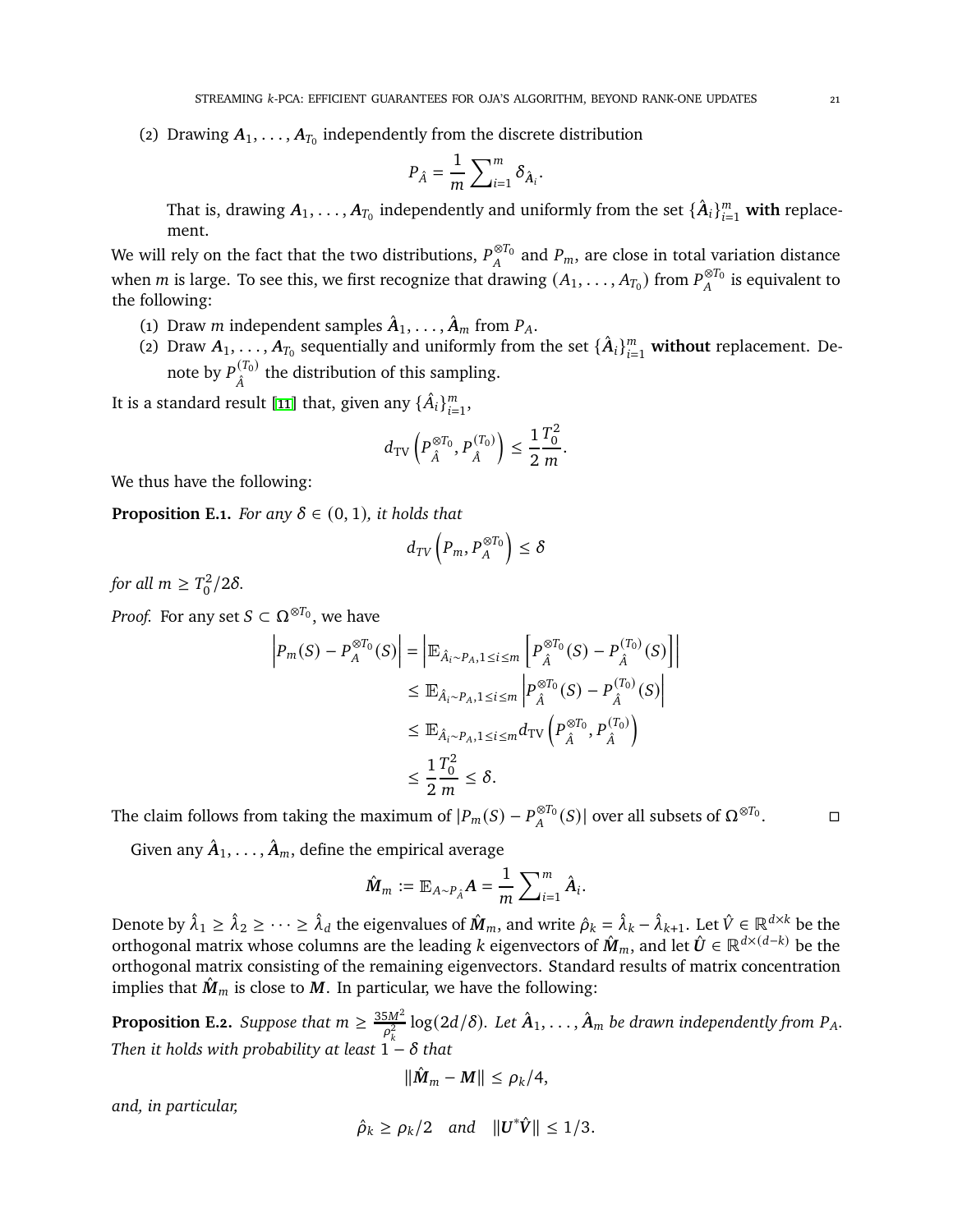(2) Drawing $\boldsymbol{A}_1, \ldots, \boldsymbol{A}_{T_0}$ independently from the discrete distribution

$$P_{\hat{A}} = \frac{1}{m} \sum_{i=1}^{m} \delta_{\hat{\boldsymbol{A}}_i}.$$

That is, drawing $\boldsymbol{A}_1, \ldots, \boldsymbol{A}_{T_0}$ independently and uniformly from the set $\{\hat{\boldsymbol{A}}_i\}_{i=1}^m$ **with** replacement.

We will rely on the fact that the two distributions, $P_A^{\otimes T_0}$ and $P_m$, are close in total variation distance when $m$ is large. To see this, we first recognize that drawing $(A_1, \ldots, A_{T_0})$ from $P_A^{\otimes T_0}$ is equivalent to the following:

(1) Draw $m$ independent samples $\hat{\boldsymbol{A}}_1, \ldots, \hat{\boldsymbol{A}}_m$ from $P_A$.

(2) Draw $\boldsymbol{A}_1, \ldots, \boldsymbol{A}_{T_0}$ sequentially and uniformly from the set $\{\hat{\boldsymbol{A}}_i\}_{i=1}^m$ **without** replacement. Denote by $P_{\hat{A}}^{(T_0)}$ the distribution of this sampling.

It is a standard result [11] that, given any $\{\hat{A}_i\}_{i=1}^m$,

$$d_{\text{TV}}\left(P_{\hat{A}}^{\otimes T_0}, P_{\hat{A}}^{(T_0)}\right) \leq \frac{1}{2}\frac{T_0^2}{m}.$$

We thus have the following:

**Proposition E.1.** *For any $\delta \in (0, 1)$, it holds that*

$$d_{TV}\left(P_m, P_A^{\otimes T_0}\right) \leq \delta$$

*for all $m \geq T_0^2/2\delta$.*

*Proof.* For any set $S \subset \Omega^{\otimes T_0}$, we have

$$\begin{aligned}
\left|P_m(S) - P_A^{\otimes T_0}(S)\right| &= \left|\mathbb{E}_{\hat{A}_i \sim P_A, 1 \leq i \leq m}\left[P_{\hat{A}}^{\otimes T_0}(S) - P_{\hat{A}}^{(T_0)}(S)\right]\right| \\
&\leq \mathbb{E}_{\hat{A}_i \sim P_A, 1 \leq i \leq m}\left|P_{\hat{A}}^{\otimes T_0}(S) - P_{\hat{A}}^{(T_0)}(S)\right| \\
&\leq \mathbb{E}_{\hat{A}_i \sim P_A, 1 \leq i \leq m} d_{\text{TV}}\left(P_{\hat{A}}^{\otimes T_0}, P_{\hat{A}}^{(T_0)}\right) \\
&\leq \frac{1}{2}\frac{T_0^2}{m} \leq \delta.
\end{aligned}$$

The claim follows from taking the maximum of $|P_m(S) - P_A^{\otimes T_0}(S)|$ over all subsets of $\Omega^{\otimes T_0}$. $\square$

Given any $\hat{\boldsymbol{A}}_1, \ldots, \hat{\boldsymbol{A}}_m$, define the empirical average

$$\hat{\boldsymbol{M}}_m := \mathbb{E}_{A \sim P_{\hat{A}}} \boldsymbol{A} = \frac{1}{m} \sum_{i=1}^{m} \hat{\boldsymbol{A}}_i.$$

Denote by $\hat{\lambda}_1 \geq \hat{\lambda}_2 \geq \cdots \geq \hat{\lambda}_d$ the eigenvalues of $\hat{\boldsymbol{M}}_m$, and write $\hat{\rho}_k = \hat{\lambda}_k - \hat{\lambda}_{k+1}$. Let $\hat{V} \in \mathbb{R}^{d \times k}$ be the orthogonal matrix whose columns are the leading $k$ eigenvectors of $\hat{\boldsymbol{M}}_m$, and let $\hat{\boldsymbol{U}} \in \mathbb{R}^{d \times (d-k)}$ be the orthogonal matrix consisting of the remaining eigenvectors. Standard results of matrix concentration implies that $\hat{\boldsymbol{M}}_m$ is close to $\boldsymbol{M}$. In particular, we have the following:

**Proposition E.2.** *Suppose that $m \geq \frac{35M^2}{\rho_k^2} \log(2d/\delta)$. Let $\hat{\boldsymbol{A}}_1, \ldots, \hat{\boldsymbol{A}}_m$ be drawn independently from $P_A$. Then it holds with probability at least $1 - \delta$ that*

$$\|\hat{\boldsymbol{M}}_m - \boldsymbol{M}\| \leq \rho_k/4,$$

*and, in particular,*

$$\hat{\rho}_k \geq \rho_k/2 \quad \text{and} \quad \|\boldsymbol{U}^* \hat{\boldsymbol{V}}\| \leq 1/3.$$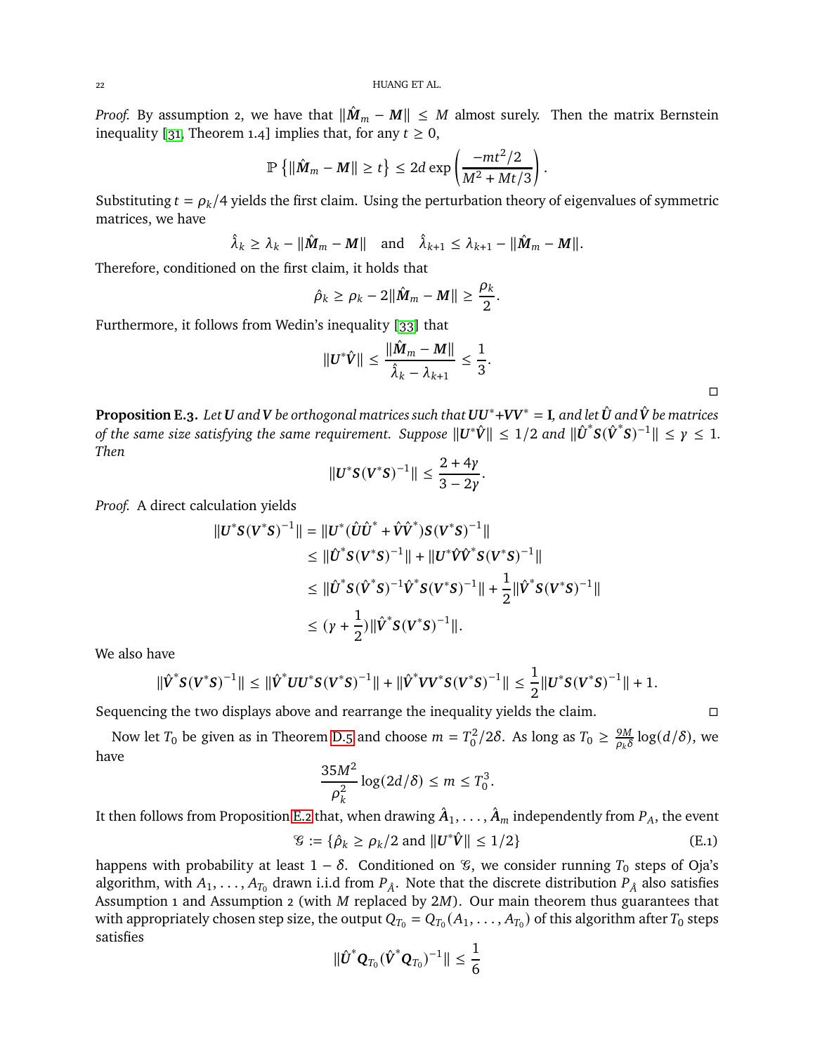*Proof.* By assumption 2, we have that $\|\hat{\boldsymbol{M}}_m - \boldsymbol{M}\| \le M$ almost surely. Then the matrix Bernstein inequality [31, Theorem 1.4] implies that, for any $t \ge 0$,

$$\mathbb{P}\left\{\|\hat{\boldsymbol{M}}_m - \boldsymbol{M}\| \ge t\right\} \le 2d \exp\left(\frac{-mt^2/2}{M^2 + Mt/3}\right).$$

Substituting $t = \rho_k/4$ yields the first claim. Using the perturbation theory of eigenvalues of symmetric matrices, we have

$$\hat{\lambda}_k \ge \lambda_k - \|\hat{\boldsymbol{M}}_m - \boldsymbol{M}\| \quad \text{and} \quad \hat{\lambda}_{k+1} \le \lambda_{k+1} - \|\hat{\boldsymbol{M}}_m - \boldsymbol{M}\|.$$

Therefore, conditioned on the first claim, it holds that

$$\hat{\rho}_k \ge \rho_k - 2\|\hat{\boldsymbol{M}}_m - \boldsymbol{M}\| \ge \frac{\rho_k}{2}.$$

Furthermore, it follows from Wedin's inequality [33] that

$$\|\boldsymbol{U}^*\hat{\boldsymbol{V}}\| \le \frac{\|\hat{\boldsymbol{M}}_m - \boldsymbol{M}\|}{\hat{\lambda}_k - \lambda_{k+1}} \le \frac{1}{3}.$$

□

**Proposition E.3.** *Let $\boldsymbol{U}$ and $\boldsymbol{V}$ be orthogonal matrices such that $\boldsymbol{U}\boldsymbol{U}^* + \boldsymbol{V}\boldsymbol{V}^* = \mathbf{I}$, and let $\hat{\boldsymbol{U}}$ and $\hat{\boldsymbol{V}}$ be matrices of the same size satisfying the same requirement. Suppose $\|\boldsymbol{U}^*\hat{\boldsymbol{V}}\| \le 1/2$ and $\|\hat{\boldsymbol{U}}^*\boldsymbol{S}(\hat{\boldsymbol{V}}^*\boldsymbol{S})^{-1}\| \le \gamma \le 1$. Then*

$$\|\boldsymbol{U}^*\boldsymbol{S}(\boldsymbol{V}^*\boldsymbol{S})^{-1}\| \le \frac{2 + 4\gamma}{3 - 2\gamma}.$$

*Proof.* A direct calculation yields

$$\begin{aligned}
\|\boldsymbol{U}^*\boldsymbol{S}(\boldsymbol{V}^*\boldsymbol{S})^{-1}\| &= \|\boldsymbol{U}^*(\hat{\boldsymbol{U}}\hat{\boldsymbol{U}}^* + \hat{\boldsymbol{V}}\hat{\boldsymbol{V}}^*)\boldsymbol{S}(\boldsymbol{V}^*\boldsymbol{S})^{-1}\| \\
&\le \|\hat{\boldsymbol{U}}^*\boldsymbol{S}(\boldsymbol{V}^*\boldsymbol{S})^{-1}\| + \|\boldsymbol{U}^*\hat{\boldsymbol{V}}\hat{\boldsymbol{V}}^*\boldsymbol{S}(\boldsymbol{V}^*\boldsymbol{S})^{-1}\| \\
&\le \|\hat{\boldsymbol{U}}^*\boldsymbol{S}(\hat{\boldsymbol{V}}^*\boldsymbol{S})^{-1}\hat{\boldsymbol{V}}^*\boldsymbol{S}(\boldsymbol{V}^*\boldsymbol{S})^{-1}\| + \frac{1}{2}\|\hat{\boldsymbol{V}}^*\boldsymbol{S}(\boldsymbol{V}^*\boldsymbol{S})^{-1}\| \\
&\le (\gamma + \frac{1}{2})\|\hat{\boldsymbol{V}}^*\boldsymbol{S}(\boldsymbol{V}^*\boldsymbol{S})^{-1}\|.
\end{aligned}$$

We also have

$$\|\hat{\boldsymbol{V}}^*\boldsymbol{S}(\boldsymbol{V}^*\boldsymbol{S})^{-1}\| \le \|\hat{\boldsymbol{V}}^*\boldsymbol{U}\boldsymbol{U}^*\boldsymbol{S}(\boldsymbol{V}^*\boldsymbol{S})^{-1}\| + \|\hat{\boldsymbol{V}}^*\boldsymbol{V}\boldsymbol{V}^*\boldsymbol{S}(\boldsymbol{V}^*\boldsymbol{S})^{-1}\| \le \frac{1}{2}\|\boldsymbol{U}^*\boldsymbol{S}(\boldsymbol{V}^*\boldsymbol{S})^{-1}\| + 1.$$

Sequencing the two displays above and rearrange the inequality yields the claim. □

Now let $T_0$ be given as in Theorem D.5 and choose $m = T_0^2/2\delta$. As long as $T_0 \ge \frac{9M}{\rho_k\delta}\log(d/\delta)$, we have

$$\frac{35M^2}{\rho_k^2}\log(2d/\delta) \le m \le T_0^3.$$

It then follows from Proposition E.2 that, when drawing $\hat{\boldsymbol{A}}_1, \ldots, \hat{\boldsymbol{A}}_m$ independently from $P_A$, the event

$$\mathcal{G} := \{\hat{\rho}_k \ge \rho_k/2 \text{ and } \|\boldsymbol{U}^*\hat{\boldsymbol{V}}\| \le 1/2\} \tag{E.1}$$

happens with probability at least $1 - \delta$. Conditioned on $\mathcal{G}$, we consider running $T_0$ steps of Oja's algorithm, with $A_1, \ldots, A_{T_0}$ drawn i.i.d from $P_{\hat{A}}$. Note that the discrete distribution $P_{\hat{A}}$ also satisfies Assumption 1 and Assumption 2 (with $M$ replaced by $2M$). Our main theorem thus guarantees that with appropriately chosen step size, the output $Q_{T_0} = Q_{T_0}(A_1, \ldots, A_{T_0})$ of this algorithm after $T_0$ steps satisfies

$$\|\hat{\boldsymbol{U}}^*\boldsymbol{Q}_{T_0}(\hat{\boldsymbol{V}}^*\boldsymbol{Q}_{T_0})^{-1}\| \le \frac{1}{6}$$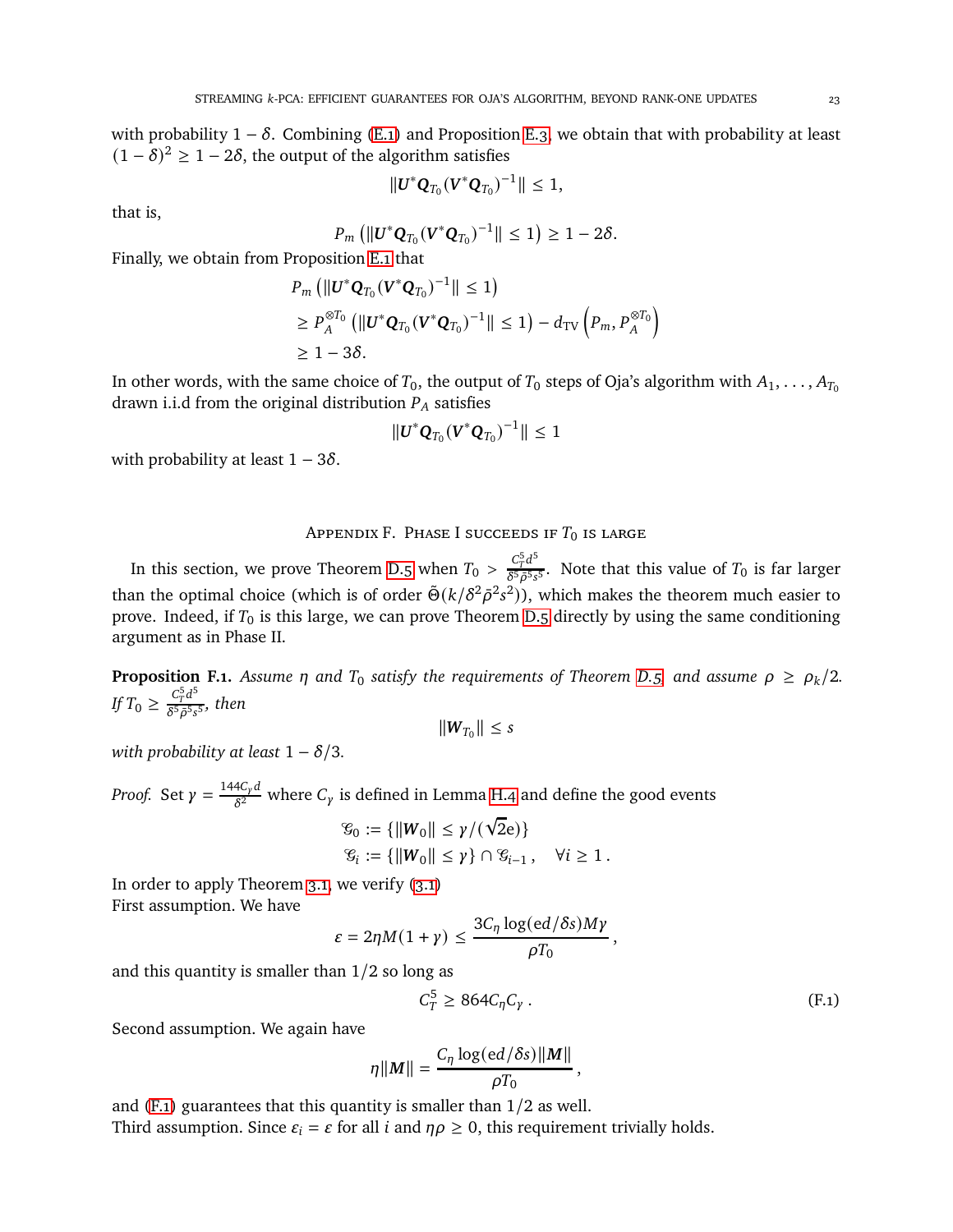with probability $1-\delta$. Combining (E.1) and Proposition E.3, we obtain that with probability at least $(1-\delta)^2 \geq 1-2\delta$, the output of the algorithm satisfies

$$\|\boldsymbol{U}^*\boldsymbol{Q}_{T_0}(\boldsymbol{V}^*\boldsymbol{Q}_{T_0})^{-1}\| \leq 1,$$

that is,

$$P_m\left(\|\boldsymbol{U}^*\boldsymbol{Q}_{T_0}(\boldsymbol{V}^*\boldsymbol{Q}_{T_0})^{-1}\| \leq 1\right) \geq 1-2\delta.$$

Finally, we obtain from Proposition E.1 that

$$\begin{aligned}
&P_m\left(\|\boldsymbol{U}^*\boldsymbol{Q}_{T_0}(\boldsymbol{V}^*\boldsymbol{Q}_{T_0})^{-1}\| \leq 1\right) \\
&\geq P_A^{\otimes T_0}\left(\|\boldsymbol{U}^*\boldsymbol{Q}_{T_0}(\boldsymbol{V}^*\boldsymbol{Q}_{T_0})^{-1}\| \leq 1\right) - d_{\mathrm{TV}}\left(P_m, P_A^{\otimes T_0}\right) \\
&\geq 1-3\delta.
\end{aligned}$$

In other words, with the same choice of $T_0$, the output of $T_0$ steps of Oja's algorithm with $A_1,\ldots,A_{T_0}$ drawn i.i.d from the original distribution $P_A$ satisfies

$$\|\boldsymbol{U}^*\boldsymbol{Q}_{T_0}(\boldsymbol{V}^*\boldsymbol{Q}_{T_0})^{-1}\| \leq 1$$

with probability at least $1-3\delta$.

## Appendix F. Phase I succeeds if $T_0$ is large

In this section, we prove Theorem D.5 when $T_0 > \frac{C_T^5 d^5}{\delta^5\bar{\rho}^5 s^5}$. Note that this value of $T_0$ is far larger than the optimal choice (which is of order $\tilde{\Theta}(k/\delta^2\bar{\rho}^2 s^2)$), which makes the theorem much easier to prove. Indeed, if $T_0$ is this large, we can prove Theorem D.5 directly by using the same conditioning argument as in Phase II.

**Proposition F.1.** *Assume $\eta$ and $T_0$ satisfy the requirements of Theorem D.5, and assume $\rho \geq \rho_k/2$. If $T_0 \geq \frac{C_T^5 d^5}{\delta^5\bar{\rho}^5 s^5}$, then*

$$\|\boldsymbol{W}_{T_0}\| \leq s$$

*with probability at least $1-\delta/3$.*

*Proof.* Set $\gamma = \frac{144 C_\gamma d}{\delta^2}$ where $C_\gamma$ is defined in Lemma H.4 and define the good events

$$\begin{aligned}
\mathscr{G}_0 &:= \{\|\boldsymbol{W}_0\| \leq \gamma/(\sqrt{2}\mathrm{e})\} \\
\mathscr{G}_i &:= \{\|\boldsymbol{W}_0\| \leq \gamma\} \cap \mathscr{G}_{i-1}, \quad \forall i \geq 1\,.
\end{aligned}$$

In order to apply Theorem 3.1, we verify (3.1)
First assumption. We have

$$\varepsilon = 2\eta M(1+\gamma) \leq \frac{3C_\eta \log(\mathrm{e}d/\delta s)M\gamma}{\rho T_0},$$

and this quantity is smaller than $1/2$ so long as

$$C_T^5 \geq 864 C_\eta C_\gamma\,. \tag{F.1}$$

Second assumption. We again have

$$\eta\|\boldsymbol{M}\| = \frac{C_\eta \log(\mathrm{e}d/\delta s)\|\boldsymbol{M}\|}{\rho T_0},$$

and (F.1) guarantees that this quantity is smaller than $1/2$ as well.
Third assumption. Since $\varepsilon_i = \varepsilon$ for all $i$ and $\eta\rho \geq 0$, this requirement trivially holds.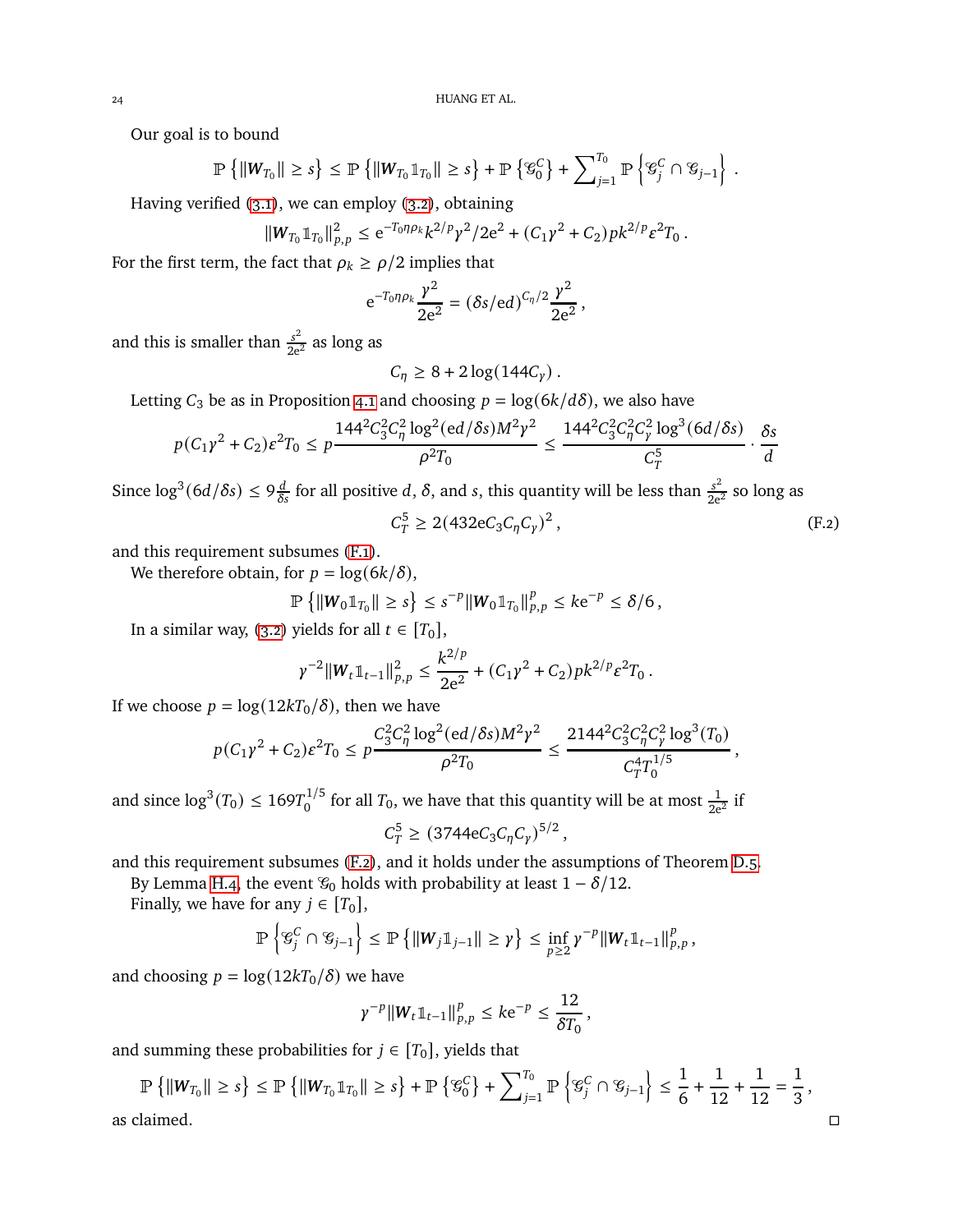Our goal is to bound

$$\mathbb{P}\left\{\|W_{T_0}\| \geq s\right\} \leq \mathbb{P}\left\{\|W_{T_0}\mathbb{1}_{T_0}\| \geq s\right\} + \mathbb{P}\left\{\mathcal{G}_0^C\right\} + \sum_{j=1}^{T_0} \mathbb{P}\left\{\mathcal{G}_j^C \cap \mathcal{G}_{j-1}\right\} .$$

Having verified (3.1), we can employ (3.2), obtaining

$$\|W_{T_0}\mathbb{1}_{T_0}\|_{p,p}^2 \leq \mathrm{e}^{-T_0\eta\rho_k} k^{2/p}\gamma^2/2\mathrm{e}^2 + (C_1\gamma^2 + C_2)pk^{2/p}\varepsilon^2 T_0 .$$

For the first term, the fact that $\rho_k \geq \rho/2$ implies that

$$\mathrm{e}^{-T_0\eta\rho_k}\frac{\gamma^2}{2\mathrm{e}^2} = (\delta s/\mathrm{e}d)^{C_\eta/2}\frac{\gamma^2}{2\mathrm{e}^2} ,$$

and this is smaller than $\frac{s^2}{2\mathrm{e}^2}$ as long as

$$C_\eta \geq 8 + 2\log(144C_\gamma) .$$

Letting $C_3$ be as in Proposition 4.1 and choosing $p = \log(6k/d\delta)$, we also have

$$p(C_1\gamma^2 + C_2)\varepsilon^2 T_0 \leq p\frac{144^2C_3^2C_\eta^2\log^2(\mathrm{e}d/\delta s)M^2\gamma^2}{\rho^2 T_0} \leq \frac{144^2C_3^2C_\eta^2C_\gamma^2\log^3(6d/\delta s)}{C_T^5}\cdot\frac{\delta s}{d}$$

Since $\log^3(6d/\delta s) \leq 9\frac{d}{\delta s}$ for all positive $d$, $\delta$, and $s$, this quantity will be less than $\frac{s^2}{2\mathrm{e}^2}$ so long as

$$C_T^5 \geq 2(432\mathrm{e}C_3C_\eta C_\gamma)^2 , \tag{F.2}$$

and this requirement subsumes (F.1).

We therefore obtain, for $p = \log(6k/\delta)$,

$$\mathbb{P}\left\{\|W_0\mathbb{1}_{T_0}\| \geq s\right\} \leq s^{-p}\|W_0\mathbb{1}_{T_0}\|_{p,p}^p \leq k\mathrm{e}^{-p} \leq \delta/6 ,$$

In a similar way, (3.2) yields for all $t \in [T_0]$,

$$\gamma^{-2}\|W_t\mathbb{1}_{t-1}\|_{p,p}^2 \leq \frac{k^{2/p}}{2\mathrm{e}^2} + (C_1\gamma^2 + C_2)pk^{2/p}\varepsilon^2 T_0 .$$

If we choose $p = \log(12kT_0/\delta)$, then we have

$$p(C_1\gamma^2 + C_2)\varepsilon^2 T_0 \leq p\frac{C_3^2C_\eta^2\log^2(\mathrm{e}d/\delta s)M^2\gamma^2}{\rho^2 T_0} \leq \frac{2144^2C_3^2C_\eta^2C_\gamma^2\log^3(T_0)}{C_T^4 T_0^{1/5}} ,$$

and since $\log^3(T_0) \leq 169T_0^{1/5}$ for all $T_0$, we have that this quantity will be at most $\frac{1}{2\mathrm{e}^2}$ if

$$C_T^5 \geq (3744\mathrm{e}C_3C_\eta C_\gamma)^{5/2} ,$$

and this requirement subsumes (F.2), and it holds under the assumptions of Theorem D.5.

By Lemma H.4, the event $\mathcal{G}_0$ holds with probability at least $1 - \delta/12$.

Finally, we have for any $j \in [T_0]$,

$$\mathbb{P}\left\{\mathcal{G}_j^C \cap \mathcal{G}_{j-1}\right\} \leq \mathbb{P}\left\{\|W_j\mathbb{1}_{j-1}\| \geq \gamma\right\} \leq \inf_{p\geq 2}\gamma^{-p}\|W_t\mathbb{1}_{t-1}\|_{p,p}^p ,$$

and choosing $p = \log(12kT_0/\delta)$ we have

$$\gamma^{-p}\|W_t\mathbb{1}_{t-1}\|_{p,p}^p \leq k\mathrm{e}^{-p} \leq \frac{12}{\delta T_0} ,$$

and summing these probabilities for $j \in [T_0]$, yields that

$$\mathbb{P}\left\{\|W_{T_0}\| \geq s\right\} \leq \mathbb{P}\left\{\|W_{T_0}\mathbb{1}_{T_0}\| \geq s\right\} + \mathbb{P}\left\{\mathcal{G}_0^C\right\} + \sum_{j=1}^{T_0}\mathbb{P}\left\{\mathcal{G}_j^C \cap \mathcal{G}_{j-1}\right\} \leq \frac{1}{6} + \frac{1}{12} + \frac{1}{12} = \frac{1}{3} ,$$

as claimed. □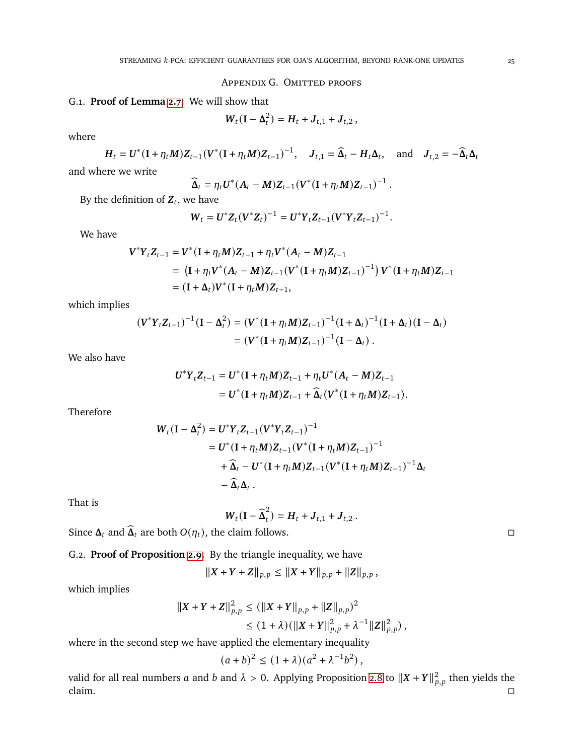## Appendix G. Omitted proofs

G.1. **Proof of Lemma 2.7.** We will show that

$$\boldsymbol{W}_t(\mathbf{I} - \boldsymbol{\Delta}_t^2) = \boldsymbol{H}_t + \boldsymbol{J}_{t,1} + \boldsymbol{J}_{t,2}\,,$$

where

$$\boldsymbol{H}_t = \boldsymbol{U}^*(\mathbf{I} + \eta_t \boldsymbol{M})\boldsymbol{Z}_{t-1}(\boldsymbol{V}^*(\mathbf{I} + \eta_t \boldsymbol{M})\boldsymbol{Z}_{t-1})^{-1}, \quad \boldsymbol{J}_{t,1} = \widehat{\boldsymbol{\Delta}}_t - \boldsymbol{H}_t\boldsymbol{\Delta}_t, \quad \text{and} \quad \boldsymbol{J}_{t,2} = -\widehat{\boldsymbol{\Delta}}_t\boldsymbol{\Delta}_t$$

and where we write

$$\widehat{\boldsymbol{\Delta}}_t = \eta_t \boldsymbol{U}^*(\boldsymbol{A}_t - \boldsymbol{M})\boldsymbol{Z}_{t-1}(\boldsymbol{V}^*(\mathbf{I} + \eta_t \boldsymbol{M})\boldsymbol{Z}_{t-1})^{-1}\,.$$

By the definition of $\boldsymbol{Z}_t$, we have

$$\boldsymbol{W}_t = \boldsymbol{U}^*\boldsymbol{Z}_t(\boldsymbol{V}^*\boldsymbol{Z}_t)^{-1} = \boldsymbol{U}^*\boldsymbol{Y}_t\boldsymbol{Z}_{t-1}(\boldsymbol{V}^*\boldsymbol{Y}_t\boldsymbol{Z}_{t-1})^{-1}.$$

We have

$$\begin{aligned}
\boldsymbol{V}^*\boldsymbol{Y}_t\boldsymbol{Z}_{t-1} &= \boldsymbol{V}^*(\mathbf{I} + \eta_t \boldsymbol{M})\boldsymbol{Z}_{t-1} + \eta_t \boldsymbol{V}^*(\boldsymbol{A}_t - \boldsymbol{M})\boldsymbol{Z}_{t-1} \\
&= \left(\mathbf{I} + \eta_t \boldsymbol{V}^*(\boldsymbol{A}_t - \boldsymbol{M})\boldsymbol{Z}_{t-1}(\boldsymbol{V}^*(\mathbf{I} + \eta_t \boldsymbol{M})\boldsymbol{Z}_{t-1})^{-1}\right)\boldsymbol{V}^*(\mathbf{I} + \eta_t \boldsymbol{M})\boldsymbol{Z}_{t-1} \\
&= (\mathbf{I} + \boldsymbol{\Delta}_t)\boldsymbol{V}^*(\mathbf{I} + \eta_t \boldsymbol{M})\boldsymbol{Z}_{t-1},
\end{aligned}$$

which implies

$$\begin{aligned}
(\boldsymbol{V}^*\boldsymbol{Y}_t\boldsymbol{Z}_{t-1})^{-1}(\mathbf{I} - \boldsymbol{\Delta}_t^2) &= (\boldsymbol{V}^*(\mathbf{I} + \eta_t \boldsymbol{M})\boldsymbol{Z}_{t-1})^{-1}(\mathbf{I} + \boldsymbol{\Delta}_t)^{-1}(\mathbf{I} + \boldsymbol{\Delta}_t)(\mathbf{I} - \boldsymbol{\Delta}_t) \\
&= (\boldsymbol{V}^*(\mathbf{I} + \eta_t \boldsymbol{M})\boldsymbol{Z}_{t-1})^{-1}(\mathbf{I} - \boldsymbol{\Delta}_t)\,.
\end{aligned}$$

We also have

$$\begin{aligned}
\boldsymbol{U}^*\boldsymbol{Y}_t\boldsymbol{Z}_{t-1} &= \boldsymbol{U}^*(\mathbf{I} + \eta_t \boldsymbol{M})\boldsymbol{Z}_{t-1} + \eta_t \boldsymbol{U}^*(\boldsymbol{A}_t - \boldsymbol{M})\boldsymbol{Z}_{t-1} \\
&= \boldsymbol{U}^*(\mathbf{I} + \eta_t \boldsymbol{M})\boldsymbol{Z}_{t-1} + \widehat{\boldsymbol{\Delta}}_t(\boldsymbol{V}^*(\mathbf{I} + \eta_t \boldsymbol{M})\boldsymbol{Z}_{t-1}).
\end{aligned}$$

Therefore

$$\begin{aligned}
\boldsymbol{W}_t(\mathbf{I} - \boldsymbol{\Delta}_t^2) &= \boldsymbol{U}^*\boldsymbol{Y}_t\boldsymbol{Z}_{t-1}(\boldsymbol{V}^*\boldsymbol{Y}_t\boldsymbol{Z}_{t-1})^{-1} \\
&= \boldsymbol{U}^*(\mathbf{I} + \eta_t \boldsymbol{M})\boldsymbol{Z}_{t-1}(\boldsymbol{V}^*(\mathbf{I} + \eta_t \boldsymbol{M})\boldsymbol{Z}_{t-1})^{-1} \\
&\quad + \widehat{\boldsymbol{\Delta}}_t - \boldsymbol{U}^*(\mathbf{I} + \eta_t \boldsymbol{M})\boldsymbol{Z}_{t-1}(\boldsymbol{V}^*(\mathbf{I} + \eta_t \boldsymbol{M})\boldsymbol{Z}_{t-1})^{-1}\boldsymbol{\Delta}_t \\
&\quad - \widehat{\boldsymbol{\Delta}}_t\boldsymbol{\Delta}_t\,.
\end{aligned}$$

That is

$$\boldsymbol{W}_t(\mathbf{I} - \widehat{\boldsymbol{\Delta}}_t^2) = \boldsymbol{H}_t + \boldsymbol{J}_{t,1} + \boldsymbol{J}_{t,2}\,.$$

Since $\boldsymbol{\Delta}_t$ and $\widehat{\boldsymbol{\Delta}}_t$ are both $O(\eta_t)$, the claim follows. ◻

G.2. **Proof of Proposition 2.9.** By the triangle inequality, we have

$$\|\boldsymbol{X} + \boldsymbol{Y} + \boldsymbol{Z}\|_{p,p} \leq \|\boldsymbol{X} + \boldsymbol{Y}\|_{p,p} + \|\boldsymbol{Z}\|_{p,p}\,,$$

which implies

$$\begin{aligned}
\|\boldsymbol{X} + \boldsymbol{Y} + \boldsymbol{Z}\|_{p,p}^2 &\leq (\|\boldsymbol{X} + \boldsymbol{Y}\|_{p,p} + \|\boldsymbol{Z}\|_{p,p})^2 \\
&\leq (1 + \lambda)(\|\boldsymbol{X} + \boldsymbol{Y}\|_{p,p}^2 + \lambda^{-1}\|\boldsymbol{Z}\|_{p,p}^2)\,,
\end{aligned}$$

where in the second step we have applied the elementary inequality

$$(a + b)^2 \leq (1 + \lambda)(a^2 + \lambda^{-1}b^2)\,,$$

valid for all real numbers $a$ and $b$ and $\lambda > 0$. Applying Proposition 2.8 to $\|\boldsymbol{X} + \boldsymbol{Y}\|_{p,p}^2$ then yields the claim. ◻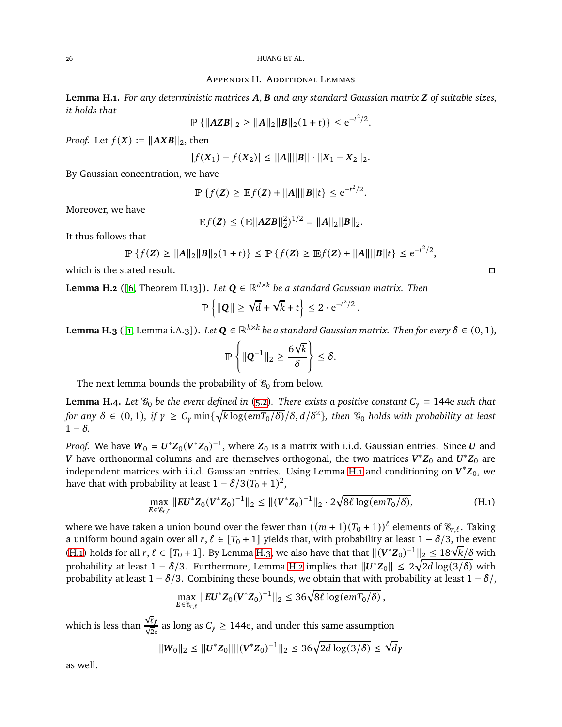## Appendix H. Additional Lemmas

**Lemma H.1.** *For any deterministic matrices $\boldsymbol{A}, \boldsymbol{B}$ and any standard Gaussian matrix $\boldsymbol{Z}$ of suitable sizes, it holds that*

$$\mathbb{P}\left\{\|\boldsymbol{AZB}\|_2 \geq \|\boldsymbol{A}\|_2\|\boldsymbol{B}\|_2(1+t)\right\} \leq \mathrm{e}^{-t^2/2}.$$

*Proof.* Let $f(\boldsymbol{X}) := \|\boldsymbol{AXB}\|_2$, then

$$|f(\boldsymbol{X}_1) - f(\boldsymbol{X}_2)| \leq \|\boldsymbol{A}\|\|\boldsymbol{B}\| \cdot \|\boldsymbol{X}_1 - \boldsymbol{X}_2\|_2.$$

By Gaussian concentration, we have

$$\mathbb{P}\left\{f(\boldsymbol{Z}) \geq \mathbb{E}f(\boldsymbol{Z}) + \|\boldsymbol{A}\|\|\boldsymbol{B}\|t\right\} \leq \mathrm{e}^{-t^2/2}.$$

Moreover, we have

$$\mathbb{E}f(\boldsymbol{Z}) \leq (\mathbb{E}\|\boldsymbol{AZB}\|_2^2)^{1/2} = \|\boldsymbol{A}\|_2\|\boldsymbol{B}\|_2.$$

It thus follows that

$$\mathbb{P}\left\{f(\boldsymbol{Z}) \geq \|\boldsymbol{A}\|_2\|\boldsymbol{B}\|_2(1+t)\right\} \leq \mathbb{P}\left\{f(\boldsymbol{Z}) \geq \mathbb{E}f(\boldsymbol{Z}) + \|\boldsymbol{A}\|\|\boldsymbol{B}\|t\right\} \leq \mathrm{e}^{-t^2/2},$$

which is the stated result. $\square$

**Lemma H.2** ([6, Theorem II.13])**.** *Let $\boldsymbol{Q} \in \mathbb{R}^{d\times k}$ be a standard Gaussian matrix. Then*

$$\mathbb{P}\left\{\|\boldsymbol{Q}\| \geq \sqrt{d} + \sqrt{k} + t\right\} \leq 2 \cdot \mathrm{e}^{-t^2/2}.$$

**Lemma H.3** ([1, Lemma i.A.3])**.** *Let $\boldsymbol{Q} \in \mathbb{R}^{k\times k}$ be a standard Gaussian matrix. Then for every $\delta \in (0,1)$,*

$$\mathbb{P}\left\{\|\boldsymbol{Q}^{-1}\|_2 \geq \frac{6\sqrt{k}}{\delta}\right\} \leq \delta.$$

The next lemma bounds the probability of $\mathcal{G}_0$ from below.

**Lemma H.4.** *Let $\mathcal{G}_0$ be the event defined in (5.2). There exists a positive constant $C_\gamma = 144\mathrm{e}$ such that for any $\delta \in (0,1)$, if $\gamma \geq C_\gamma \min\{\sqrt{k\log(\mathrm{e}mT_0/\delta)}/\delta, d/\delta^2\}$, then $\mathcal{G}_0$ holds with probability at least $1-\delta$.*

*Proof.* We have $\boldsymbol{W}_0 = \boldsymbol{U}^*\boldsymbol{Z}_0(\boldsymbol{V}^*\boldsymbol{Z}_0)^{-1}$, where $\boldsymbol{Z}_0$ is a matrix with i.i.d. Gaussian entries. Since $\boldsymbol{U}$ and $\boldsymbol{V}$ have orthonormal columns and are themselves orthogonal, the two matrices $\boldsymbol{V}^*\boldsymbol{Z}_0$ and $\boldsymbol{U}^*\boldsymbol{Z}_0$ are independent matrices with i.i.d. Gaussian entries. Using Lemma H.1 and conditioning on $\boldsymbol{V}^*\boldsymbol{Z}_0$, we have that with probability at least $1-\delta/3(T_0+1)^2$,

$$\max_{\boldsymbol{E}\in\mathcal{E}_{r,\ell}} \|\boldsymbol{EU}^*\boldsymbol{Z}_0(\boldsymbol{V}^*\boldsymbol{Z}_0)^{-1}\|_2 \leq \|(\boldsymbol{V}^*\boldsymbol{Z}_0)^{-1}\|_2 \cdot 2\sqrt{8\ell\log(\mathrm{e}mT_0/\delta)}, \tag{H.1}$$

where we have taken a union bound over the fewer than $((m+1)(T_0+1))^\ell$ elements of $\mathcal{E}_{r,\ell}$. Taking a uniform bound again over all $r, \ell \in [T_0+1]$ yields that, with probability at least $1-\delta/3$, the event (H.1) holds for all $r, \ell \in [T_0+1]$. By Lemma H.3, we also have that that $\|(\boldsymbol{V}^*\boldsymbol{Z}_0)^{-1}\|_2 \leq 18\sqrt{k}/\delta$ with probability at least $1-\delta/3$. Furthermore, Lemma H.2 implies that $\|\boldsymbol{U}^*\boldsymbol{Z}_0\| \leq 2\sqrt{2d\log(3/\delta)}$ with probability at least $1-\delta/3$. Combining these bounds, we obtain that with probability at least $1-\delta/$,

$$\max_{\boldsymbol{E}\in\mathcal{E}_{r,\ell}} \|\boldsymbol{EU}^*\boldsymbol{Z}_0(\boldsymbol{V}^*\boldsymbol{Z}_0)^{-1}\|_2 \leq 36\sqrt{8\ell\log(\mathrm{e}mT_0/\delta)},$$

which is less than $\frac{\sqrt{\ell}\gamma}{\sqrt{2\mathrm{e}}}$ as long as $C_\gamma \geq 144\mathrm{e}$, and under this same assumption

$$\|\boldsymbol{W}_0\|_2 \leq \|\boldsymbol{U}^*\boldsymbol{Z}_0\|\|(\boldsymbol{V}^*\boldsymbol{Z}_0)^{-1}\|_2 \leq 36\sqrt{2d\log(3/\delta)} \leq \sqrt{d}\gamma$$

as well.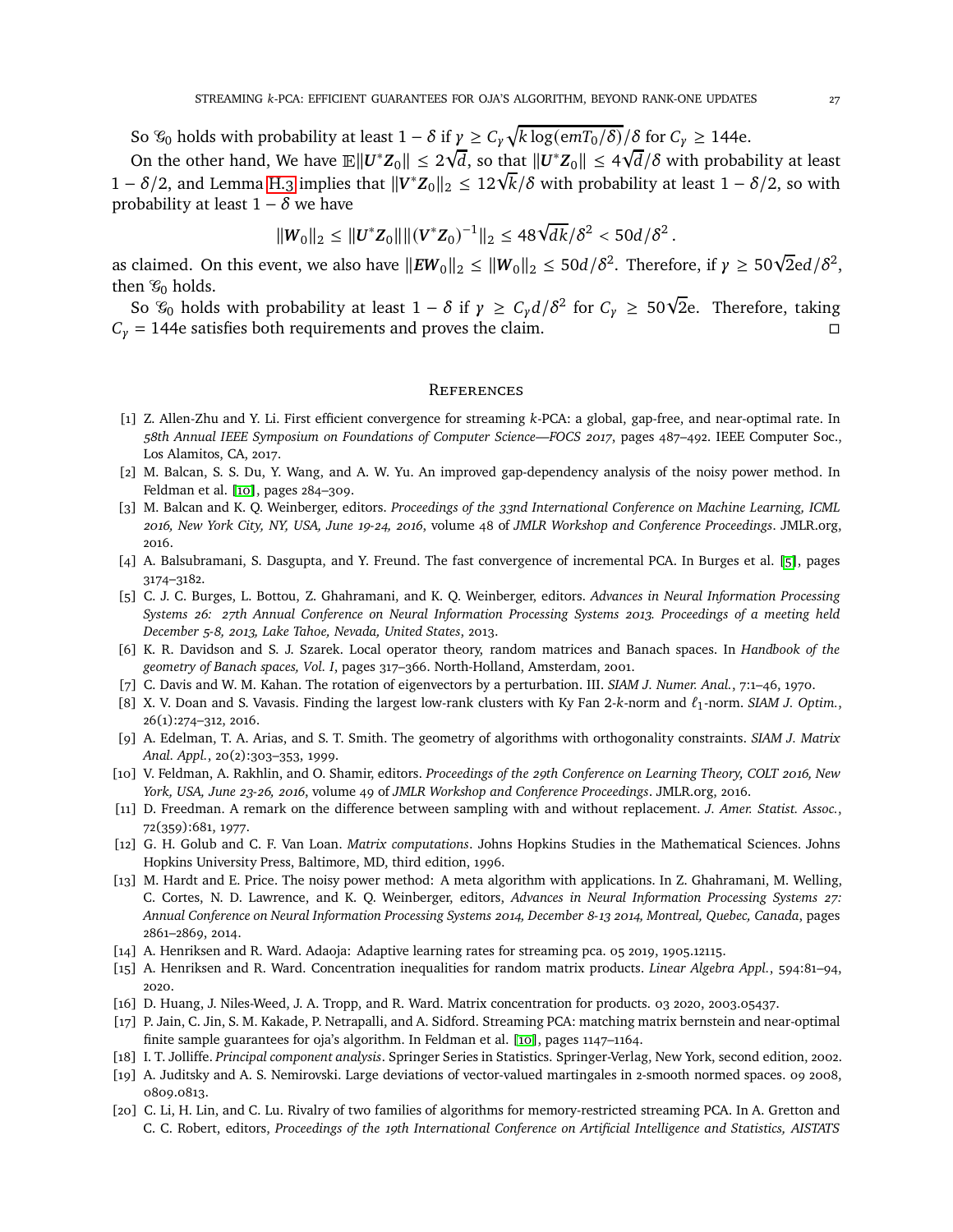So $\mathcal{G}_0$ holds with probability at least $1-\delta$ if $\gamma \geq C_\gamma \sqrt{k\log(emT_0/\delta)}/\delta$ for $C_\gamma \geq 144e$.

On the other hand, We have $\mathbb{E}\|U^*Z_0\| \leq 2\sqrt{d}$, so that $\|U^*Z_0\| \leq 4\sqrt{d}/\delta$ with probability at least $1-\delta/2$, and Lemma H.3 implies that $\|V^*Z_0\|_2 \leq 12\sqrt{k}/\delta$ with probability at least $1-\delta/2$, so with probability at least $1-\delta$ we have

$$\|W_0\|_2 \leq \|U^*Z_0\|\|(V^*Z_0)^{-1}\|_2 \leq 48\sqrt{dk}/\delta^2 < 50d/\delta^2 .$$

as claimed. On this event, we also have $\|EW_0\|_2 \leq \|W_0\|_2 \leq 50d/\delta^2$. Therefore, if $\gamma \geq 50\sqrt{2}ed/\delta^2$, then $\mathcal{G}_0$ holds.

So $\mathcal{G}_0$ holds with probability at least $1-\delta$ if $\gamma \geq C_\gamma d/\delta^2$ for $C_\gamma \geq 50\sqrt{2}e$. Therefore, taking $C_\gamma = 144e$ satisfies both requirements and proves the claim. □

## References

[1] Z. Allen-Zhu and Y. Li. First efficient convergence for streaming $k$-PCA: a global, gap-free, and near-optimal rate. In *58th Annual IEEE Symposium on Foundations of Computer Science—FOCS 2017*, pages 487–492. IEEE Computer Soc., Los Alamitos, CA, 2017.

[2] M. Balcan, S. S. Du, Y. Wang, and A. W. Yu. An improved gap-dependency analysis of the noisy power method. In Feldman et al. [10], pages 284–309.

[3] M. Balcan and K. Q. Weinberger, editors. *Proceedings of the 33nd International Conference on Machine Learning, ICML 2016, New York City, NY, USA, June 19-24, 2016*, volume 48 of *JMLR Workshop and Conference Proceedings*. JMLR.org, 2016.

[4] A. Balsubramani, S. Dasgupta, and Y. Freund. The fast convergence of incremental PCA. In Burges et al. [5], pages 3174–3182.

[5] C. J. C. Burges, L. Bottou, Z. Ghahramani, and K. Q. Weinberger, editors. *Advances in Neural Information Processing Systems 26: 27th Annual Conference on Neural Information Processing Systems 2013. Proceedings of a meeting held December 5-8, 2013, Lake Tahoe, Nevada, United States*, 2013.

[6] K. R. Davidson and S. J. Szarek. Local operator theory, random matrices and Banach spaces. In *Handbook of the geometry of Banach spaces, Vol. I*, pages 317–366. North-Holland, Amsterdam, 2001.

[7] C. Davis and W. M. Kahan. The rotation of eigenvectors by a perturbation. III. *SIAM J. Numer. Anal.*, 7:1–46, 1970.

[8] X. V. Doan and S. Vavasis. Finding the largest low-rank clusters with Ky Fan 2-$k$-norm and $\ell_1$-norm. *SIAM J. Optim.*, 26(1):274–312, 2016.

[9] A. Edelman, T. A. Arias, and S. T. Smith. The geometry of algorithms with orthogonality constraints. *SIAM J. Matrix Anal. Appl.*, 20(2):303–353, 1999.

[10] V. Feldman, A. Rakhlin, and O. Shamir, editors. *Proceedings of the 29th Conference on Learning Theory, COLT 2016, New York, USA, June 23-26, 2016*, volume 49 of *JMLR Workshop and Conference Proceedings*. JMLR.org, 2016.

[11] D. Freedman. A remark on the difference between sampling with and without replacement. *J. Amer. Statist. Assoc.*, 72(359):681, 1977.

[12] G. H. Golub and C. F. Van Loan. *Matrix computations*. Johns Hopkins Studies in the Mathematical Sciences. Johns Hopkins University Press, Baltimore, MD, third edition, 1996.

[13] M. Hardt and E. Price. The noisy power method: A meta algorithm with applications. In Z. Ghahramani, M. Welling, C. Cortes, N. D. Lawrence, and K. Q. Weinberger, editors, *Advances in Neural Information Processing Systems 27: Annual Conference on Neural Information Processing Systems 2014, December 8-13 2014, Montreal, Quebec, Canada*, pages 2861–2869, 2014.

[14] A. Henriksen and R. Ward. Adaoja: Adaptive learning rates for streaming pca. 05 2019, 1905.12115.

[15] A. Henriksen and R. Ward. Concentration inequalities for random matrix products. *Linear Algebra Appl.*, 594:81–94, 2020.

[16] D. Huang, J. Niles-Weed, J. A. Tropp, and R. Ward. Matrix concentration for products. 03 2020, 2003.05437.

[17] P. Jain, C. Jin, S. M. Kakade, P. Netrapalli, and A. Sidford. Streaming PCA: matching matrix bernstein and near-optimal finite sample guarantees for oja's algorithm. In Feldman et al. [10], pages 1147–1164.

[18] I. T. Jolliffe. *Principal component analysis*. Springer Series in Statistics. Springer-Verlag, New York, second edition, 2002.

[19] A. Juditsky and A. S. Nemirovski. Large deviations of vector-valued martingales in 2-smooth normed spaces. 09 2008, 0809.0813.

[20] C. Li, H. Lin, and C. Lu. Rivalry of two families of algorithms for memory-restricted streaming PCA. In A. Gretton and C. C. Robert, editors, *Proceedings of the 19th International Conference on Artificial Intelligence and Statistics, AISTATS*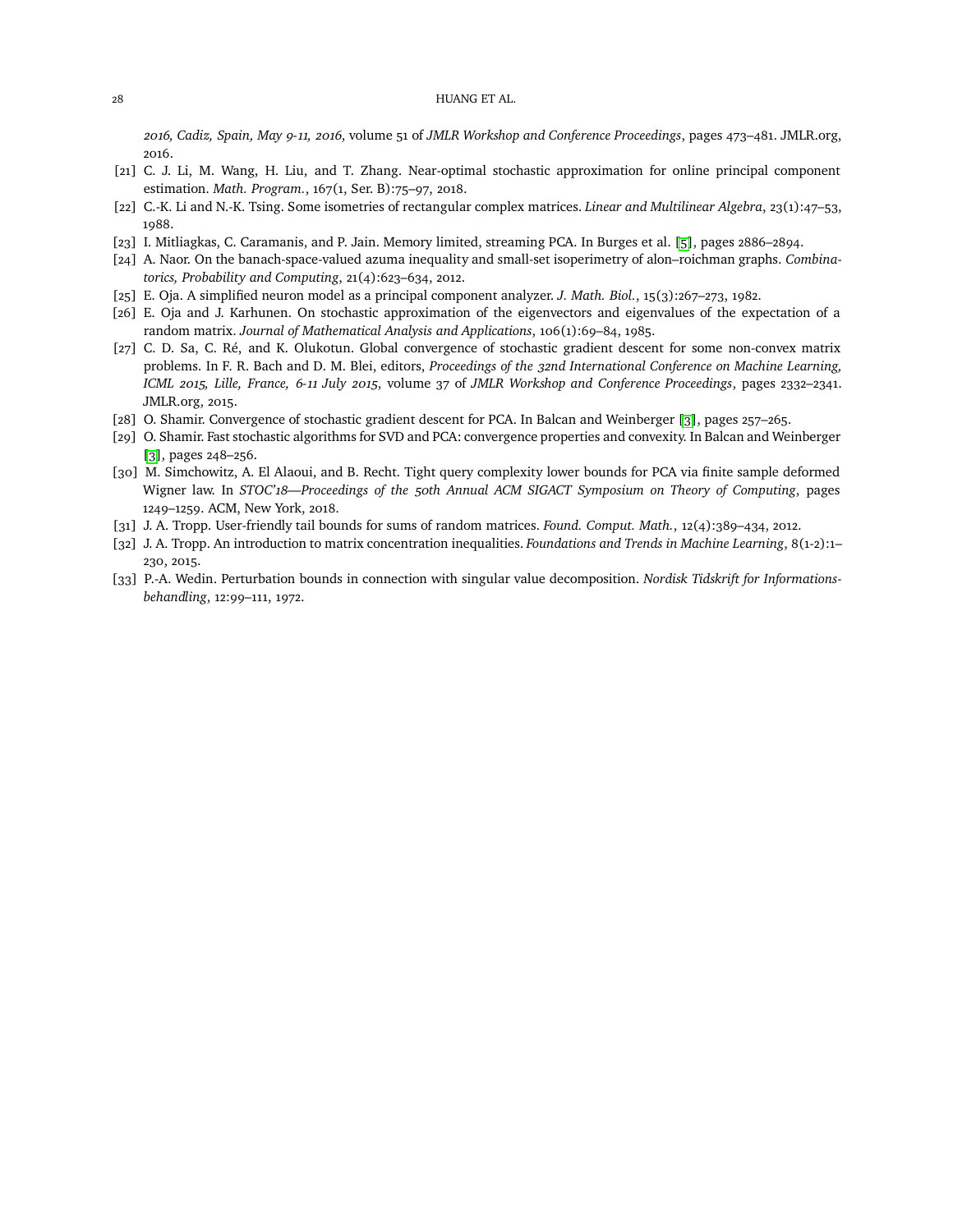*2016, Cadiz, Spain, May 9-11, 2016*, volume 51 of *JMLR Workshop and Conference Proceedings*, pages 473–481. JMLR.org, 2016.

[21] C. J. Li, M. Wang, H. Liu, and T. Zhang. Near-optimal stochastic approximation for online principal component estimation. *Math. Program.*, 167(1, Ser. B):75–97, 2018.

[22] C.-K. Li and N.-K. Tsing. Some isometries of rectangular complex matrices. *Linear and Multilinear Algebra*, 23(1):47–53, 1988.

[23] I. Mitliagkas, C. Caramanis, and P. Jain. Memory limited, streaming PCA. In Burges et al. [5], pages 2886–2894.

[24] A. Naor. On the banach-space-valued azuma inequality and small-set isoperimetry of alon–roichman graphs. *Combinatorics, Probability and Computing*, 21(4):623–634, 2012.

[25] E. Oja. A simplified neuron model as a principal component analyzer. *J. Math. Biol.*, 15(3):267–273, 1982.

[26] E. Oja and J. Karhunen. On stochastic approximation of the eigenvectors and eigenvalues of the expectation of a random matrix. *Journal of Mathematical Analysis and Applications*, 106(1):69–84, 1985.

[27] C. D. Sa, C. Ré, and K. Olukotun. Global convergence of stochastic gradient descent for some non-convex matrix problems. In F. R. Bach and D. M. Blei, editors, *Proceedings of the 32nd International Conference on Machine Learning, ICML 2015, Lille, France, 6-11 July 2015*, volume 37 of *JMLR Workshop and Conference Proceedings*, pages 2332–2341. JMLR.org, 2015.

[28] O. Shamir. Convergence of stochastic gradient descent for PCA. In Balcan and Weinberger [3], pages 257–265.

[29] O. Shamir. Fast stochastic algorithms for SVD and PCA: convergence properties and convexity. In Balcan and Weinberger [3], pages 248–256.

[30] M. Simchowitz, A. El Alaoui, and B. Recht. Tight query complexity lower bounds for PCA via finite sample deformed Wigner law. In *STOC'18—Proceedings of the 50th Annual ACM SIGACT Symposium on Theory of Computing*, pages 1249–1259. ACM, New York, 2018.

[31] J. A. Tropp. User-friendly tail bounds for sums of random matrices. *Found. Comput. Math.*, 12(4):389–434, 2012.

[32] J. A. Tropp. An introduction to matrix concentration inequalities. *Foundations and Trends in Machine Learning*, 8(1-2):1–230, 2015.

[33] P.-A. Wedin. Perturbation bounds in connection with singular value decomposition. *Nordisk Tidskrift for Informationsbehandling*, 12:99–111, 1972.